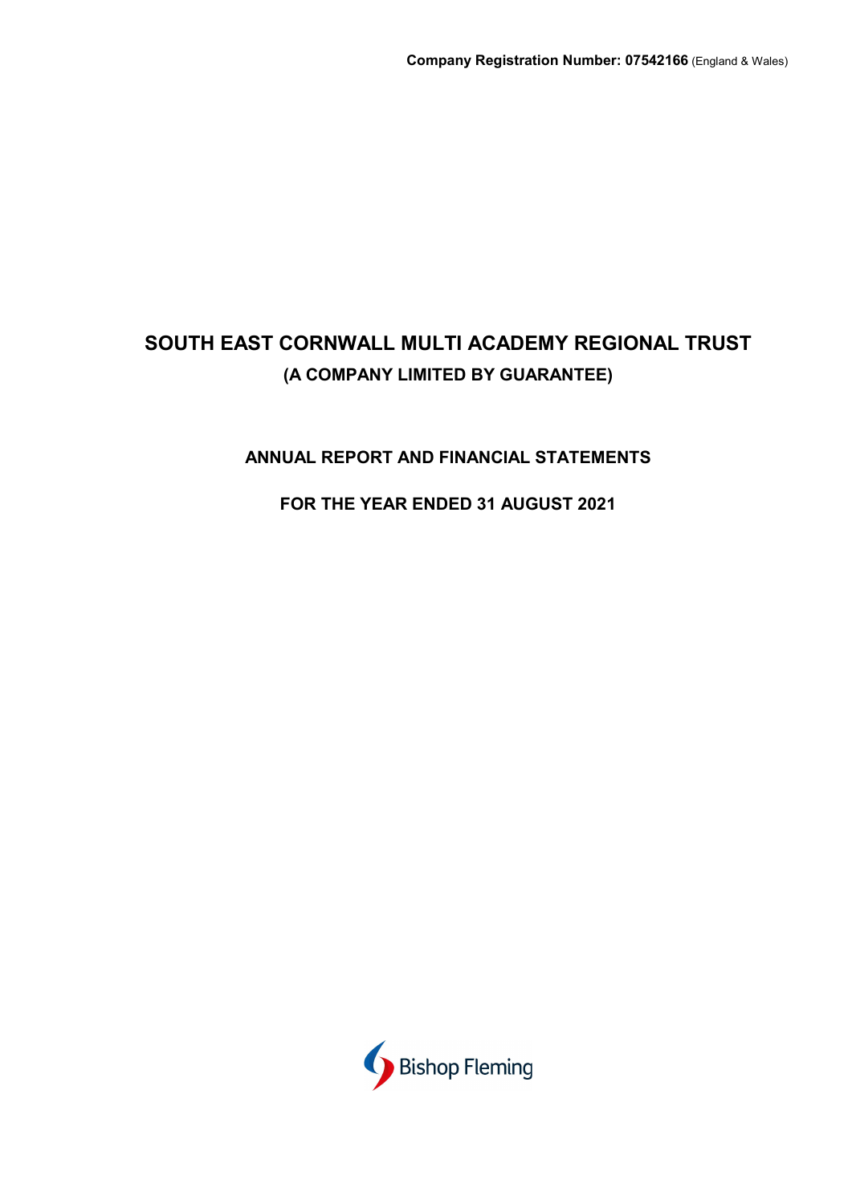**Company Registration Number: 07542166** (England & Wales)

# SOUTH EAST CORNWALL MULTI ACADEMY REGIONAL TRUST

## (A COMPANY LIMITED BY GUARANTEE)

## ANNUAL REPORT AND FINANCIAL STATEMENTS

## FOR THE YEAR ENDED 31 AUGUST 2021

Bishop Fleming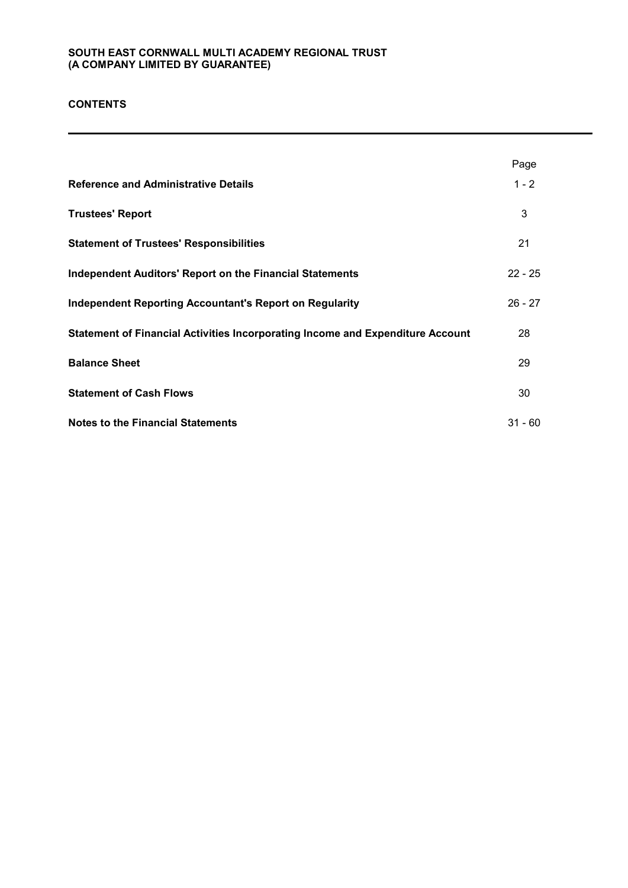**SOUTH EAST CORNWALL MULTI ACADEMY REGIONAL TRUST**
**(A COMPANY LIMITED BY GUARANTEE)**

# CONTENTS

| | Page |
|---|---|
| **Reference and Administrative Details** | 1 - 2 |
| **Trustees' Report** | 3 |
| **Statement of Trustees' Responsibilities** | 21 |
| **Independent Auditors' Report on the Financial Statements** | 22 - 25 |
| **Independent Reporting Accountant's Report on Regularity** | 26 - 27 |
| **Statement of Financial Activities Incorporating Income and Expenditure Account** | 28 |
| **Balance Sheet** | 29 |
| **Statement of Cash Flows** | 30 |
| **Notes to the Financial Statements** | 31 - 60 |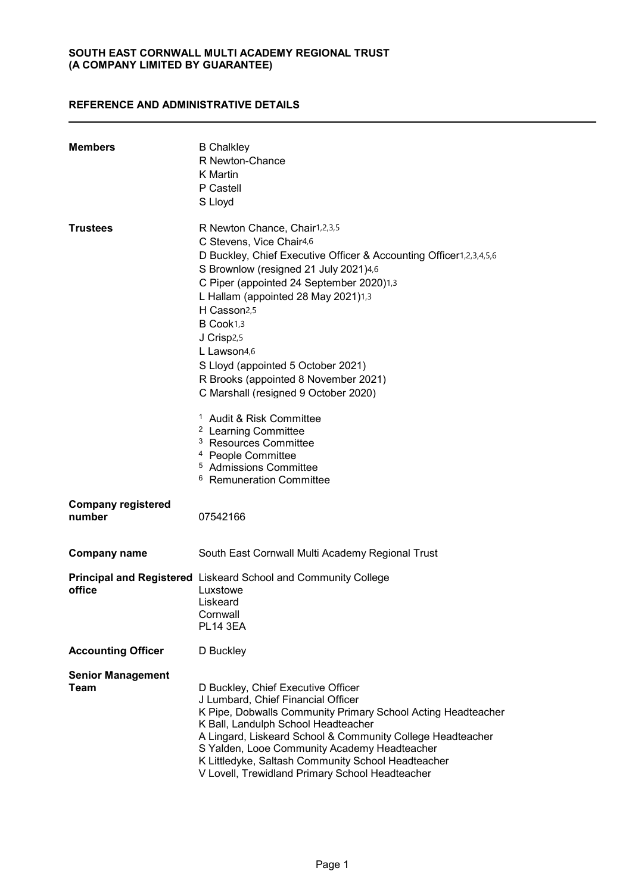**SOUTH EAST CORNWALL MULTI ACADEMY REGIONAL TRUST**
**(A COMPANY LIMITED BY GUARANTEE)**

## REFERENCE AND ADMINISTRATIVE DETAILS

**Members**

B Chalkley
R Newton-Chance
K Martin
P Castell
S Lloyd

**Trustees**

R Newton Chance, Chair[1,2,3,5]
C Stevens, Vice Chair[4,6]
D Buckley, Chief Executive Officer & Accounting Officer[1,2,3,4,5,6]
S Brownlow (resigned 21 July 2021)[4,6]
C Piper (appointed 24 September 2020)[1,3]
L Hallam (appointed 28 May 2021)[1,3]
H Casson[2,5]
B Cook[1,3]
J Crisp[2,5]
L Lawson[4,6]
S Lloyd (appointed 5 October 2021)
R Brooks (appointed 8 November 2021)
C Marshall (resigned 9 October 2020)

[1] Audit & Risk Committee
[2] Learning Committee
[3] Resources Committee
[4] People Committee
[5] Admissions Committee
[6] Remuneration Committee

**Company registered number**

07542166

**Company name**

South East Cornwall Multi Academy Regional Trust

**Principal and Registered office**

Liskeard School and Community College
Luxstowe
Liskeard
Cornwall
PL14 3EA

**Accounting Officer**

D Buckley

**Senior Management Team**

D Buckley, Chief Executive Officer
J Lumbard, Chief Financial Officer
K Pipe, Dobwalls Community Primary School Acting Headteacher
K Ball, Landulph School Headteacher
A Lingard, Liskeard School & Community College Headteacher
S Yalden, Looe Community Academy Headteacher
K Littledyke, Saltash Community School Headteacher
V Lovell, Trewidland Primary School Headteacher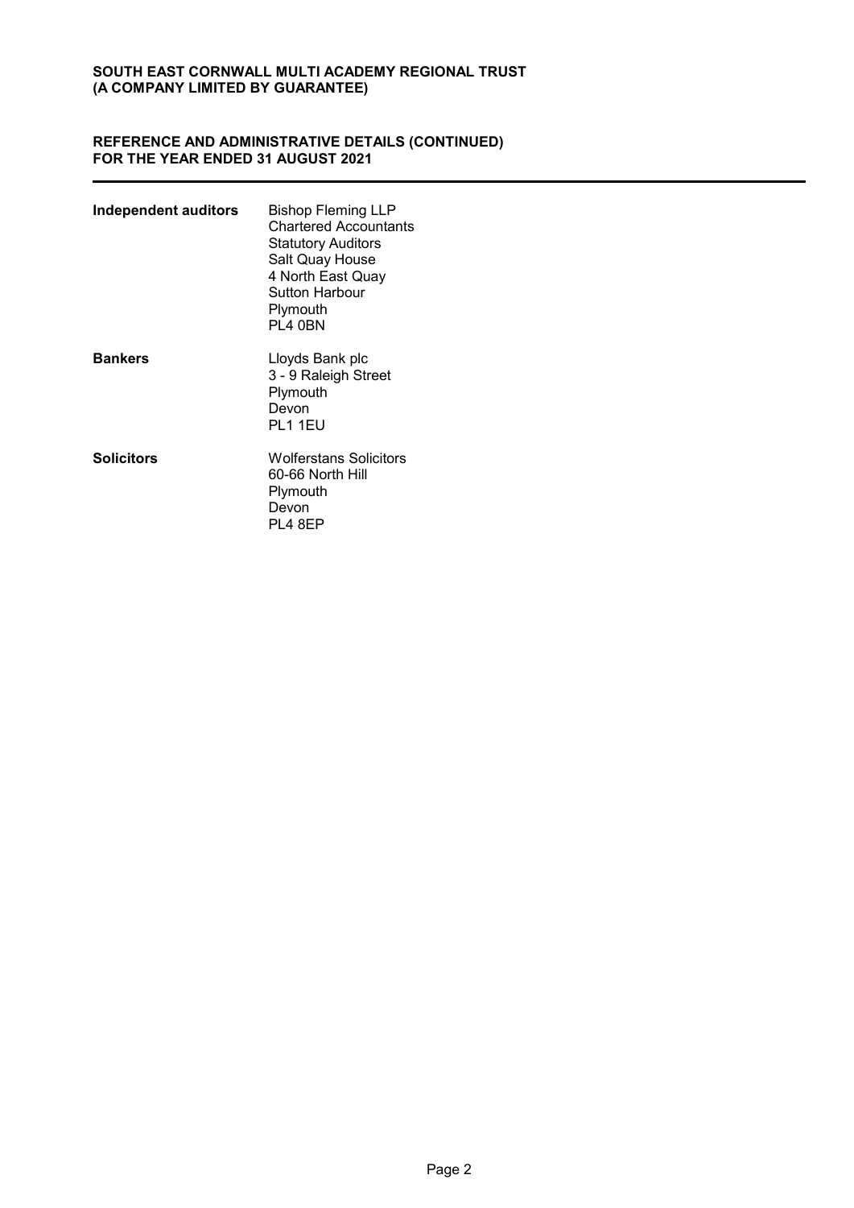**REFERENCE AND ADMINISTRATIVE DETAILS (CONTINUED)**
**FOR THE YEAR ENDED 31 AUGUST 2021**

| | |
|---|---|
| **Independent auditors** | Bishop Fleming LLP<br>Chartered Accountants<br>Statutory Auditors<br>Salt Quay House<br>4 North East Quay<br>Sutton Harbour<br>Plymouth<br>PL4 0BN |
| **Bankers** | Lloyds Bank plc<br>3 - 9 Raleigh Street<br>Plymouth<br>Devon<br>PL1 1EU |
| **Solicitors** | Wolferstans Solicitors<br>60-66 North Hill<br>Plymouth<br>Devon<br>PL4 8EP |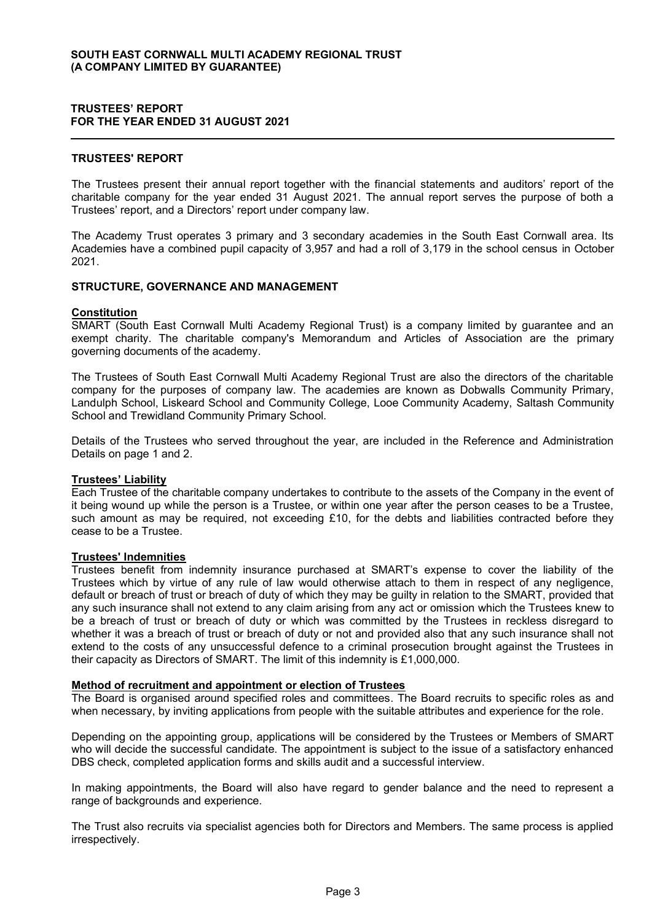# TRUSTEES' REPORT

The Trustees present their annual report together with the financial statements and auditors' report of the charitable company for the year ended 31 August 2021. The annual report serves the purpose of both a Trustees' report, and a Directors' report under company law.

The Academy Trust operates 3 primary and 3 secondary academies in the South East Cornwall area. Its Academies have a combined pupil capacity of 3,957 and had a roll of 3,179 in the school census in October 2021.

## STRUCTURE, GOVERNANCE AND MANAGEMENT

### Constitution

SMART (South East Cornwall Multi Academy Regional Trust) is a company limited by guarantee and an exempt charity. The charitable company's Memorandum and Articles of Association are the primary governing documents of the academy.

The Trustees of South East Cornwall Multi Academy Regional Trust are also the directors of the charitable company for the purposes of company law. The academies are known as Dobwalls Community Primary, Landulph School, Liskeard School and Community College, Looe Community Academy, Saltash Community School and Trewidland Community Primary School.

Details of the Trustees who served throughout the year, are included in the Reference and Administration Details on page 1 and 2.

### Trustees' Liability

Each Trustee of the charitable company undertakes to contribute to the assets of the Company in the event of it being wound up while the person is a Trustee, or within one year after the person ceases to be a Trustee, such amount as may be required, not exceeding £10, for the debts and liabilities contracted before they cease to be a Trustee.

### Trustees' Indemnities

Trustees benefit from indemnity insurance purchased at SMART's expense to cover the liability of the Trustees which by virtue of any rule of law would otherwise attach to them in respect of any negligence, default or breach of trust or breach of duty of which they may be guilty in relation to the SMART, provided that any such insurance shall not extend to any claim arising from any act or omission which the Trustees knew to be a breach of trust or breach of duty or which was committed by the Trustees in reckless disregard to whether it was a breach of trust or breach of duty or not and provided also that any such insurance shall not extend to the costs of any unsuccessful defence to a criminal prosecution brought against the Trustees in their capacity as Directors of SMART. The limit of this indemnity is £1,000,000.

### Method of recruitment and appointment or election of Trustees

The Board is organised around specified roles and committees. The Board recruits to specific roles as and when necessary, by inviting applications from people with the suitable attributes and experience for the role.

Depending on the appointing group, applications will be considered by the Trustees or Members of SMART who will decide the successful candidate. The appointment is subject to the issue of a satisfactory enhanced DBS check, completed application forms and skills audit and a successful interview.

In making appointments, the Board will also have regard to gender balance and the need to represent a range of backgrounds and experience.

The Trust also recruits via specialist agencies both for Directors and Members. The same process is applied irrespectively.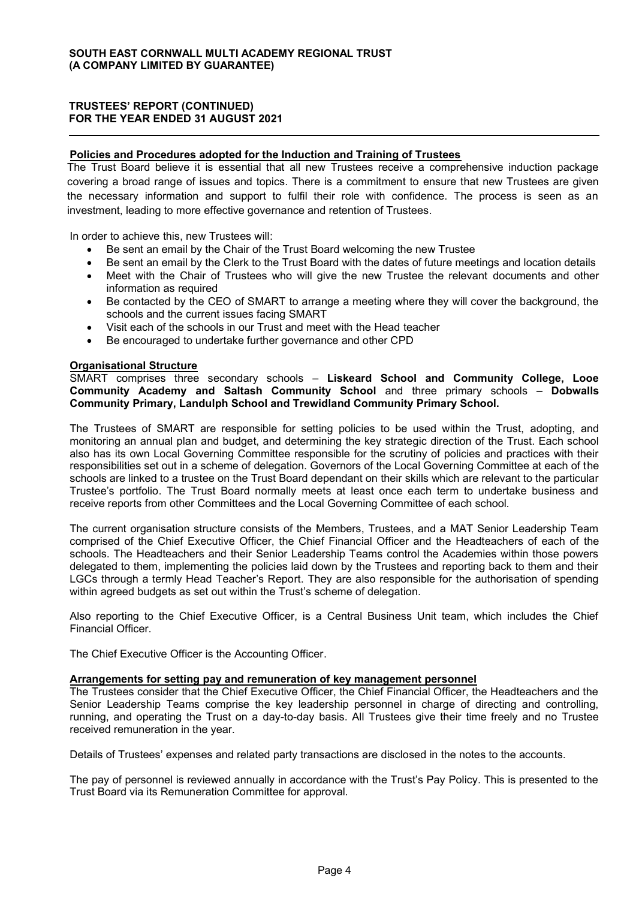### Policies and Procedures adopted for the Induction and Training of Trustees

The Trust Board believe it is essential that all new Trustees receive a comprehensive induction package covering a broad range of issues and topics. There is a commitment to ensure that new Trustees are given the necessary information and support to fulfil their role with confidence. The process is seen as an investment, leading to more effective governance and retention of Trustees.

In order to achieve this, new Trustees will:

- Be sent an email by the Chair of the Trust Board welcoming the new Trustee
- Be sent an email by the Clerk to the Trust Board with the dates of future meetings and location details
- Meet with the Chair of Trustees who will give the new Trustee the relevant documents and other information as required
- Be contacted by the CEO of SMART to arrange a meeting where they will cover the background, the schools and the current issues facing SMART
- Visit each of the schools in our Trust and meet with the Head teacher
- Be encouraged to undertake further governance and other CPD

### Organisational Structure

SMART comprises three secondary schools – **Liskeard School and Community College, Looe Community Academy and Saltash Community School** and three primary schools – **Dobwalls Community Primary, Landulph School and Trewidland Community Primary School.**

The Trustees of SMART are responsible for setting policies to be used within the Trust, adopting, and monitoring an annual plan and budget, and determining the key strategic direction of the Trust. Each school also has its own Local Governing Committee responsible for the scrutiny of policies and practices with their responsibilities set out in a scheme of delegation. Governors of the Local Governing Committee at each of the schools are linked to a trustee on the Trust Board dependant on their skills which are relevant to the particular Trustee's portfolio. The Trust Board normally meets at least once each term to undertake business and receive reports from other Committees and the Local Governing Committee of each school.

The current organisation structure consists of the Members, Trustees, and a MAT Senior Leadership Team comprised of the Chief Executive Officer, the Chief Financial Officer and the Headteachers of each of the schools. The Headteachers and their Senior Leadership Teams control the Academies within those powers delegated to them, implementing the policies laid down by the Trustees and reporting back to them and their LGCs through a termly Head Teacher's Report. They are also responsible for the authorisation of spending within agreed budgets as set out within the Trust's scheme of delegation.

Also reporting to the Chief Executive Officer, is a Central Business Unit team, which includes the Chief Financial Officer.

The Chief Executive Officer is the Accounting Officer.

### Arrangements for setting pay and remuneration of key management personnel

The Trustees consider that the Chief Executive Officer, the Chief Financial Officer, the Headteachers and the Senior Leadership Teams comprise the key leadership personnel in charge of directing and controlling, running, and operating the Trust on a day-to-day basis. All Trustees give their time freely and no Trustee received remuneration in the year.

Details of Trustees' expenses and related party transactions are disclosed in the notes to the accounts.

The pay of personnel is reviewed annually in accordance with the Trust's Pay Policy. This is presented to the Trust Board via its Remuneration Committee for approval.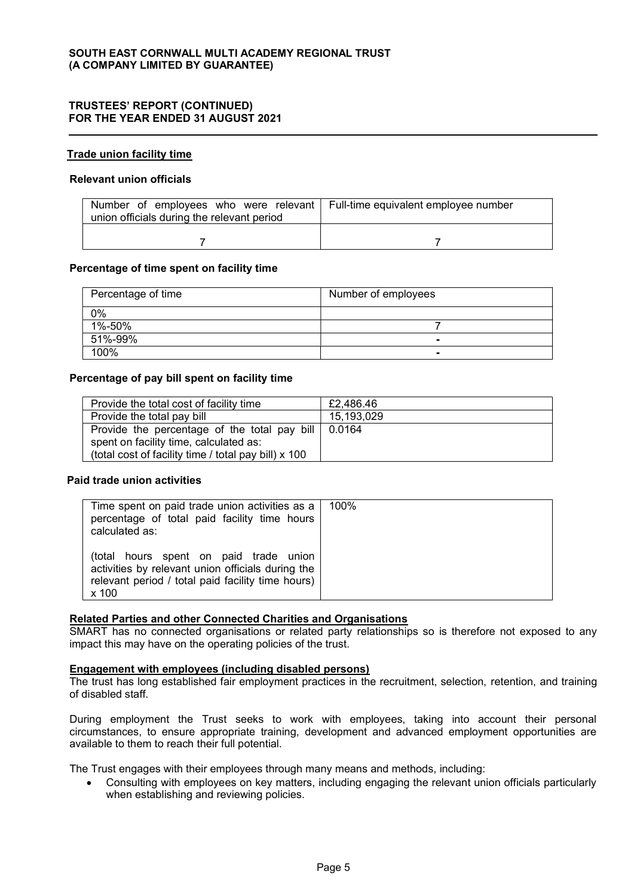### Trade union facility time

#### Relevant union officials

| Number of employees who were relevant union officials during the relevant period | Full-time equivalent employee number |
|---|---|
| 7 | 7 |

#### Percentage of time spent on facility time

| Percentage of time | Number of employees |
|---|---|
| 0% | |
| 1%-50% | 7 |
| 51%-99% | - |
| 100% | - |

#### Percentage of pay bill spent on facility time

| Provide the total cost of facility time | £2,486.46 |
|---|---|
| Provide the total pay bill | 15,193,029 |
| Provide the percentage of the total pay bill spent on facility time, calculated as: (total cost of facility time / total pay bill) x 100 | 0.0164 |

#### Paid trade union activities

| Time spent on paid trade union activities as a percentage of total paid facility time hours calculated as: (total hours spent on paid trade union activities by relevant union officials during the relevant period / total paid facility time hours) x 100 | 100% |
|---|---|

### Related Parties and other Connected Charities and Organisations

SMART has no connected organisations or related party relationships so is therefore not exposed to any impact this may have on the operating policies of the trust.

### Engagement with employees (including disabled persons)

The trust has long established fair employment practices in the recruitment, selection, retention, and training of disabled staff.

During employment the Trust seeks to work with employees, taking into account their personal circumstances, to ensure appropriate training, development and advanced employment opportunities are available to them to reach their full potential.

The Trust engages with their employees through many means and methods, including:

- Consulting with employees on key matters, including engaging the relevant union officials particularly when establishing and reviewing policies.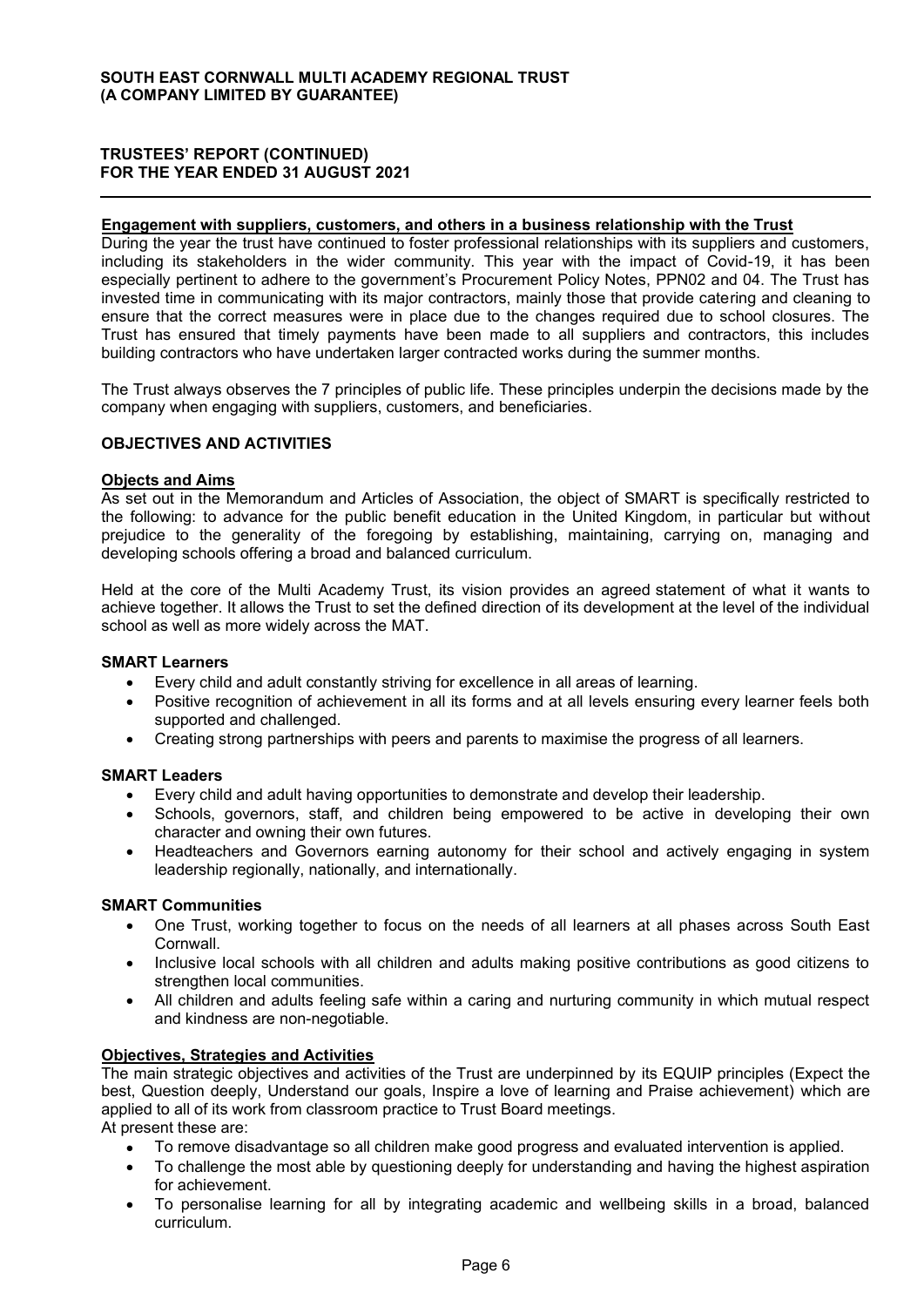**Engagement with suppliers, customers, and others in a business relationship with the Trust**

During the year the trust have continued to foster professional relationships with its suppliers and customers, including its stakeholders in the wider community. This year with the impact of Covid-19, it has been especially pertinent to adhere to the government's Procurement Policy Notes, PPN02 and 04. The Trust has invested time in communicating with its major contractors, mainly those that provide catering and cleaning to ensure that the correct measures were in place due to the changes required due to school closures. The Trust has ensured that timely payments have been made to all suppliers and contractors, this includes building contractors who have undertaken larger contracted works during the summer months.

The Trust always observes the 7 principles of public life. These principles underpin the decisions made by the company when engaging with suppliers, customers, and beneficiaries.

## OBJECTIVES AND ACTIVITIES

**Objects and Aims**

As set out in the Memorandum and Articles of Association, the object of SMART is specifically restricted to the following: to advance for the public benefit education in the United Kingdom, in particular but without prejudice to the generality of the foregoing by establishing, maintaining, carrying on, managing and developing schools offering a broad and balanced curriculum.

Held at the core of the Multi Academy Trust, its vision provides an agreed statement of what it wants to achieve together. It allows the Trust to set the defined direction of its development at the level of the individual school as well as more widely across the MAT.

**SMART Learners**

- Every child and adult constantly striving for excellence in all areas of learning.
- Positive recognition of achievement in all its forms and at all levels ensuring every learner feels both supported and challenged.
- Creating strong partnerships with peers and parents to maximise the progress of all learners.

**SMART Leaders**

- Every child and adult having opportunities to demonstrate and develop their leadership.
- Schools, governors, staff, and children being empowered to be active in developing their own character and owning their own futures.
- Headteachers and Governors earning autonomy for their school and actively engaging in system leadership regionally, nationally, and internationally.

**SMART Communities**

- One Trust, working together to focus on the needs of all learners at all phases across South East Cornwall.
- Inclusive local schools with all children and adults making positive contributions as good citizens to strengthen local communities.
- All children and adults feeling safe within a caring and nurturing community in which mutual respect and kindness are non-negotiable.

**Objectives, Strategies and Activities**

The main strategic objectives and activities of the Trust are underpinned by its EQUIP principles (Expect the best, Question deeply, Understand our goals, Inspire a love of learning and Praise achievement) which are applied to all of its work from classroom practice to Trust Board meetings.

At present these are:

- To remove disadvantage so all children make good progress and evaluated intervention is applied.
- To challenge the most able by questioning deeply for understanding and having the highest aspiration for achievement.
- To personalise learning for all by integrating academic and wellbeing skills in a broad, balanced curriculum.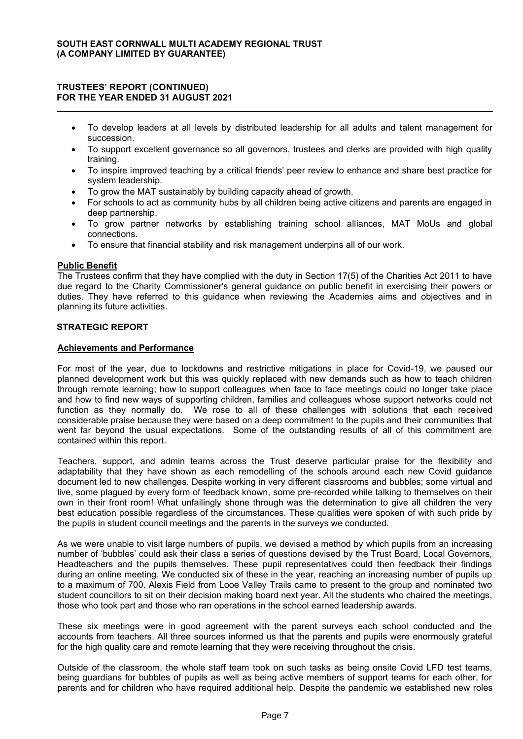- To develop leaders at all levels by distributed leadership for all adults and talent management for succession.
- To support excellent governance so all governors, trustees and clerks are provided with high quality training.
- To inspire improved teaching by a critical friends' peer review to enhance and share best practice for system leadership.
- To grow the MAT sustainably by building capacity ahead of growth.
- For schools to act as community hubs by all children being active citizens and parents are engaged in deep partnership.
- To grow partner networks by establishing training school alliances, MAT MoUs and global connections.
- To ensure that financial stability and risk management underpins all of our work.

**Public Benefit**

The Trustees confirm that they have complied with the duty in Section 17(5) of the Charities Act 2011 to have due regard to the Charity Commissioner's general guidance on public benefit in exercising their powers or duties. They have referred to this guidance when reviewing the Academies aims and objectives and in planning its future activities.

## STRATEGIC REPORT

**Achievements and Performance**

For most of the year, due to lockdowns and restrictive mitigations in place for Covid-19, we paused our planned development work but this was quickly replaced with new demands such as how to teach children through remote learning; how to support colleagues when face to face meetings could no longer take place and how to find new ways of supporting children, families and colleagues whose support networks could not function as they normally do. We rose to all of these challenges with solutions that each received considerable praise because they were based on a deep commitment to the pupils and their communities that went far beyond the usual expectations. Some of the outstanding results of all of this commitment are contained within this report.

Teachers, support, and admin teams across the Trust deserve particular praise for the flexibility and adaptability that they have shown as each remodelling of the schools around each new Covid guidance document led to new challenges. Despite working in very different classrooms and bubbles; some virtual and live, some plagued by every form of feedback known, some pre-recorded while talking to themselves on their own in their front room! What unfailingly shone through was the determination to give all children the very best education possible regardless of the circumstances. These qualities were spoken of with such pride by the pupils in student council meetings and the parents in the surveys we conducted.

As we were unable to visit large numbers of pupils, we devised a method by which pupils from an increasing number of 'bubbles' could ask their class a series of questions devised by the Trust Board, Local Governors, Headteachers and the pupils themselves. These pupil representatives could then feedback their findings during an online meeting. We conducted six of these in the year, reaching an increasing number of pupils up to a maximum of 700. Alexis Field from Looe Valley Trails came to present to the group and nominated two student councillors to sit on their decision making board next year. All the students who chaired the meetings, those who took part and those who ran operations in the school earned leadership awards.

These six meetings were in good agreement with the parent surveys each school conducted and the accounts from teachers. All three sources informed us that the parents and pupils were enormously grateful for the high quality care and remote learning that they were receiving throughout the crisis.

Outside of the classroom, the whole staff team took on such tasks as being onsite Covid LFD test teams, being guardians for bubbles of pupils as well as being active members of support teams for each other, for parents and for children who have required additional help. Despite the pandemic we established new roles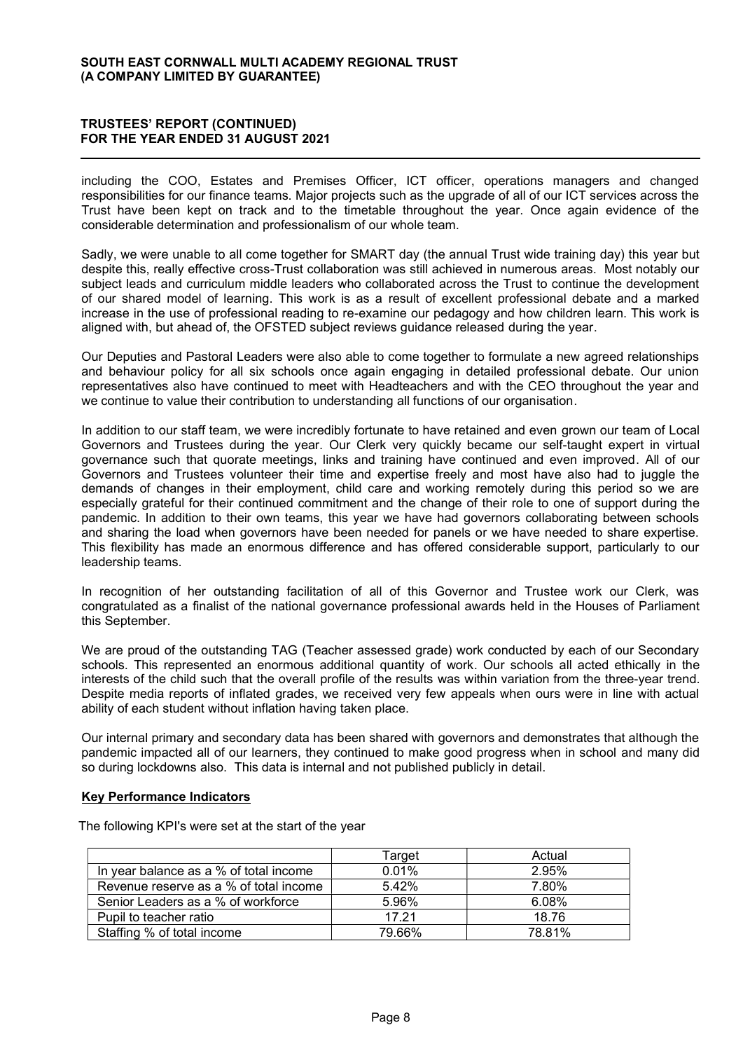including the COO, Estates and Premises Officer, ICT officer, operations managers and changed responsibilities for our finance teams. Major projects such as the upgrade of all of our ICT services across the Trust have been kept on track and to the timetable throughout the year. Once again evidence of the considerable determination and professionalism of our whole team.

Sadly, we were unable to all come together for SMART day (the annual Trust wide training day) this year but despite this, really effective cross-Trust collaboration was still achieved in numerous areas. Most notably our subject leads and curriculum middle leaders who collaborated across the Trust to continue the development of our shared model of learning. This work is as a result of excellent professional debate and a marked increase in the use of professional reading to re-examine our pedagogy and how children learn. This work is aligned with, but ahead of, the OFSTED subject reviews guidance released during the year.

Our Deputies and Pastoral Leaders were also able to come together to formulate a new agreed relationships and behaviour policy for all six schools once again engaging in detailed professional debate. Our union representatives also have continued to meet with Headteachers and with the CEO throughout the year and we continue to value their contribution to understanding all functions of our organisation.

In addition to our staff team, we were incredibly fortunate to have retained and even grown our team of Local Governors and Trustees during the year. Our Clerk very quickly became our self-taught expert in virtual governance such that quorate meetings, links and training have continued and even improved. All of our Governors and Trustees volunteer their time and expertise freely and most have also had to juggle the demands of changes in their employment, child care and working remotely during this period so we are especially grateful for their continued commitment and the change of their role to one of support during the pandemic. In addition to their own teams, this year we have had governors collaborating between schools and sharing the load when governors have been needed for panels or we have needed to share expertise. This flexibility has made an enormous difference and has offered considerable support, particularly to our leadership teams.

In recognition of her outstanding facilitation of all of this Governor and Trustee work our Clerk, was congratulated as a finalist of the national governance professional awards held in the Houses of Parliament this September.

We are proud of the outstanding TAG (Teacher assessed grade) work conducted by each of our Secondary schools. This represented an enormous additional quantity of work. Our schools all acted ethically in the interests of the child such that the overall profile of the results was within variation from the three-year trend. Despite media reports of inflated grades, we received very few appeals when ours were in line with actual ability of each student without inflation having taken place.

Our internal primary and secondary data has been shared with governors and demonstrates that although the pandemic impacted all of our learners, they continued to make good progress when in school and many did so during lockdowns also. This data is internal and not published publicly in detail.

**Key Performance Indicators**

The following KPI's were set at the start of the year

| | Target | Actual |
|---|---|---|
| In year balance as a % of total income | 0.01% | 2.95% |
| Revenue reserve as a % of total income | 5.42% | 7.80% |
| Senior Leaders as a % of workforce | 5.96% | 6.08% |
| Pupil to teacher ratio | 17.21 | 18.76 |
| Staffing % of total income | 79.66% | 78.81% |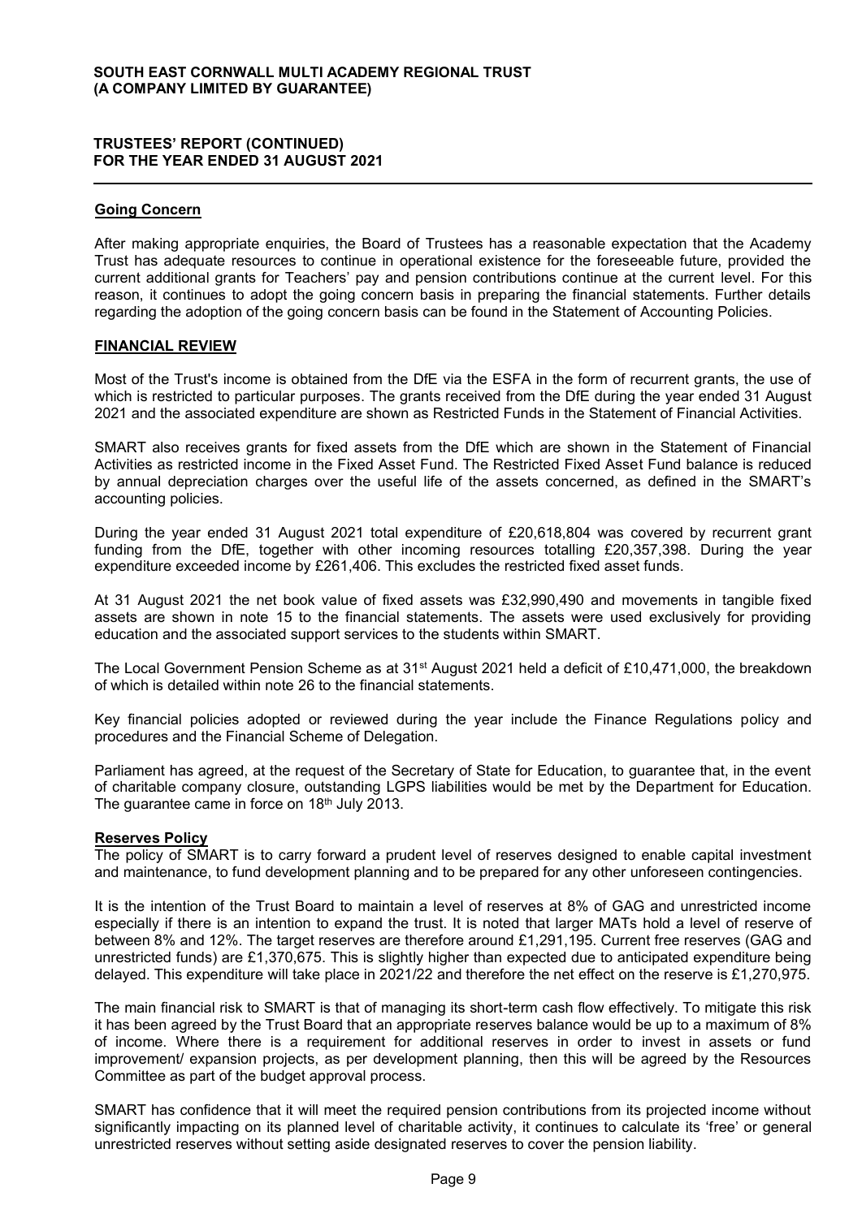## Going Concern

After making appropriate enquiries, the Board of Trustees has a reasonable expectation that the Academy Trust has adequate resources to continue in operational existence for the foreseeable future, provided the current additional grants for Teachers' pay and pension contributions continue at the current level. For this reason, it continues to adopt the going concern basis in preparing the financial statements. Further details regarding the adoption of the going concern basis can be found in the Statement of Accounting Policies.

## FINANCIAL REVIEW

Most of the Trust's income is obtained from the DfE via the ESFA in the form of recurrent grants, the use of which is restricted to particular purposes. The grants received from the DfE during the year ended 31 August 2021 and the associated expenditure are shown as Restricted Funds in the Statement of Financial Activities.

SMART also receives grants for fixed assets from the DfE which are shown in the Statement of Financial Activities as restricted income in the Fixed Asset Fund. The Restricted Fixed Asset Fund balance is reduced by annual depreciation charges over the useful life of the assets concerned, as defined in the SMART's accounting policies.

During the year ended 31 August 2021 total expenditure of £20,618,804 was covered by recurrent grant funding from the DfE, together with other incoming resources totalling £20,357,398. During the year expenditure exceeded income by £261,406. This excludes the restricted fixed asset funds.

At 31 August 2021 the net book value of fixed assets was £32,990,490 and movements in tangible fixed assets are shown in note 15 to the financial statements. The assets were used exclusively for providing education and the associated support services to the students within SMART.

The Local Government Pension Scheme as at 31st August 2021 held a deficit of £10,471,000, the breakdown of which is detailed within note 26 to the financial statements.

Key financial policies adopted or reviewed during the year include the Finance Regulations policy and procedures and the Financial Scheme of Delegation.

Parliament has agreed, at the request of the Secretary of State for Education, to guarantee that, in the event of charitable company closure, outstanding LGPS liabilities would be met by the Department for Education. The guarantee came in force on 18th July 2013.

### Reserves Policy

The policy of SMART is to carry forward a prudent level of reserves designed to enable capital investment and maintenance, to fund development planning and to be prepared for any other unforeseen contingencies.

It is the intention of the Trust Board to maintain a level of reserves at 8% of GAG and unrestricted income especially if there is an intention to expand the trust. It is noted that larger MATs hold a level of reserve of between 8% and 12%. The target reserves are therefore around £1,291,195. Current free reserves (GAG and unrestricted funds) are £1,370,675. This is slightly higher than expected due to anticipated expenditure being delayed. This expenditure will take place in 2021/22 and therefore the net effect on the reserve is £1,270,975.

The main financial risk to SMART is that of managing its short-term cash flow effectively. To mitigate this risk it has been agreed by the Trust Board that an appropriate reserves balance would be up to a maximum of 8% of income. Where there is a requirement for additional reserves in order to invest in assets or fund improvement/ expansion projects, as per development planning, then this will be agreed by the Resources Committee as part of the budget approval process.

SMART has confidence that it will meet the required pension contributions from its projected income without significantly impacting on its planned level of charitable activity, it continues to calculate its 'free' or general unrestricted reserves without setting aside designated reserves to cover the pension liability.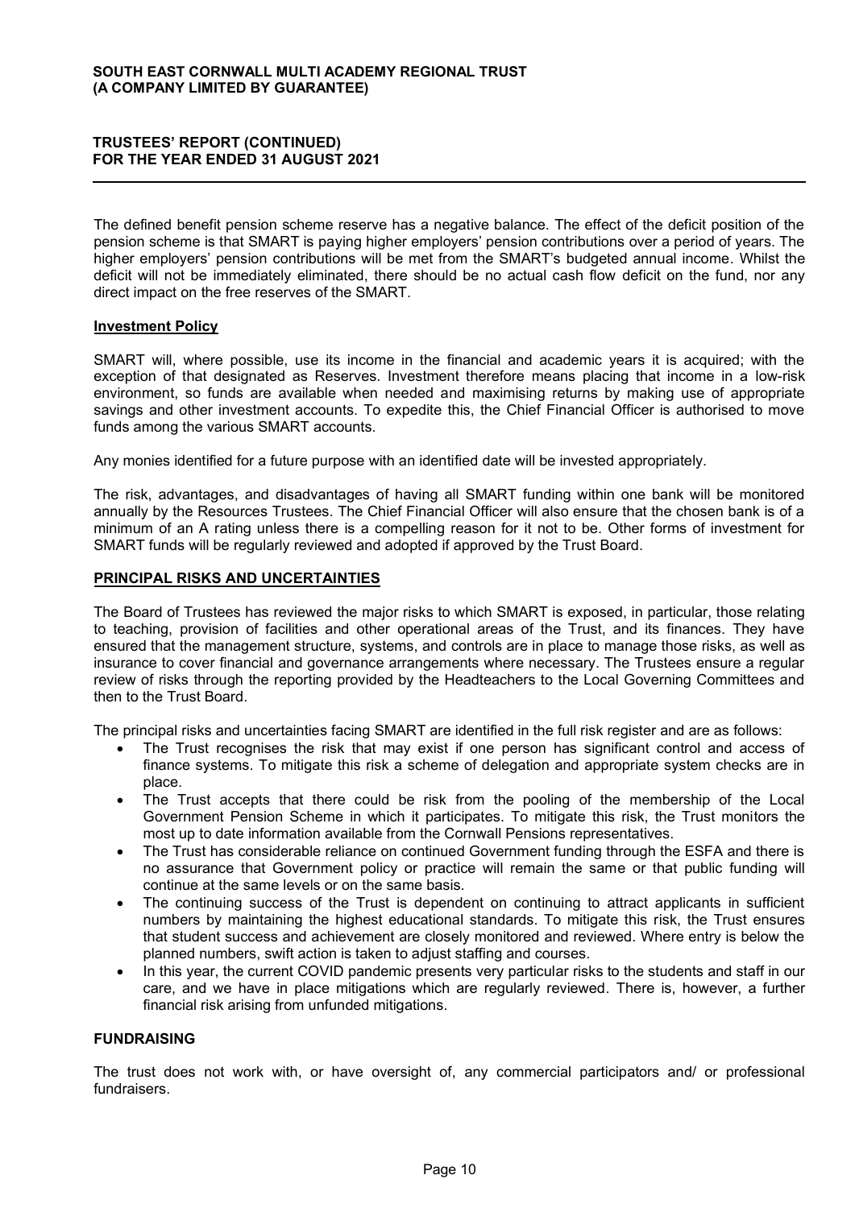The defined benefit pension scheme reserve has a negative balance. The effect of the deficit position of the pension scheme is that SMART is paying higher employers' pension contributions over a period of years. The higher employers' pension contributions will be met from the SMART's budgeted annual income. Whilst the deficit will not be immediately eliminated, there should be no actual cash flow deficit on the fund, nor any direct impact on the free reserves of the SMART.

**Investment Policy**

SMART will, where possible, use its income in the financial and academic years it is acquired; with the exception of that designated as Reserves. Investment therefore means placing that income in a low-risk environment, so funds are available when needed and maximising returns by making use of appropriate savings and other investment accounts. To expedite this, the Chief Financial Officer is authorised to move funds among the various SMART accounts.

Any monies identified for a future purpose with an identified date will be invested appropriately.

The risk, advantages, and disadvantages of having all SMART funding within one bank will be monitored annually by the Resources Trustees. The Chief Financial Officer will also ensure that the chosen bank is of a minimum of an A rating unless there is a compelling reason for it not to be. Other forms of investment for SMART funds will be regularly reviewed and adopted if approved by the Trust Board.

## PRINCIPAL RISKS AND UNCERTAINTIES

The Board of Trustees has reviewed the major risks to which SMART is exposed, in particular, those relating to teaching, provision of facilities and other operational areas of the Trust, and its finances. They have ensured that the management structure, systems, and controls are in place to manage those risks, as well as insurance to cover financial and governance arrangements where necessary. The Trustees ensure a regular review of risks through the reporting provided by the Headteachers to the Local Governing Committees and then to the Trust Board.

The principal risks and uncertainties facing SMART are identified in the full risk register and are as follows:

- The Trust recognises the risk that may exist if one person has significant control and access of finance systems. To mitigate this risk a scheme of delegation and appropriate system checks are in place.
- The Trust accepts that there could be risk from the pooling of the membership of the Local Government Pension Scheme in which it participates. To mitigate this risk, the Trust monitors the most up to date information available from the Cornwall Pensions representatives.
- The Trust has considerable reliance on continued Government funding through the ESFA and there is no assurance that Government policy or practice will remain the same or that public funding will continue at the same levels or on the same basis.
- The continuing success of the Trust is dependent on continuing to attract applicants in sufficient numbers by maintaining the highest educational standards. To mitigate this risk, the Trust ensures that student success and achievement are closely monitored and reviewed. Where entry is below the planned numbers, swift action is taken to adjust staffing and courses.
- In this year, the current COVID pandemic presents very particular risks to the students and staff in our care, and we have in place mitigations which are regularly reviewed. There is, however, a further financial risk arising from unfunded mitigations.

## FUNDRAISING

The trust does not work with, or have oversight of, any commercial participators and/ or professional fundraisers.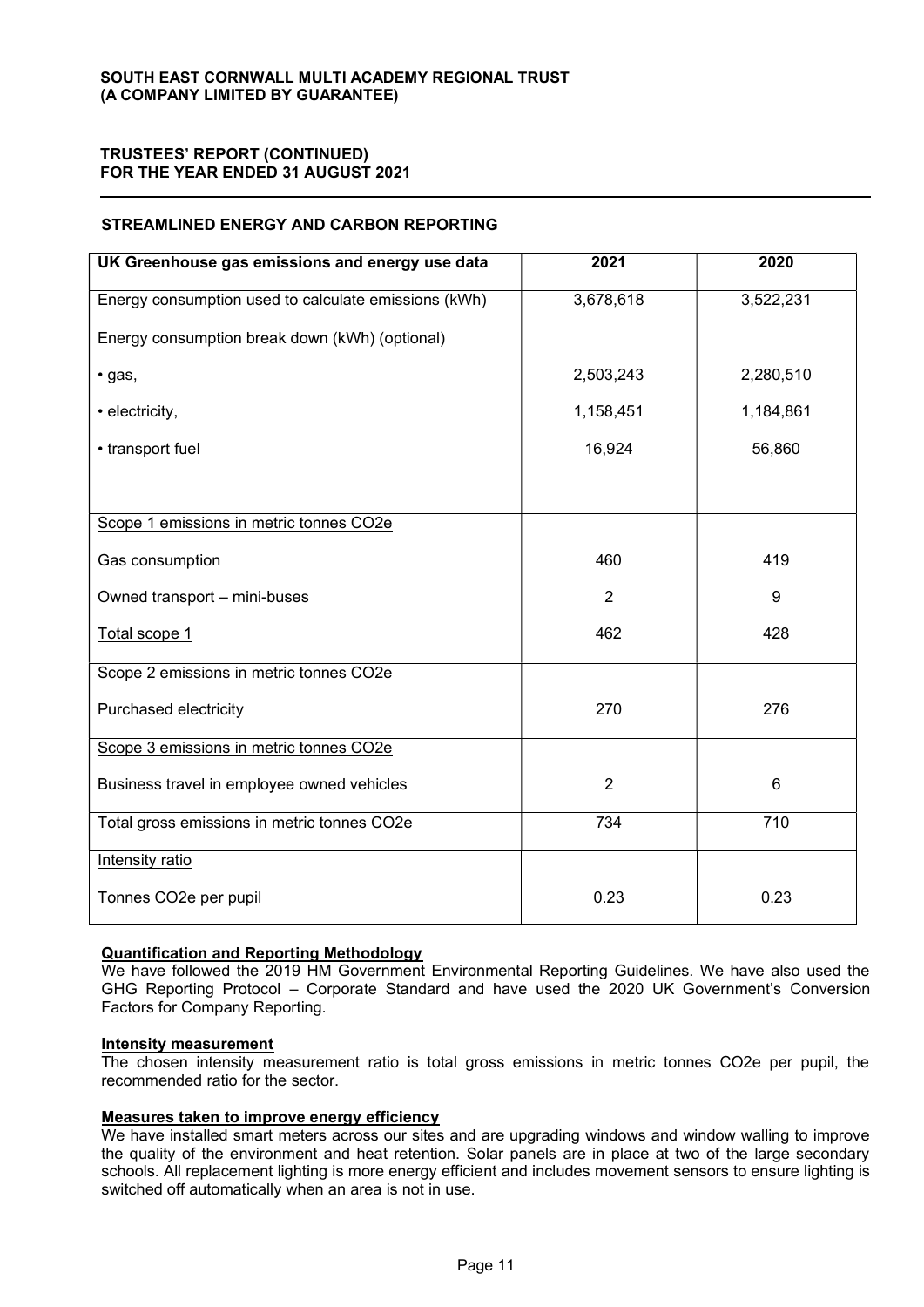SOUTH EAST CORNWALL MULTI ACADEMY REGIONAL TRUST
(A COMPANY LIMITED BY GUARANTEE)

TRUSTEES' REPORT (CONTINUED)
FOR THE YEAR ENDED 31 AUGUST 2021

## STREAMLINED ENERGY AND CARBON REPORTING

| UK Greenhouse gas emissions and energy use data | 2021 | 2020 |
|---|---|---|
| Energy consumption used to calculate emissions (kWh) | 3,678,618 | 3,522,231 |
| Energy consumption break down (kWh) (optional) | | |
| • gas, | 2,503,243 | 2,280,510 |
| • electricity, | 1,158,451 | 1,184,861 |
| • transport fuel | 16,924 | 56,860 |
| Scope 1 emissions in metric tonnes CO2e | | |
| Gas consumption | 460 | 419 |
| Owned transport – mini-buses | 2 | 9 |
| Total scope 1 | 462 | 428 |
| Scope 2 emissions in metric tonnes CO2e | | |
| Purchased electricity | 270 | 276 |
| Scope 3 emissions in metric tonnes CO2e | | |
| Business travel in employee owned vehicles | 2 | 6 |
| Total gross emissions in metric tonnes CO2e | 734 | 710 |
| Intensity ratio | | |
| Tonnes CO2e per pupil | 0.23 | 0.23 |

**Quantification and Reporting Methodology**
We have followed the 2019 HM Government Environmental Reporting Guidelines. We have also used the GHG Reporting Protocol – Corporate Standard and have used the 2020 UK Government's Conversion Factors for Company Reporting.

**Intensity measurement**
The chosen intensity measurement ratio is total gross emissions in metric tonnes CO2e per pupil, the recommended ratio for the sector.

**Measures taken to improve energy efficiency**
We have installed smart meters across our sites and are upgrading windows and window walling to improve the quality of the environment and heat retention. Solar panels are in place at two of the large secondary schools. All replacement lighting is more energy efficient and includes movement sensors to ensure lighting is switched off automatically when an area is not in use.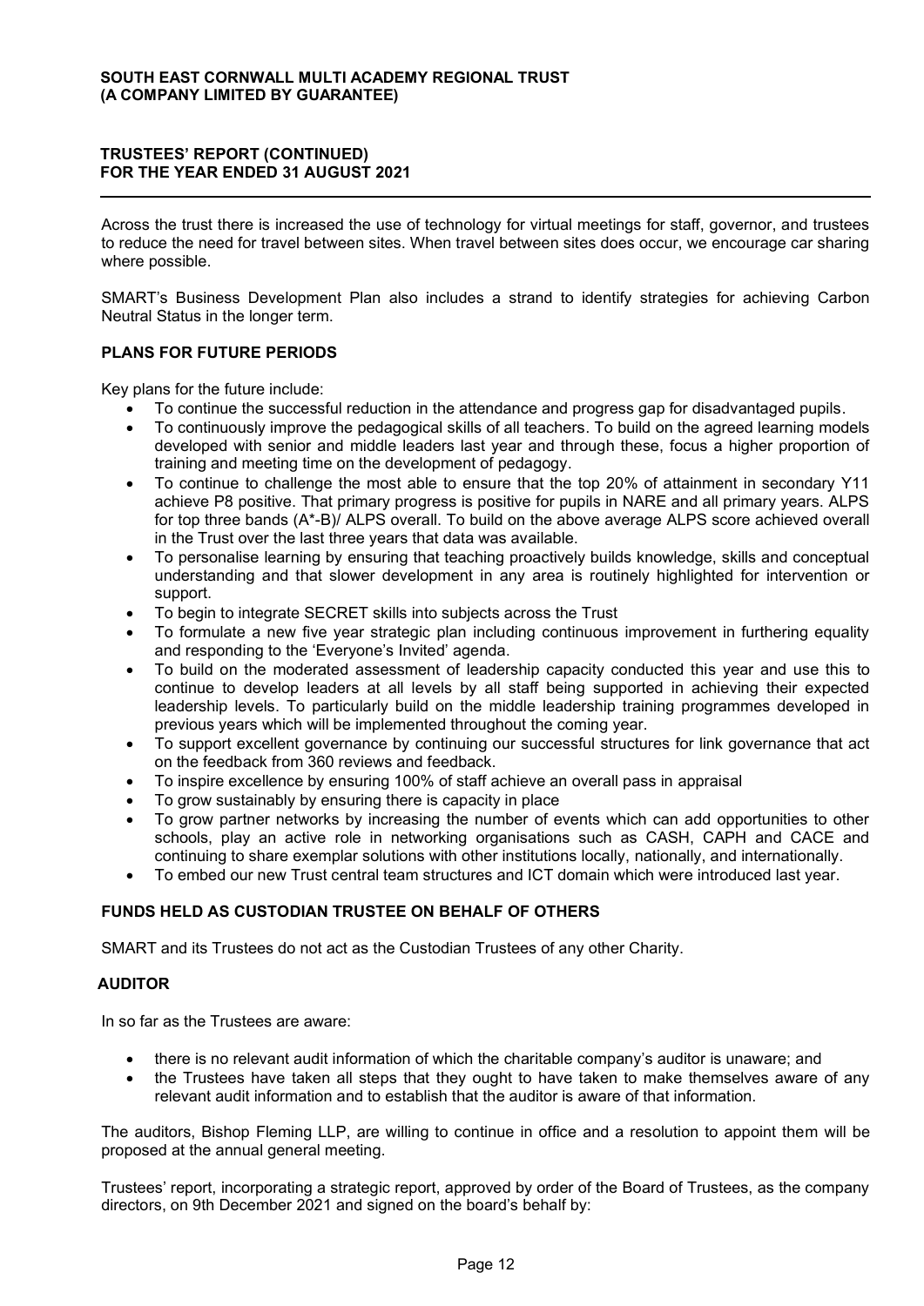Across the trust there is increased the use of technology for virtual meetings for staff, governor, and trustees to reduce the need for travel between sites. When travel between sites does occur, we encourage car sharing where possible.

SMART's Business Development Plan also includes a strand to identify strategies for achieving Carbon Neutral Status in the longer term.

## PLANS FOR FUTURE PERIODS

Key plans for the future include:

- To continue the successful reduction in the attendance and progress gap for disadvantaged pupils.
- To continuously improve the pedagogical skills of all teachers. To build on the agreed learning models developed with senior and middle leaders last year and through these, focus a higher proportion of training and meeting time on the development of pedagogy.
- To continue to challenge the most able to ensure that the top 20% of attainment in secondary Y11 achieve P8 positive. That primary progress is positive for pupils in NARE and all primary years. ALPS for top three bands (A*-B)/ ALPS overall. To build on the above average ALPS score achieved overall in the Trust over the last three years that data was available.
- To personalise learning by ensuring that teaching proactively builds knowledge, skills and conceptual understanding and that slower development in any area is routinely highlighted for intervention or support.
- To begin to integrate SECRET skills into subjects across the Trust
- To formulate a new five year strategic plan including continuous improvement in furthering equality and responding to the 'Everyone's Invited' agenda.
- To build on the moderated assessment of leadership capacity conducted this year and use this to continue to develop leaders at all levels by all staff being supported in achieving their expected leadership levels. To particularly build on the middle leadership training programmes developed in previous years which will be implemented throughout the coming year.
- To support excellent governance by continuing our successful structures for link governance that act on the feedback from 360 reviews and feedback.
- To inspire excellence by ensuring 100% of staff achieve an overall pass in appraisal
- To grow sustainably by ensuring there is capacity in place
- To grow partner networks by increasing the number of events which can add opportunities to other schools, play an active role in networking organisations such as CASH, CAPH and CACE and continuing to share exemplar solutions with other institutions locally, nationally, and internationally.
- To embed our new Trust central team structures and ICT domain which were introduced last year.

## FUNDS HELD AS CUSTODIAN TRUSTEE ON BEHALF OF OTHERS

SMART and its Trustees do not act as the Custodian Trustees of any other Charity.

## AUDITOR

In so far as the Trustees are aware:

- there is no relevant audit information of which the charitable company's auditor is unaware; and
- the Trustees have taken all steps that they ought to have taken to make themselves aware of any relevant audit information and to establish that the auditor is aware of that information.

The auditors, Bishop Fleming LLP, are willing to continue in office and a resolution to appoint them will be proposed at the annual general meeting.

Trustees' report, incorporating a strategic report, approved by order of the Board of Trustees, as the company directors, on 9th December 2021 and signed on the board's behalf by: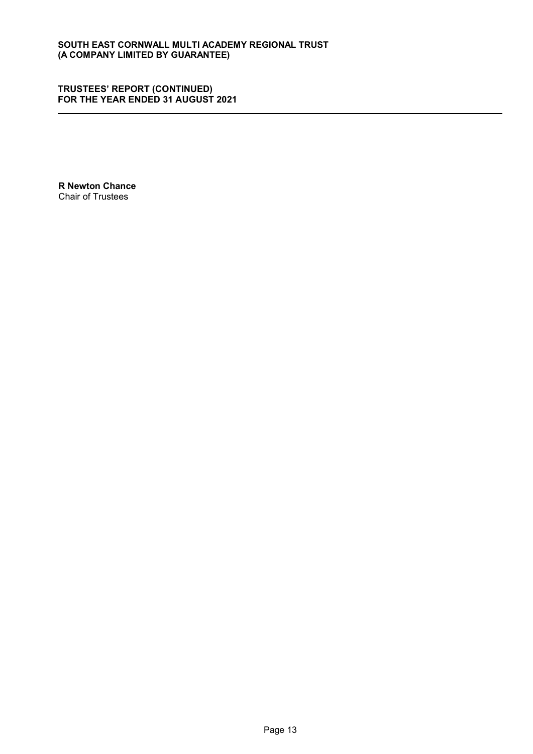**R Newton Chance**
Chair of Trustees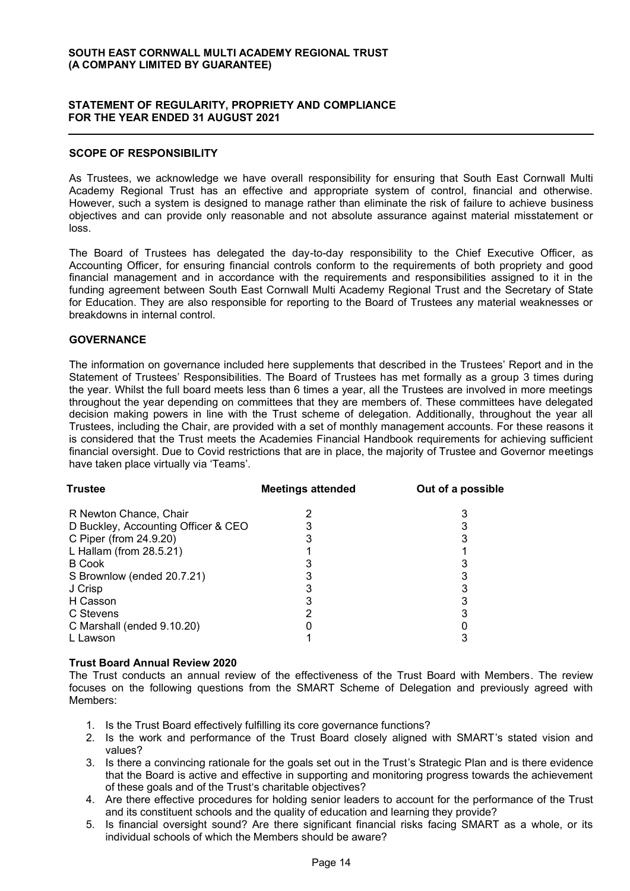**SOUTH EAST CORNWALL MULTI ACADEMY REGIONAL TRUST**
**(A COMPANY LIMITED BY GUARANTEE)**

# STATEMENT OF REGULARITY, PROPRIETY AND COMPLIANCE FOR THE YEAR ENDED 31 AUGUST 2021

## SCOPE OF RESPONSIBILITY

As Trustees, we acknowledge we have overall responsibility for ensuring that South East Cornwall Multi Academy Regional Trust has an effective and appropriate system of control, financial and otherwise. However, such a system is designed to manage rather than eliminate the risk of failure to achieve business objectives and can provide only reasonable and not absolute assurance against material misstatement or loss.

The Board of Trustees has delegated the day-to-day responsibility to the Chief Executive Officer, as Accounting Officer, for ensuring financial controls conform to the requirements of both propriety and good financial management and in accordance with the requirements and responsibilities assigned to it in the funding agreement between South East Cornwall Multi Academy Regional Trust and the Secretary of State for Education. They are also responsible for reporting to the Board of Trustees any material weaknesses or breakdowns in internal control.

## GOVERNANCE

The information on governance included here supplements that described in the Trustees' Report and in the Statement of Trustees' Responsibilities. The Board of Trustees has met formally as a group 3 times during the year. Whilst the full board meets less than 6 times a year, all the Trustees are involved in more meetings throughout the year depending on committees that they are members of. These committees have delegated decision making powers in line with the Trust scheme of delegation. Additionally, throughout the year all Trustees, including the Chair, are provided with a set of monthly management accounts. For these reasons it is considered that the Trust meets the Academies Financial Handbook requirements for achieving sufficient financial oversight. Due to Covid restrictions that are in place, the majority of Trustee and Governor meetings have taken place virtually via 'Teams'.

| Trustee | Meetings attended | Out of a possible |
|---|---|---|
| R Newton Chance, Chair | 2 | 3 |
| D Buckley, Accounting Officer & CEO | 3 | 3 |
| C Piper (from 24.9.20) | 3 | 3 |
| L Hallam (from 28.5.21) | 1 | 1 |
| B Cook | 3 | 3 |
| S Brownlow (ended 20.7.21) | 3 | 3 |
| J Crisp | 3 | 3 |
| H Casson | 3 | 3 |
| C Stevens | 2 | 3 |
| C Marshall (ended 9.10.20) | 0 | 0 |
| L Lawson | 1 | 3 |

### Trust Board Annual Review 2020

The Trust conducts an annual review of the effectiveness of the Trust Board with Members. The review focuses on the following questions from the SMART Scheme of Delegation and previously agreed with Members:

1. Is the Trust Board effectively fulfilling its core governance functions?
2. Is the work and performance of the Trust Board closely aligned with SMART's stated vision and values?
3. Is there a convincing rationale for the goals set out in the Trust's Strategic Plan and is there evidence that the Board is active and effective in supporting and monitoring progress towards the achievement of these goals and of the Trust's charitable objectives?
4. Are there effective procedures for holding senior leaders to account for the performance of the Trust and its constituent schools and the quality of education and learning they provide?
5. Is financial oversight sound? Are there significant financial risks facing SMART as a whole, or its individual schools of which the Members should be aware?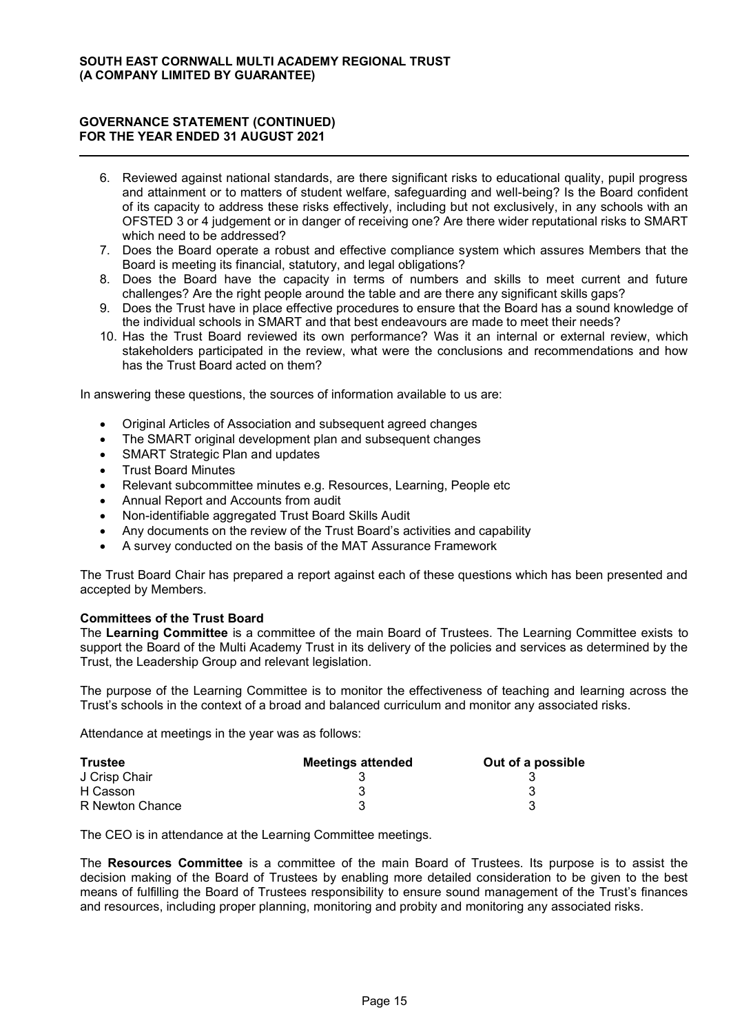6. Reviewed against national standards, are there significant risks to educational quality, pupil progress and attainment or to matters of student welfare, safeguarding and well-being? Is the Board confident of its capacity to address these risks effectively, including but not exclusively, in any schools with an OFSTED 3 or 4 judgement or in danger of receiving one? Are there wider reputational risks to SMART which need to be addressed?
7. Does the Board operate a robust and effective compliance system which assures Members that the Board is meeting its financial, statutory, and legal obligations?
8. Does the Board have the capacity in terms of numbers and skills to meet current and future challenges? Are the right people around the table and are there any significant skills gaps?
9. Does the Trust have in place effective procedures to ensure that the Board has a sound knowledge of the individual schools in SMART and that best endeavours are made to meet their needs?
10. Has the Trust Board reviewed its own performance? Was it an internal or external review, which stakeholders participated in the review, what were the conclusions and recommendations and how has the Trust Board acted on them?

In answering these questions, the sources of information available to us are:

- Original Articles of Association and subsequent agreed changes
- The SMART original development plan and subsequent changes
- SMART Strategic Plan and updates
- Trust Board Minutes
- Relevant subcommittee minutes e.g. Resources, Learning, People etc
- Annual Report and Accounts from audit
- Non-identifiable aggregated Trust Board Skills Audit
- Any documents on the review of the Trust Board's activities and capability
- A survey conducted on the basis of the MAT Assurance Framework

The Trust Board Chair has prepared a report against each of these questions which has been presented and accepted by Members.

**Committees of the Trust Board**

The **Learning Committee** is a committee of the main Board of Trustees. The Learning Committee exists to support the Board of the Multi Academy Trust in its delivery of the policies and services as determined by the Trust, the Leadership Group and relevant legislation.

The purpose of the Learning Committee is to monitor the effectiveness of teaching and learning across the Trust's schools in the context of a broad and balanced curriculum and monitor any associated risks.

Attendance at meetings in the year was as follows:

| Trustee | Meetings attended | Out of a possible |
|---|---|---|
| J Crisp Chair | 3 | 3 |
| H Casson | 3 | 3 |
| R Newton Chance | 3 | 3 |

The CEO is in attendance at the Learning Committee meetings.

The **Resources Committee** is a committee of the main Board of Trustees. Its purpose is to assist the decision making of the Board of Trustees by enabling more detailed consideration to be given to the best means of fulfilling the Board of Trustees responsibility to ensure sound management of the Trust's finances and resources, including proper planning, monitoring and probity and monitoring any associated risks.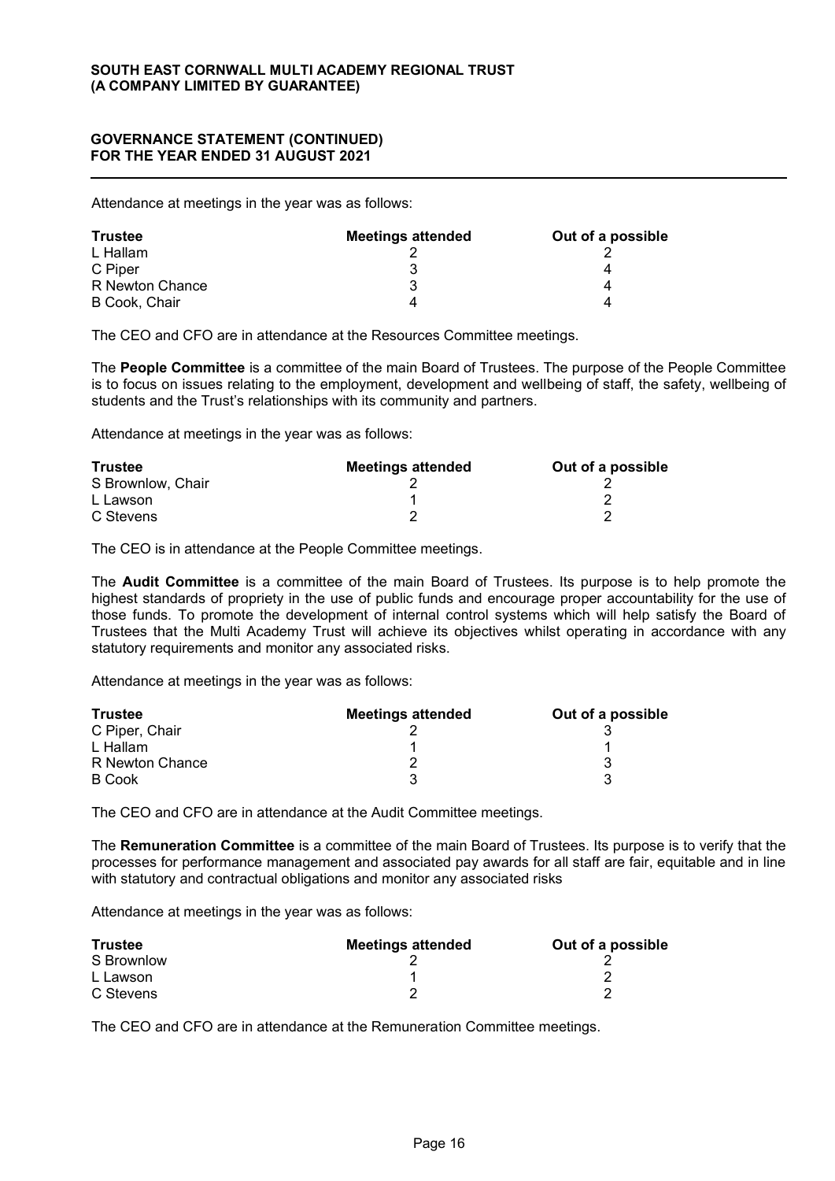Attendance at meetings in the year was as follows:

| Trustee | Meetings attended | Out of a possible |
|---|---|---|
| L Hallam | 2 | 2 |
| C Piper | 3 | 4 |
| R Newton Chance | 3 | 4 |
| B Cook, Chair | 4 | 4 |

The CEO and CFO are in attendance at the Resources Committee meetings.

The **People Committee** is a committee of the main Board of Trustees. The purpose of the People Committee is to focus on issues relating to the employment, development and wellbeing of staff, the safety, wellbeing of students and the Trust's relationships with its community and partners.

Attendance at meetings in the year was as follows:

| Trustee | Meetings attended | Out of a possible |
|---|---|---|
| S Brownlow, Chair | 2 | 2 |
| L Lawson | 1 | 2 |
| C Stevens | 2 | 2 |

The CEO is in attendance at the People Committee meetings.

The **Audit Committee** is a committee of the main Board of Trustees. Its purpose is to help promote the highest standards of propriety in the use of public funds and encourage proper accountability for the use of those funds. To promote the development of internal control systems which will help satisfy the Board of Trustees that the Multi Academy Trust will achieve its objectives whilst operating in accordance with any statutory requirements and monitor any associated risks.

Attendance at meetings in the year was as follows:

| Trustee | Meetings attended | Out of a possible |
|---|---|---|
| C Piper, Chair | 2 | 3 |
| L Hallam | 1 | 1 |
| R Newton Chance | 2 | 3 |
| B Cook | 3 | 3 |

The CEO and CFO are in attendance at the Audit Committee meetings.

The **Remuneration Committee** is a committee of the main Board of Trustees. Its purpose is to verify that the processes for performance management and associated pay awards for all staff are fair, equitable and in line with statutory and contractual obligations and monitor any associated risks

Attendance at meetings in the year was as follows:

| Trustee | Meetings attended | Out of a possible |
|---|---|---|
| S Brownlow | 2 | 2 |
| L Lawson | 1 | 2 |
| C Stevens | 2 | 2 |

The CEO and CFO are in attendance at the Remuneration Committee meetings.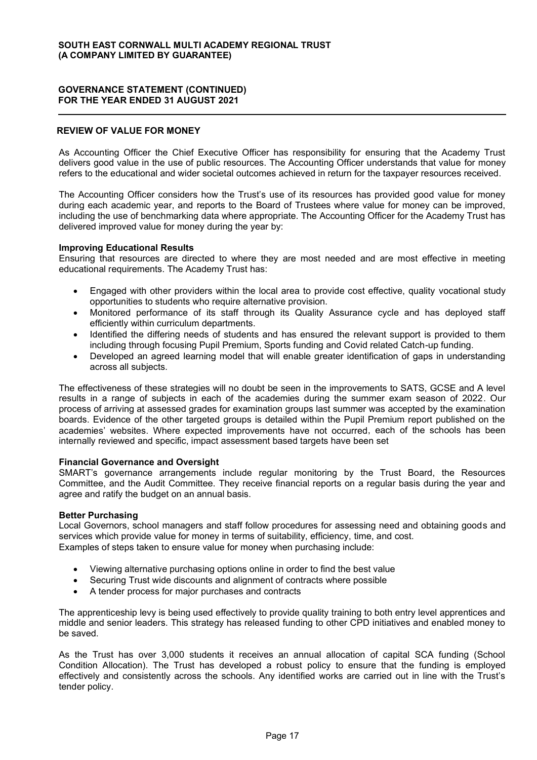## REVIEW OF VALUE FOR MONEY

As Accounting Officer the Chief Executive Officer has responsibility for ensuring that the Academy Trust delivers good value in the use of public resources. The Accounting Officer understands that value for money refers to the educational and wider societal outcomes achieved in return for the taxpayer resources received.

The Accounting Officer considers how the Trust's use of its resources has provided good value for money during each academic year, and reports to the Board of Trustees where value for money can be improved, including the use of benchmarking data where appropriate. The Accounting Officer for the Academy Trust has delivered improved value for money during the year by:

**Improving Educational Results**

Ensuring that resources are directed to where they are most needed and are most effective in meeting educational requirements. The Academy Trust has:

- Engaged with other providers within the local area to provide cost effective, quality vocational study opportunities to students who require alternative provision.
- Monitored performance of its staff through its Quality Assurance cycle and has deployed staff efficiently within curriculum departments.
- Identified the differing needs of students and has ensured the relevant support is provided to them including through focusing Pupil Premium, Sports funding and Covid related Catch-up funding.
- Developed an agreed learning model that will enable greater identification of gaps in understanding across all subjects.

The effectiveness of these strategies will no doubt be seen in the improvements to SATS, GCSE and A level results in a range of subjects in each of the academies during the summer exam season of 2022. Our process of arriving at assessed grades for examination groups last summer was accepted by the examination boards. Evidence of the other targeted groups is detailed within the Pupil Premium report published on the academies' websites. Where expected improvements have not occurred, each of the schools has been internally reviewed and specific, impact assessment based targets have been set

**Financial Governance and Oversight**

SMART's governance arrangements include regular monitoring by the Trust Board, the Resources Committee, and the Audit Committee. They receive financial reports on a regular basis during the year and agree and ratify the budget on an annual basis.

**Better Purchasing**

Local Governors, school managers and staff follow procedures for assessing need and obtaining goods and services which provide value for money in terms of suitability, efficiency, time, and cost.
Examples of steps taken to ensure value for money when purchasing include:

- Viewing alternative purchasing options online in order to find the best value
- Securing Trust wide discounts and alignment of contracts where possible
- A tender process for major purchases and contracts

The apprenticeship levy is being used effectively to provide quality training to both entry level apprentices and middle and senior leaders. This strategy has released funding to other CPD initiatives and enabled money to be saved.

As the Trust has over 3,000 students it receives an annual allocation of capital SCA funding (School Condition Allocation). The Trust has developed a robust policy to ensure that the funding is employed effectively and consistently across the schools. Any identified works are carried out in line with the Trust's tender policy.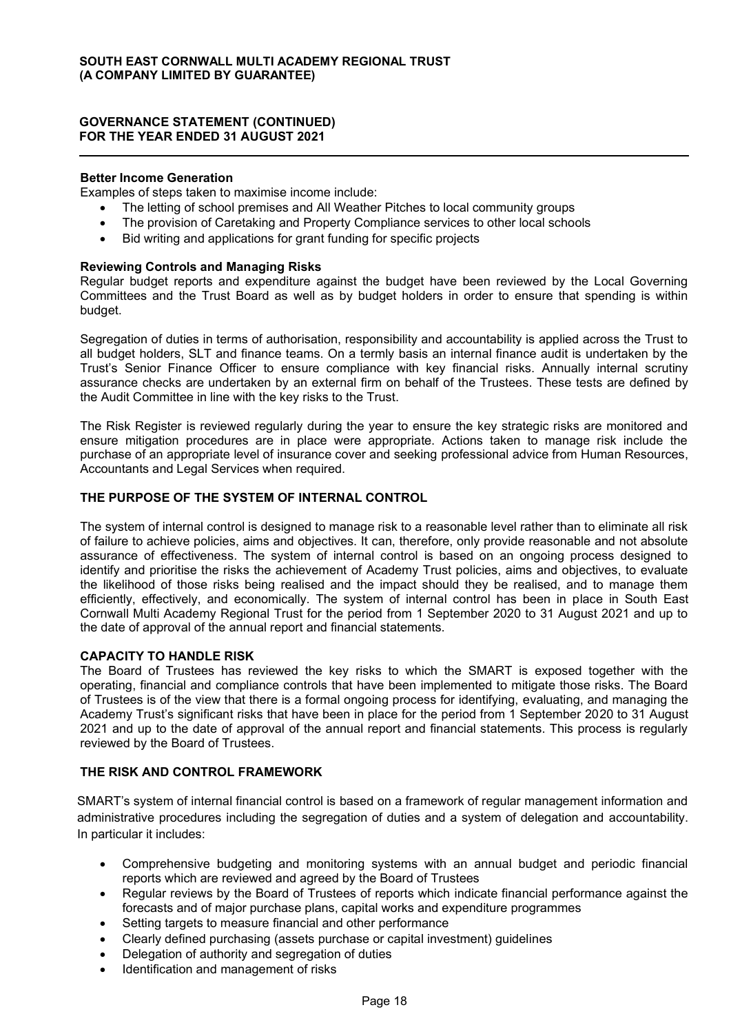**Better Income Generation**

Examples of steps taken to maximise income include:

- The letting of school premises and All Weather Pitches to local community groups
- The provision of Caretaking and Property Compliance services to other local schools
- Bid writing and applications for grant funding for specific projects

**Reviewing Controls and Managing Risks**

Regular budget reports and expenditure against the budget have been reviewed by the Local Governing Committees and the Trust Board as well as by budget holders in order to ensure that spending is within budget.

Segregation of duties in terms of authorisation, responsibility and accountability is applied across the Trust to all budget holders, SLT and finance teams. On a termly basis an internal finance audit is undertaken by the Trust's Senior Finance Officer to ensure compliance with key financial risks. Annually internal scrutiny assurance checks are undertaken by an external firm on behalf of the Trustees. These tests are defined by the Audit Committee in line with the key risks to the Trust.

The Risk Register is reviewed regularly during the year to ensure the key strategic risks are monitored and ensure mitigation procedures are in place were appropriate. Actions taken to manage risk include the purchase of an appropriate level of insurance cover and seeking professional advice from Human Resources, Accountants and Legal Services when required.

## THE PURPOSE OF THE SYSTEM OF INTERNAL CONTROL

The system of internal control is designed to manage risk to a reasonable level rather than to eliminate all risk of failure to achieve policies, aims and objectives. It can, therefore, only provide reasonable and not absolute assurance of effectiveness. The system of internal control is based on an ongoing process designed to identify and prioritise the risks the achievement of Academy Trust policies, aims and objectives, to evaluate the likelihood of those risks being realised and the impact should they be realised, and to manage them efficiently, effectively, and economically. The system of internal control has been in place in South East Cornwall Multi Academy Regional Trust for the period from 1 September 2020 to 31 August 2021 and up to the date of approval of the annual report and financial statements.

## CAPACITY TO HANDLE RISK

The Board of Trustees has reviewed the key risks to which the SMART is exposed together with the operating, financial and compliance controls that have been implemented to mitigate those risks. The Board of Trustees is of the view that there is a formal ongoing process for identifying, evaluating, and managing the Academy Trust's significant risks that have been in place for the period from 1 September 2020 to 31 August 2021 and up to the date of approval of the annual report and financial statements. This process is regularly reviewed by the Board of Trustees.

## THE RISK AND CONTROL FRAMEWORK

SMART's system of internal financial control is based on a framework of regular management information and administrative procedures including the segregation of duties and a system of delegation and accountability. In particular it includes:

- Comprehensive budgeting and monitoring systems with an annual budget and periodic financial reports which are reviewed and agreed by the Board of Trustees
- Regular reviews by the Board of Trustees of reports which indicate financial performance against the forecasts and of major purchase plans, capital works and expenditure programmes
- Setting targets to measure financial and other performance
- Clearly defined purchasing (assets purchase or capital investment) guidelines
- Delegation of authority and segregation of duties
- Identification and management of risks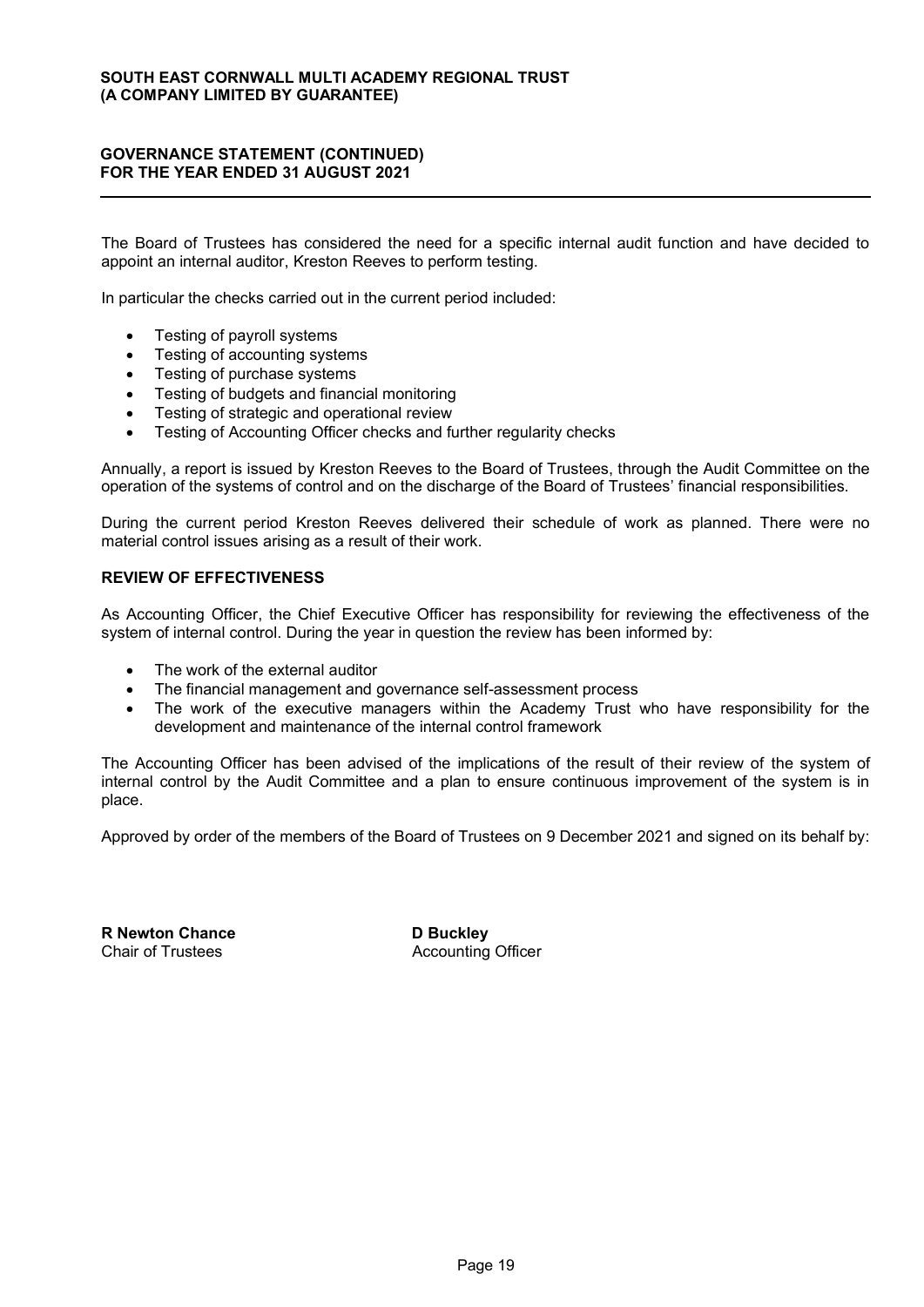The Board of Trustees has considered the need for a specific internal audit function and have decided to appoint an internal auditor, Kreston Reeves to perform testing.

In particular the checks carried out in the current period included:

- Testing of payroll systems
- Testing of accounting systems
- Testing of purchase systems
- Testing of budgets and financial monitoring
- Testing of strategic and operational review
- Testing of Accounting Officer checks and further regularity checks

Annually, a report is issued by Kreston Reeves to the Board of Trustees, through the Audit Committee on the operation of the systems of control and on the discharge of the Board of Trustees' financial responsibilities.

During the current period Kreston Reeves delivered their schedule of work as planned. There were no material control issues arising as a result of their work.

## REVIEW OF EFFECTIVENESS

As Accounting Officer, the Chief Executive Officer has responsibility for reviewing the effectiveness of the system of internal control. During the year in question the review has been informed by:

- The work of the external auditor
- The financial management and governance self-assessment process
- The work of the executive managers within the Academy Trust who have responsibility for the development and maintenance of the internal control framework

The Accounting Officer has been advised of the implications of the result of their review of the system of internal control by the Audit Committee and a plan to ensure continuous improvement of the system is in place.

Approved by order of the members of the Board of Trustees on 9 December 2021 and signed on its behalf by:

**R Newton Chance**
Chair of Trustees

**D Buckley**
Accounting Officer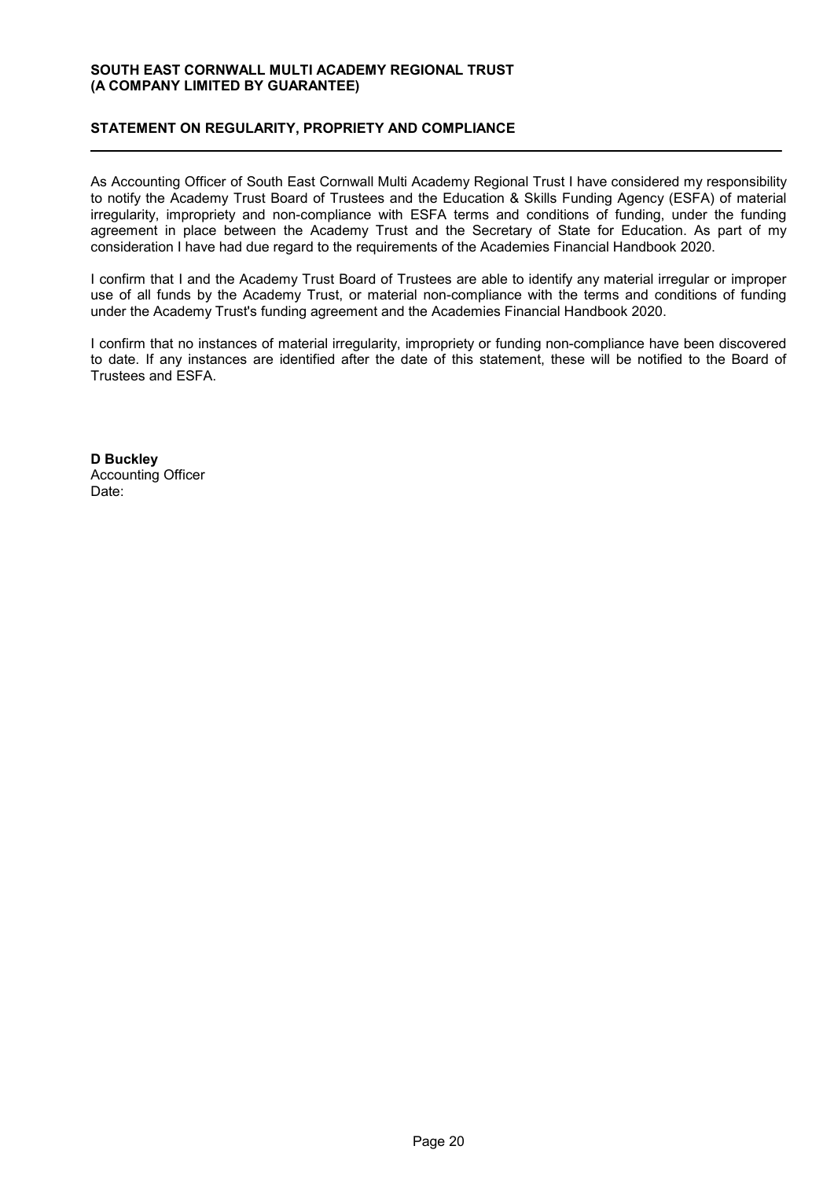## STATEMENT ON REGULARITY, PROPRIETY AND COMPLIANCE

As Accounting Officer of South East Cornwall Multi Academy Regional Trust I have considered my responsibility to notify the Academy Trust Board of Trustees and the Education & Skills Funding Agency (ESFA) of material irregularity, impropriety and non-compliance with ESFA terms and conditions of funding, under the funding agreement in place between the Academy Trust and the Secretary of State for Education. As part of my consideration I have had due regard to the requirements of the Academies Financial Handbook 2020.

I confirm that I and the Academy Trust Board of Trustees are able to identify any material irregular or improper use of all funds by the Academy Trust, or material non-compliance with the terms and conditions of funding under the Academy Trust's funding agreement and the Academies Financial Handbook 2020.

I confirm that no instances of material irregularity, impropriety or funding non-compliance have been discovered to date. If any instances are identified after the date of this statement, these will be notified to the Board of Trustees and ESFA.

**D Buckley**
Accounting Officer
Date: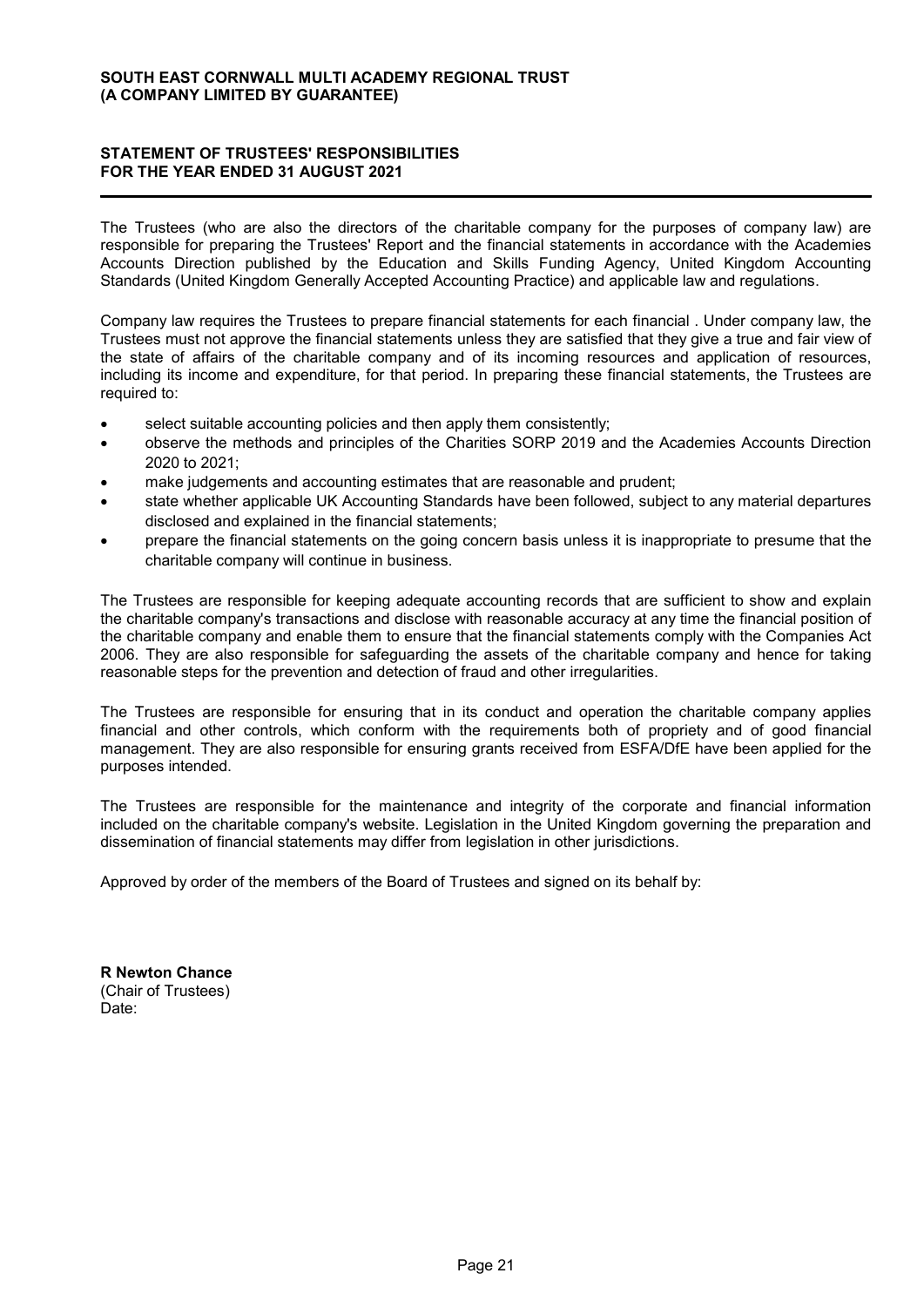**SOUTH EAST CORNWALL MULTI ACADEMY REGIONAL TRUST**
**(A COMPANY LIMITED BY GUARANTEE)**

## STATEMENT OF TRUSTEES' RESPONSIBILITIES FOR THE YEAR ENDED 31 AUGUST 2021

The Trustees (who are also the directors of the charitable company for the purposes of company law) are responsible for preparing the Trustees' Report and the financial statements in accordance with the Academies Accounts Direction published by the Education and Skills Funding Agency, United Kingdom Accounting Standards (United Kingdom Generally Accepted Accounting Practice) and applicable law and regulations.

Company law requires the Trustees to prepare financial statements for each financial . Under company law, the Trustees must not approve the financial statements unless they are satisfied that they give a true and fair view of the state of affairs of the charitable company and of its incoming resources and application of resources, including its income and expenditure, for that period. In preparing these financial statements, the Trustees are required to:

- select suitable accounting policies and then apply them consistently;
- observe the methods and principles of the Charities SORP 2019 and the Academies Accounts Direction 2020 to 2021;
- make judgements and accounting estimates that are reasonable and prudent;
- state whether applicable UK Accounting Standards have been followed, subject to any material departures disclosed and explained in the financial statements;
- prepare the financial statements on the going concern basis unless it is inappropriate to presume that the charitable company will continue in business.

The Trustees are responsible for keeping adequate accounting records that are sufficient to show and explain the charitable company's transactions and disclose with reasonable accuracy at any time the financial position of the charitable company and enable them to ensure that the financial statements comply with the Companies Act 2006. They are also responsible for safeguarding the assets of the charitable company and hence for taking reasonable steps for the prevention and detection of fraud and other irregularities.

The Trustees are responsible for ensuring that in its conduct and operation the charitable company applies financial and other controls, which conform with the requirements both of propriety and of good financial management. They are also responsible for ensuring grants received from ESFA/DfE have been applied for the purposes intended.

The Trustees are responsible for the maintenance and integrity of the corporate and financial information included on the charitable company's website. Legislation in the United Kingdom governing the preparation and dissemination of financial statements may differ from legislation in other jurisdictions.

Approved by order of the members of the Board of Trustees and signed on its behalf by:

**R Newton Chance**
(Chair of Trustees)
Date: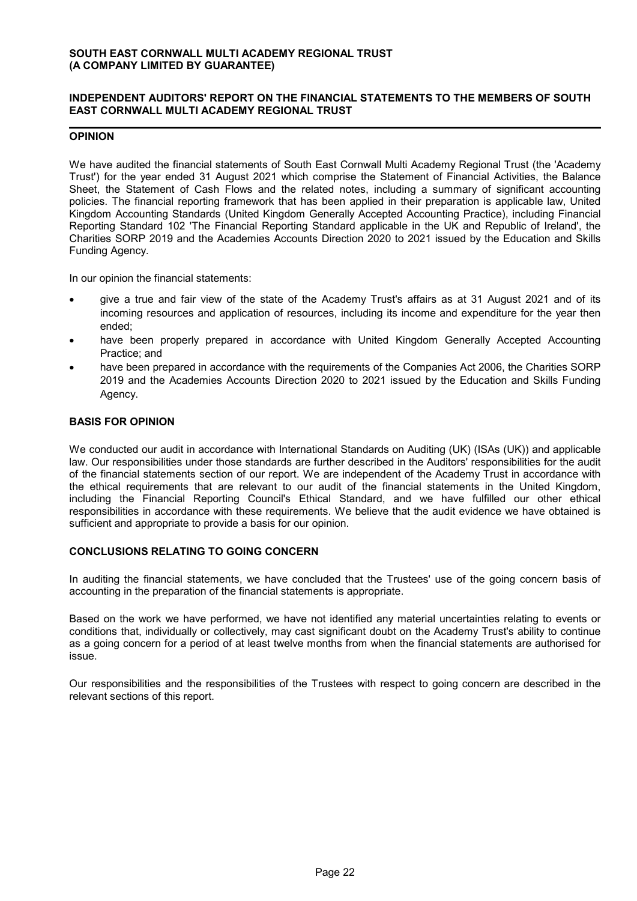## INDEPENDENT AUDITORS' REPORT ON THE FINANCIAL STATEMENTS TO THE MEMBERS OF SOUTH EAST CORNWALL MULTI ACADEMY REGIONAL TRUST

### OPINION

We have audited the financial statements of South East Cornwall Multi Academy Regional Trust (the 'Academy Trust') for the year ended 31 August 2021 which comprise the Statement of Financial Activities, the Balance Sheet, the Statement of Cash Flows and the related notes, including a summary of significant accounting policies. The financial reporting framework that has been applied in their preparation is applicable law, United Kingdom Accounting Standards (United Kingdom Generally Accepted Accounting Practice), including Financial Reporting Standard 102 'The Financial Reporting Standard applicable in the UK and Republic of Ireland', the Charities SORP 2019 and the Academies Accounts Direction 2020 to 2021 issued by the Education and Skills Funding Agency.

In our opinion the financial statements:

- give a true and fair view of the state of the Academy Trust's affairs as at 31 August 2021 and of its incoming resources and application of resources, including its income and expenditure for the year then ended;
- have been properly prepared in accordance with United Kingdom Generally Accepted Accounting Practice; and
- have been prepared in accordance with the requirements of the Companies Act 2006, the Charities SORP 2019 and the Academies Accounts Direction 2020 to 2021 issued by the Education and Skills Funding Agency.

### BASIS FOR OPINION

We conducted our audit in accordance with International Standards on Auditing (UK) (ISAs (UK)) and applicable law. Our responsibilities under those standards are further described in the Auditors' responsibilities for the audit of the financial statements section of our report. We are independent of the Academy Trust in accordance with the ethical requirements that are relevant to our audit of the financial statements in the United Kingdom, including the Financial Reporting Council's Ethical Standard, and we have fulfilled our other ethical responsibilities in accordance with these requirements. We believe that the audit evidence we have obtained is sufficient and appropriate to provide a basis for our opinion.

### CONCLUSIONS RELATING TO GOING CONCERN

In auditing the financial statements, we have concluded that the Trustees' use of the going concern basis of accounting in the preparation of the financial statements is appropriate.

Based on the work we have performed, we have not identified any material uncertainties relating to events or conditions that, individually or collectively, may cast significant doubt on the Academy Trust's ability to continue as a going concern for a period of at least twelve months from when the financial statements are authorised for issue.

Our responsibilities and the responsibilities of the Trustees with respect to going concern are described in the relevant sections of this report.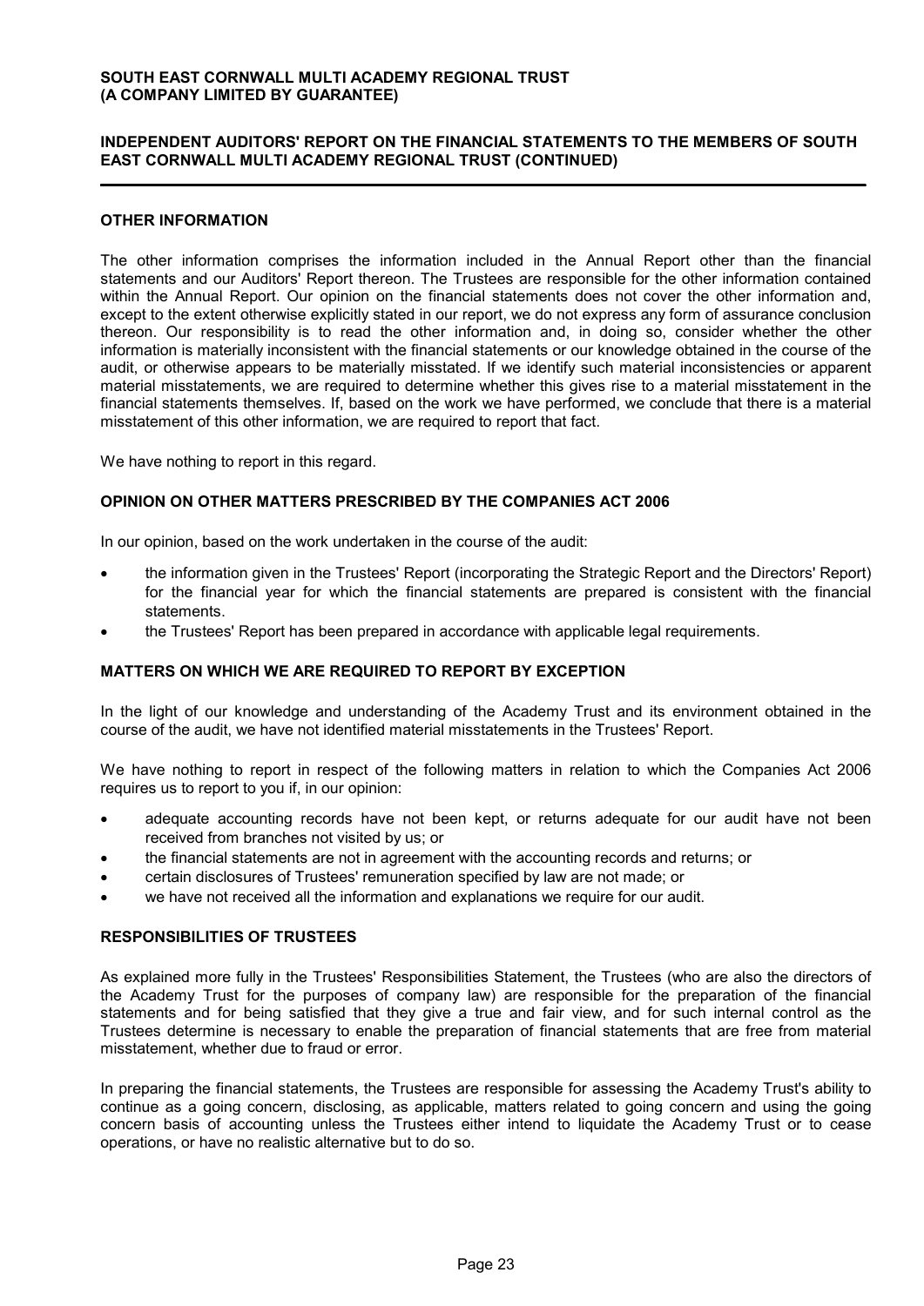## OTHER INFORMATION

The other information comprises the information included in the Annual Report other than the financial statements and our Auditors' Report thereon. The Trustees are responsible for the other information contained within the Annual Report. Our opinion on the financial statements does not cover the other information and, except to the extent otherwise explicitly stated in our report, we do not express any form of assurance conclusion thereon. Our responsibility is to read the other information and, in doing so, consider whether the other information is materially inconsistent with the financial statements or our knowledge obtained in the course of the audit, or otherwise appears to be materially misstated. If we identify such material inconsistencies or apparent material misstatements, we are required to determine whether this gives rise to a material misstatement in the financial statements themselves. If, based on the work we have performed, we conclude that there is a material misstatement of this other information, we are required to report that fact.

We have nothing to report in this regard.

## OPINION ON OTHER MATTERS PRESCRIBED BY THE COMPANIES ACT 2006

In our opinion, based on the work undertaken in the course of the audit:

- the information given in the Trustees' Report (incorporating the Strategic Report and the Directors' Report) for the financial year for which the financial statements are prepared is consistent with the financial statements.
- the Trustees' Report has been prepared in accordance with applicable legal requirements.

## MATTERS ON WHICH WE ARE REQUIRED TO REPORT BY EXCEPTION

In the light of our knowledge and understanding of the Academy Trust and its environment obtained in the course of the audit, we have not identified material misstatements in the Trustees' Report.

We have nothing to report in respect of the following matters in relation to which the Companies Act 2006 requires us to report to you if, in our opinion:

- adequate accounting records have not been kept, or returns adequate for our audit have not been received from branches not visited by us; or
- the financial statements are not in agreement with the accounting records and returns; or
- certain disclosures of Trustees' remuneration specified by law are not made; or
- we have not received all the information and explanations we require for our audit.

## RESPONSIBILITIES OF TRUSTEES

As explained more fully in the Trustees' Responsibilities Statement, the Trustees (who are also the directors of the Academy Trust for the purposes of company law) are responsible for the preparation of the financial statements and for being satisfied that they give a true and fair view, and for such internal control as the Trustees determine is necessary to enable the preparation of financial statements that are free from material misstatement, whether due to fraud or error.

In preparing the financial statements, the Trustees are responsible for assessing the Academy Trust's ability to continue as a going concern, disclosing, as applicable, matters related to going concern and using the going concern basis of accounting unless the Trustees either intend to liquidate the Academy Trust or to cease operations, or have no realistic alternative but to do so.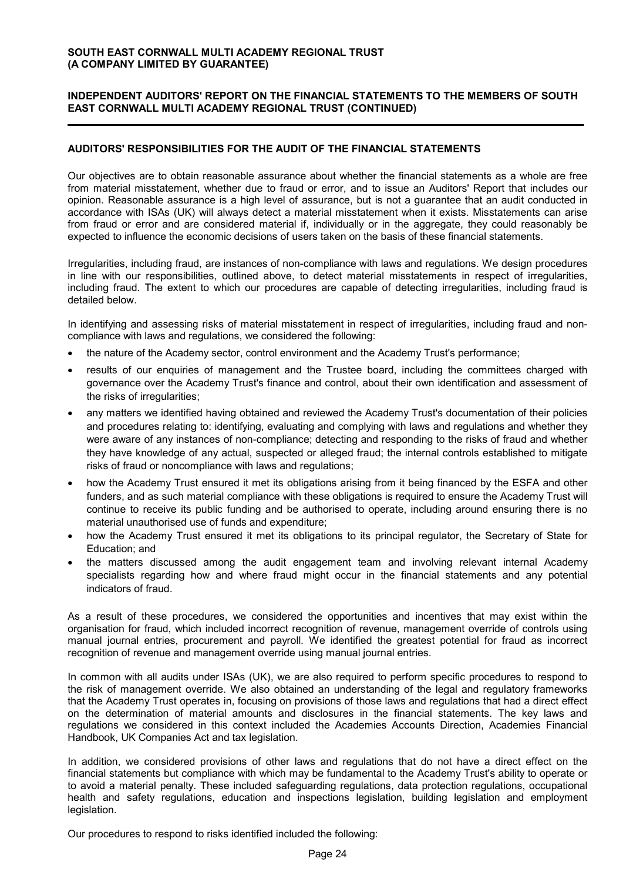## AUDITORS' RESPONSIBILITIES FOR THE AUDIT OF THE FINANCIAL STATEMENTS

Our objectives are to obtain reasonable assurance about whether the financial statements as a whole are free from material misstatement, whether due to fraud or error, and to issue an Auditors' Report that includes our opinion. Reasonable assurance is a high level of assurance, but is not a guarantee that an audit conducted in accordance with ISAs (UK) will always detect a material misstatement when it exists. Misstatements can arise from fraud or error and are considered material if, individually or in the aggregate, they could reasonably be expected to influence the economic decisions of users taken on the basis of these financial statements.

Irregularities, including fraud, are instances of non-compliance with laws and regulations. We design procedures in line with our responsibilities, outlined above, to detect material misstatements in respect of irregularities, including fraud. The extent to which our procedures are capable of detecting irregularities, including fraud is detailed below.

In identifying and assessing risks of material misstatement in respect of irregularities, including fraud and non-compliance with laws and regulations, we considered the following:

- the nature of the Academy sector, control environment and the Academy Trust's performance;
- results of our enquiries of management and the Trustee board, including the committees charged with governance over the Academy Trust's finance and control, about their own identification and assessment of the risks of irregularities;
- any matters we identified having obtained and reviewed the Academy Trust's documentation of their policies and procedures relating to: identifying, evaluating and complying with laws and regulations and whether they were aware of any instances of non-compliance; detecting and responding to the risks of fraud and whether they have knowledge of any actual, suspected or alleged fraud; the internal controls established to mitigate risks of fraud or noncompliance with laws and regulations;
- how the Academy Trust ensured it met its obligations arising from it being financed by the ESFA and other funders, and as such material compliance with these obligations is required to ensure the Academy Trust will continue to receive its public funding and be authorised to operate, including around ensuring there is no material unauthorised use of funds and expenditure;
- how the Academy Trust ensured it met its obligations to its principal regulator, the Secretary of State for Education; and
- the matters discussed among the audit engagement team and involving relevant internal Academy specialists regarding how and where fraud might occur in the financial statements and any potential indicators of fraud.

As a result of these procedures, we considered the opportunities and incentives that may exist within the organisation for fraud, which included incorrect recognition of revenue, management override of controls using manual journal entries, procurement and payroll. We identified the greatest potential for fraud as incorrect recognition of revenue and management override using manual journal entries.

In common with all audits under ISAs (UK), we are also required to perform specific procedures to respond to the risk of management override. We also obtained an understanding of the legal and regulatory frameworks that the Academy Trust operates in, focusing on provisions of those laws and regulations that had a direct effect on the determination of material amounts and disclosures in the financial statements. The key laws and regulations we considered in this context included the Academies Accounts Direction, Academies Financial Handbook, UK Companies Act and tax legislation.

In addition, we considered provisions of other laws and regulations that do not have a direct effect on the financial statements but compliance with which may be fundamental to the Academy Trust's ability to operate or to avoid a material penalty. These included safeguarding regulations, data protection regulations, occupational health and safety regulations, education and inspections legislation, building legislation and employment legislation.

Our procedures to respond to risks identified included the following: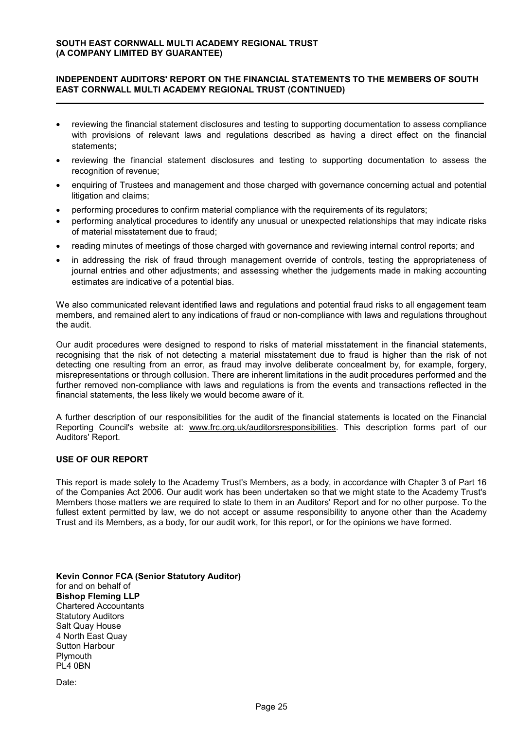- reviewing the financial statement disclosures and testing to supporting documentation to assess compliance with provisions of relevant laws and regulations described as having a direct effect on the financial statements;
- reviewing the financial statement disclosures and testing to supporting documentation to assess the recognition of revenue;
- enquiring of Trustees and management and those charged with governance concerning actual and potential litigation and claims;
- performing procedures to confirm material compliance with the requirements of its regulators;
- performing analytical procedures to identify any unusual or unexpected relationships that may indicate risks of material misstatement due to fraud;
- reading minutes of meetings of those charged with governance and reviewing internal control reports; and
- in addressing the risk of fraud through management override of controls, testing the appropriateness of journal entries and other adjustments; and assessing whether the judgements made in making accounting estimates are indicative of a potential bias.

We also communicated relevant identified laws and regulations and potential fraud risks to all engagement team members, and remained alert to any indications of fraud or non-compliance with laws and regulations throughout the audit.

Our audit procedures were designed to respond to risks of material misstatement in the financial statements, recognising that the risk of not detecting a material misstatement due to fraud is higher than the risk of not detecting one resulting from an error, as fraud may involve deliberate concealment by, for example, forgery, misrepresentations or through collusion. There are inherent limitations in the audit procedures performed and the further removed non-compliance with laws and regulations is from the events and transactions reflected in the financial statements, the less likely we would become aware of it.

A further description of our responsibilities for the audit of the financial statements is located on the Financial Reporting Council's website at: www.frc.org.uk/auditorsresponsibilities. This description forms part of our Auditors' Report.

## USE OF OUR REPORT

This report is made solely to the Academy Trust's Members, as a body, in accordance with Chapter 3 of Part 16 of the Companies Act 2006. Our audit work has been undertaken so that we might state to the Academy Trust's Members those matters we are required to state to them in an Auditors' Report and for no other purpose. To the fullest extent permitted by law, we do not accept or assume responsibility to anyone other than the Academy Trust and its Members, as a body, for our audit work, for this report, or for the opinions we have formed.

**Kevin Connor FCA (Senior Statutory Auditor)**
for and on behalf of
**Bishop Fleming LLP**
Chartered Accountants
Statutory Auditors
Salt Quay House
4 North East Quay
Sutton Harbour
Plymouth
PL4 0BN

Date: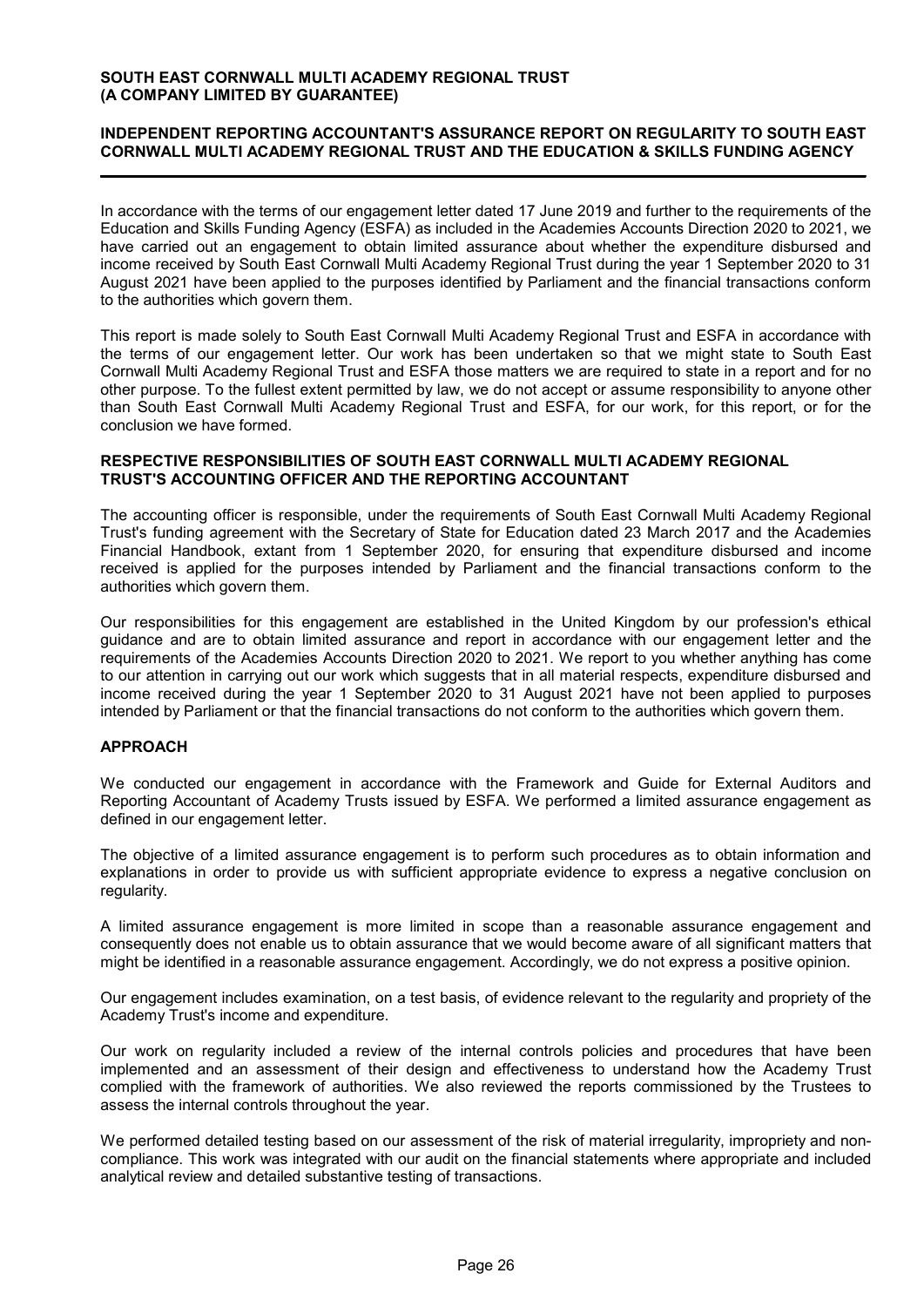**SOUTH EAST CORNWALL MULTI ACADEMY REGIONAL TRUST (A COMPANY LIMITED BY GUARANTEE)**

## INDEPENDENT REPORTING ACCOUNTANT'S ASSURANCE REPORT ON REGULARITY TO SOUTH EAST CORNWALL MULTI ACADEMY REGIONAL TRUST AND THE EDUCATION & SKILLS FUNDING AGENCY

In accordance with the terms of our engagement letter dated 17 June 2019 and further to the requirements of the Education and Skills Funding Agency (ESFA) as included in the Academies Accounts Direction 2020 to 2021, we have carried out an engagement to obtain limited assurance about whether the expenditure disbursed and income received by South East Cornwall Multi Academy Regional Trust during the year 1 September 2020 to 31 August 2021 have been applied to the purposes identified by Parliament and the financial transactions conform to the authorities which govern them.

This report is made solely to South East Cornwall Multi Academy Regional Trust and ESFA in accordance with the terms of our engagement letter. Our work has been undertaken so that we might state to South East Cornwall Multi Academy Regional Trust and ESFA those matters we are required to state in a report and for no other purpose. To the fullest extent permitted by law, we do not accept or assume responsibility to anyone other than South East Cornwall Multi Academy Regional Trust and ESFA, for our work, for this report, or for the conclusion we have formed.

### RESPECTIVE RESPONSIBILITIES OF SOUTH EAST CORNWALL MULTI ACADEMY REGIONAL TRUST'S ACCOUNTING OFFICER AND THE REPORTING ACCOUNTANT

The accounting officer is responsible, under the requirements of South East Cornwall Multi Academy Regional Trust's funding agreement with the Secretary of State for Education dated 23 March 2017 and the Academies Financial Handbook, extant from 1 September 2020, for ensuring that expenditure disbursed and income received is applied for the purposes intended by Parliament and the financial transactions conform to the authorities which govern them.

Our responsibilities for this engagement are established in the United Kingdom by our profession's ethical guidance and are to obtain limited assurance and report in accordance with our engagement letter and the requirements of the Academies Accounts Direction 2020 to 2021. We report to you whether anything has come to our attention in carrying out our work which suggests that in all material respects, expenditure disbursed and income received during the year 1 September 2020 to 31 August 2021 have not been applied to purposes intended by Parliament or that the financial transactions do not conform to the authorities which govern them.

### APPROACH

We conducted our engagement in accordance with the Framework and Guide for External Auditors and Reporting Accountant of Academy Trusts issued by ESFA. We performed a limited assurance engagement as defined in our engagement letter.

The objective of a limited assurance engagement is to perform such procedures as to obtain information and explanations in order to provide us with sufficient appropriate evidence to express a negative conclusion on regularity.

A limited assurance engagement is more limited in scope than a reasonable assurance engagement and consequently does not enable us to obtain assurance that we would become aware of all significant matters that might be identified in a reasonable assurance engagement. Accordingly, we do not express a positive opinion.

Our engagement includes examination, on a test basis, of evidence relevant to the regularity and propriety of the Academy Trust's income and expenditure.

Our work on regularity included a review of the internal controls policies and procedures that have been implemented and an assessment of their design and effectiveness to understand how the Academy Trust complied with the framework of authorities. We also reviewed the reports commissioned by the Trustees to assess the internal controls throughout the year.

We performed detailed testing based on our assessment of the risk of material irregularity, impropriety and non-compliance. This work was integrated with our audit on the financial statements where appropriate and included analytical review and detailed substantive testing of transactions.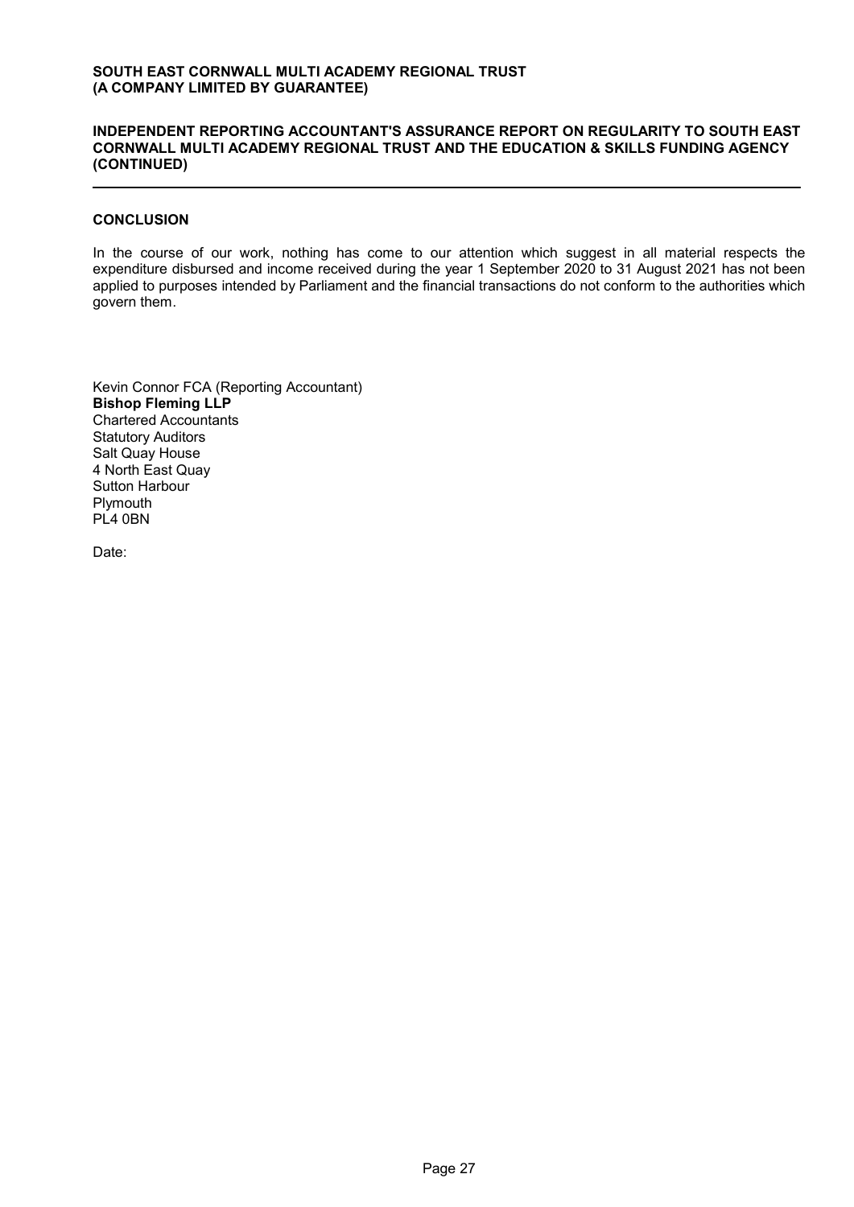**SOUTH EAST CORNWALL MULTI ACADEMY REGIONAL TRUST**
**(A COMPANY LIMITED BY GUARANTEE)**

**INDEPENDENT REPORTING ACCOUNTANT'S ASSURANCE REPORT ON REGULARITY TO SOUTH EAST CORNWALL MULTI ACADEMY REGIONAL TRUST AND THE EDUCATION & SKILLS FUNDING AGENCY (CONTINUED)**

## CONCLUSION

In the course of our work, nothing has come to our attention which suggest in all material respects the expenditure disbursed and income received during the year 1 September 2020 to 31 August 2021 has not been applied to purposes intended by Parliament and the financial transactions do not conform to the authorities which govern them.

Kevin Connor FCA (Reporting Accountant)
**Bishop Fleming LLP**
Chartered Accountants
Statutory Auditors
Salt Quay House
4 North East Quay
Sutton Harbour
Plymouth
PL4 0BN

Date: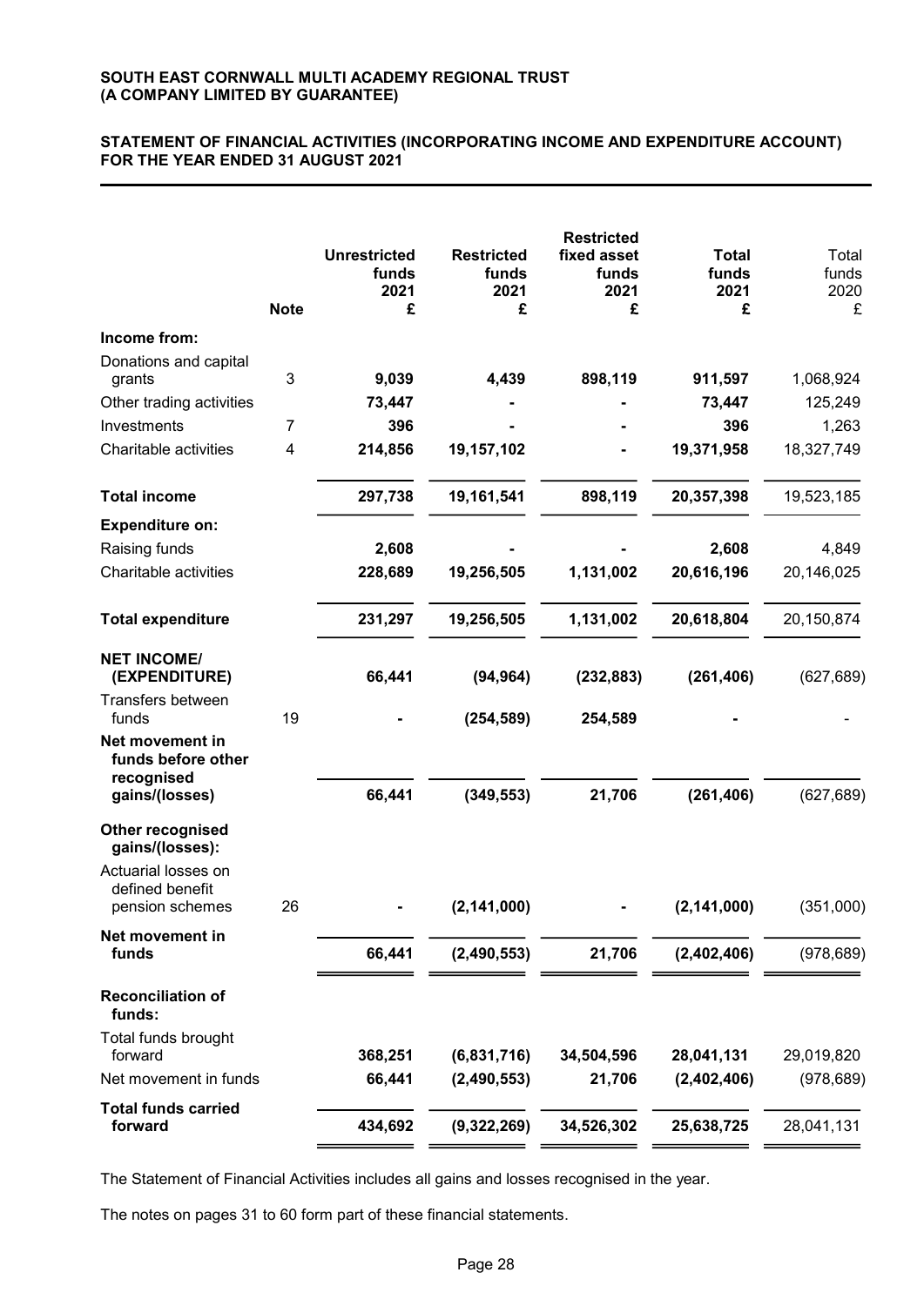**SOUTH EAST CORNWALL MULTI ACADEMY REGIONAL TRUST**
**(A COMPANY LIMITED BY GUARANTEE)**

## STATEMENT OF FINANCIAL ACTIVITIES (INCORPORATING INCOME AND EXPENDITURE ACCOUNT) FOR THE YEAR ENDED 31 AUGUST 2021

| | Note | Unrestricted funds 2021 £ | Restricted funds 2021 £ | Restricted fixed asset funds 2021 £ | Total funds 2021 £ | Total funds 2020 £ |
|---|---|---|---|---|---|---|
| **Income from:** | | | | | | |
| Donations and capital grants | 3 | 9,039 | 4,439 | 898,119 | 911,597 | 1,068,924 |
| Other trading activities | | 73,447 | - | - | 73,447 | 125,249 |
| Investments | 7 | 396 | - | - | 396 | 1,263 |
| Charitable activities | 4 | 214,856 | 19,157,102 | - | 19,371,958 | 18,327,749 |
| **Total income** | | 297,738 | 19,161,541 | 898,119 | 20,357,398 | 19,523,185 |
| **Expenditure on:** | | | | | | |
| Raising funds | | 2,608 | - | - | 2,608 | 4,849 |
| Charitable activities | | 228,689 | 19,256,505 | 1,131,002 | 20,616,196 | 20,146,025 |
| **Total expenditure** | | 231,297 | 19,256,505 | 1,131,002 | 20,618,804 | 20,150,874 |
| **NET INCOME/ (EXPENDITURE)** | | 66,441 | (94,964) | (232,883) | (261,406) | (627,689) |
| Transfers between funds | 19 | - | (254,589) | 254,589 | - | - |
| **Net movement in funds before other recognised gains/(losses)** | | 66,441 | (349,553) | 21,706 | (261,406) | (627,689) |
| **Other recognised gains/(losses):** | | | | | | |
| Actuarial losses on defined benefit pension schemes | 26 | - | (2,141,000) | - | (2,141,000) | (351,000) |
| **Net movement in funds** | | 66,441 | (2,490,553) | 21,706 | (2,402,406) | (978,689) |
| **Reconciliation of funds:** | | | | | | |
| Total funds brought forward | | 368,251 | (6,831,716) | 34,504,596 | 28,041,131 | 29,019,820 |
| Net movement in funds | | 66,441 | (2,490,553) | 21,706 | (2,402,406) | (978,689) |
| **Total funds carried forward** | | 434,692 | (9,322,269) | 34,526,302 | 25,638,725 | 28,041,131 |

The Statement of Financial Activities includes all gains and losses recognised in the year.

The notes on pages 31 to 60 form part of these financial statements.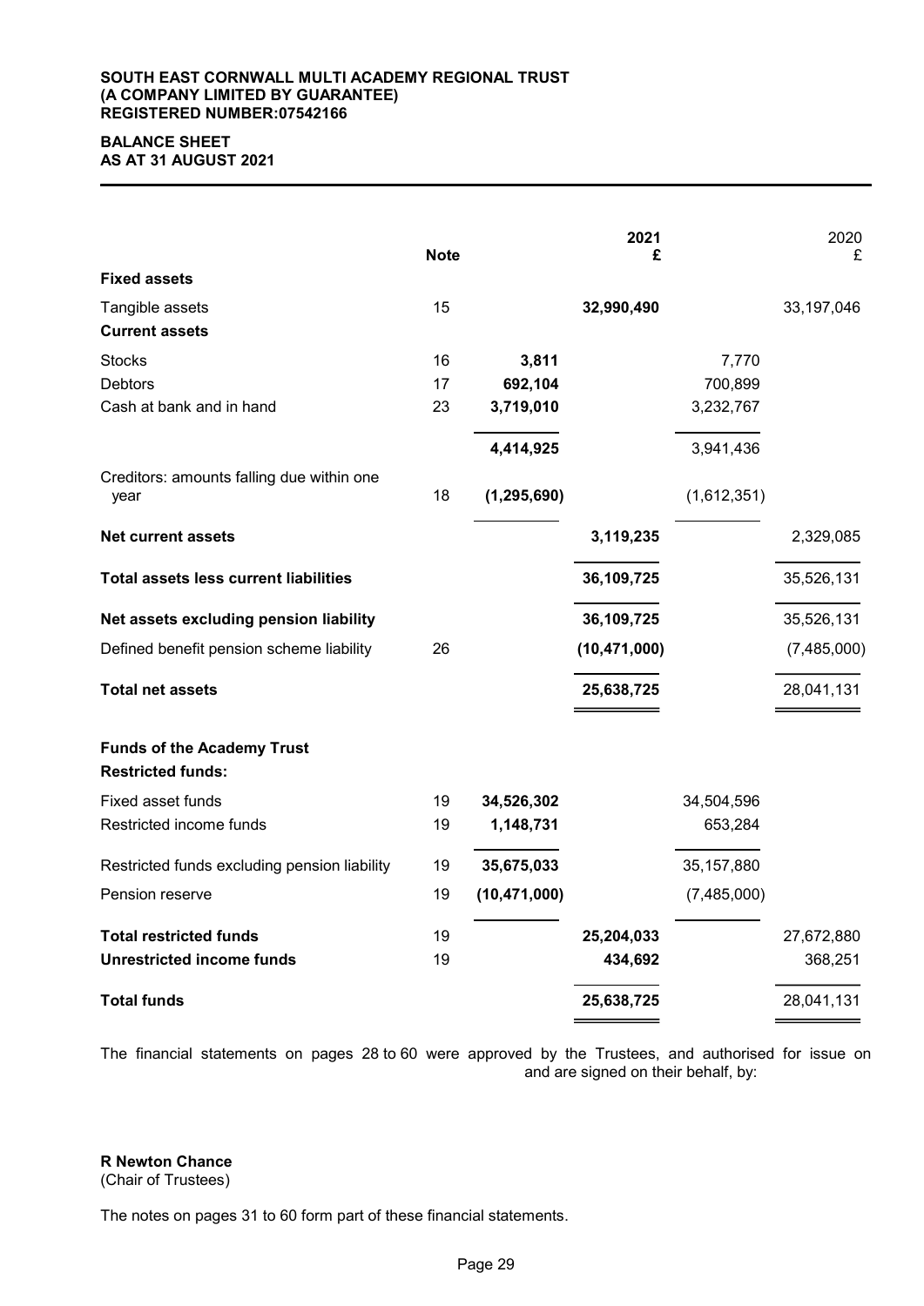**SOUTH EAST CORNWALL MULTI ACADEMY REGIONAL TRUST**
**(A COMPANY LIMITED BY GUARANTEE)**
**REGISTERED NUMBER:07542166**

# BALANCE SHEET
## AS AT 31 AUGUST 2021

| | Note | | 2021 £ | | 2020 £ |
|---|---|---|---|---|---|
| **Fixed assets** | | | | | |
| Tangible assets | 15 | | **32,990,490** | | 33,197,046 |
| **Current assets** | | | | | |
| Stocks | 16 | **3,811** | | 7,770 | |
| Debtors | 17 | **692,104** | | 700,899 | |
| Cash at bank and in hand | 23 | **3,719,010** | | 3,232,767 | |
| | | **4,414,925** | | 3,941,436 | |
| Creditors: amounts falling due within one year | 18 | **(1,295,690)** | | (1,612,351) | |
| **Net current assets** | | | **3,119,235** | | 2,329,085 |
| **Total assets less current liabilities** | | | **36,109,725** | | 35,526,131 |
| **Net assets excluding pension liability** | | | **36,109,725** | | 35,526,131 |
| Defined benefit pension scheme liability | 26 | | **(10,471,000)** | | (7,485,000) |
| **Total net assets** | | | **25,638,725** | | 28,041,131 |
| **Funds of the Academy Trust** | | | | | |
| **Restricted funds:** | | | | | |
| Fixed asset funds | 19 | **34,526,302** | | 34,504,596 | |
| Restricted income funds | 19 | **1,148,731** | | 653,284 | |
| Restricted funds excluding pension liability | 19 | **35,675,033** | | 35,157,880 | |
| Pension reserve | 19 | **(10,471,000)** | | (7,485,000) | |
| **Total restricted funds** | 19 | | **25,204,033** | | 27,672,880 |
| **Unrestricted income funds** | 19 | | **434,692** | | 368,251 |
| **Total funds** | | | **25,638,725** | | 28,041,131 |

The financial statements on pages 28 to 60 were approved by the Trustees, and authorised for issue on and are signed on their behalf, by:

**R Newton Chance**
(Chair of Trustees)

The notes on pages 31 to 60 form part of these financial statements.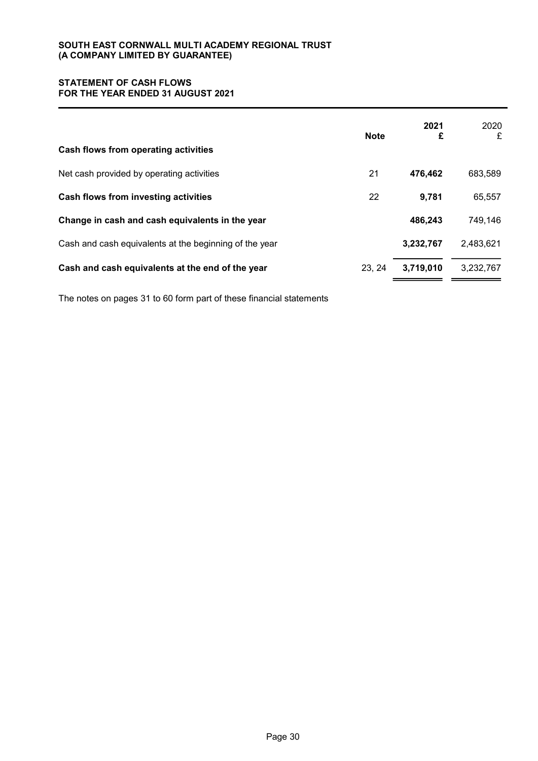**SOUTH EAST CORNWALL MULTI ACADEMY REGIONAL TRUST**
**(A COMPANY LIMITED BY GUARANTEE)**

## STATEMENT OF CASH FLOWS
## FOR THE YEAR ENDED 31 AUGUST 2021

| | Note | 2021 £ | 2020 £ |
|---|---|---|---|
| **Cash flows from operating activities** | | | |
| Net cash provided by operating activities | 21 | **476,462** | 683,589 |
| **Cash flows from investing activities** | 22 | **9,781** | 65,557 |
| **Change in cash and cash equivalents in the year** | | **486,243** | 749,146 |
| Cash and cash equivalents at the beginning of the year | | **3,232,767** | 2,483,621 |
| **Cash and cash equivalents at the end of the year** | 23, 24 | **3,719,010** | 3,232,767 |

The notes on pages 31 to 60 form part of these financial statements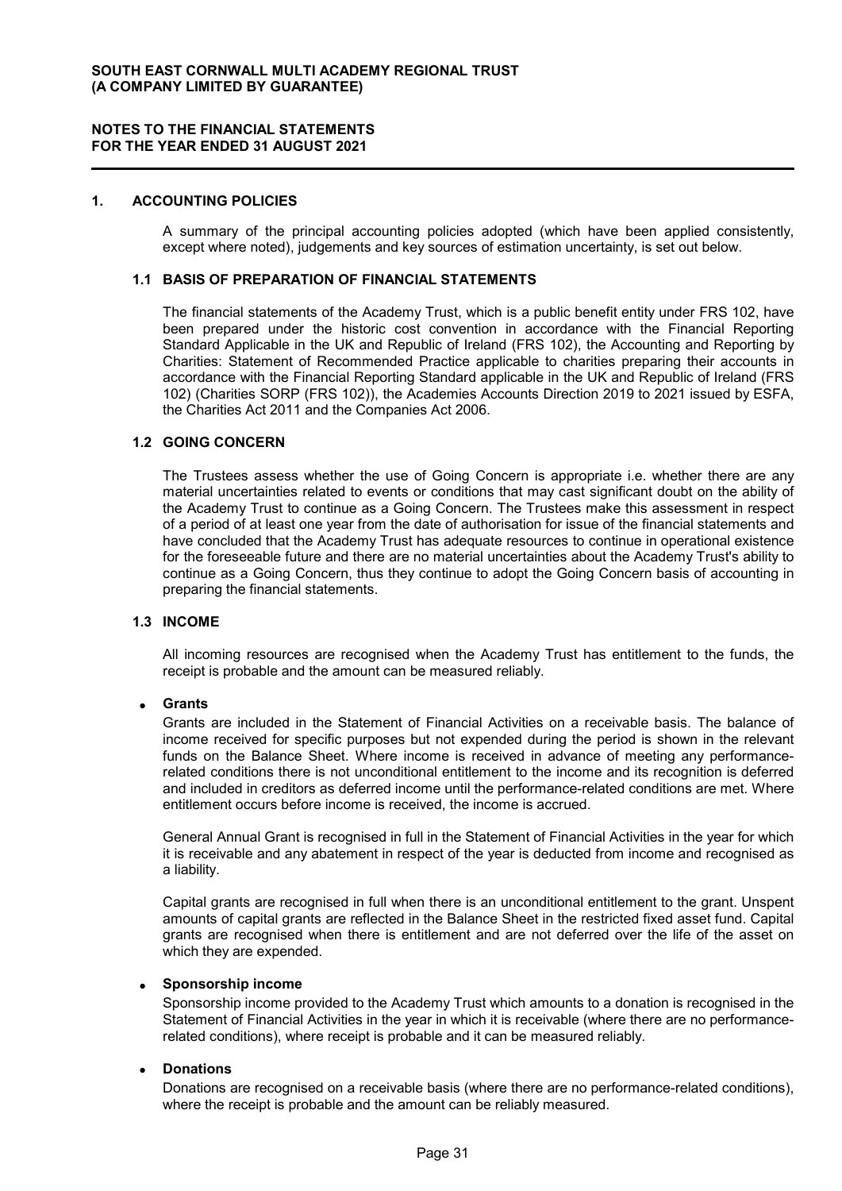# NOTES TO THE FINANCIAL STATEMENTS
# FOR THE YEAR ENDED 31 AUGUST 2021

## 1. ACCOUNTING POLICIES

A summary of the principal accounting policies adopted (which have been applied consistently, except where noted), judgements and key sources of estimation uncertainty, is set out below.

### 1.1 BASIS OF PREPARATION OF FINANCIAL STATEMENTS

The financial statements of the Academy Trust, which is a public benefit entity under FRS 102, have been prepared under the historic cost convention in accordance with the Financial Reporting Standard Applicable in the UK and Republic of Ireland (FRS 102), the Accounting and Reporting by Charities: Statement of Recommended Practice applicable to charities preparing their accounts in accordance with the Financial Reporting Standard applicable in the UK and Republic of Ireland (FRS 102) (Charities SORP (FRS 102)), the Academies Accounts Direction 2019 to 2021 issued by ESFA, the Charities Act 2011 and the Companies Act 2006.

### 1.2 GOING CONCERN

The Trustees assess whether the use of Going Concern is appropriate i.e. whether there are any material uncertainties related to events or conditions that may cast significant doubt on the ability of the Academy Trust to continue as a Going Concern. The Trustees make this assessment in respect of a period of at least one year from the date of authorisation for issue of the financial statements and have concluded that the Academy Trust has adequate resources to continue in operational existence for the foreseeable future and there are no material uncertainties about the Academy Trust's ability to continue as a Going Concern, thus they continue to adopt the Going Concern basis of accounting in preparing the financial statements.

### 1.3 INCOME

All incoming resources are recognised when the Academy Trust has entitlement to the funds, the receipt is probable and the amount can be measured reliably.

- **Grants**

  Grants are included in the Statement of Financial Activities on a receivable basis. The balance of income received for specific purposes but not expended during the period is shown in the relevant funds on the Balance Sheet. Where income is received in advance of meeting any performance-related conditions there is not unconditional entitlement to the income and its recognition is deferred and included in creditors as deferred income until the performance-related conditions are met. Where entitlement occurs before income is received, the income is accrued.

  General Annual Grant is recognised in full in the Statement of Financial Activities in the year for which it is receivable and any abatement in respect of the year is deducted from income and recognised as a liability.

  Capital grants are recognised in full when there is an unconditional entitlement to the grant. Unspent amounts of capital grants are reflected in the Balance Sheet in the restricted fixed asset fund. Capital grants are recognised when there is entitlement and are not deferred over the life of the asset on which they are expended.

- **Sponsorship income**

  Sponsorship income provided to the Academy Trust which amounts to a donation is recognised in the Statement of Financial Activities in the year in which it is receivable (where there are no performance-related conditions), where receipt is probable and it can be measured reliably.

- **Donations**

  Donations are recognised on a receivable basis (where there are no performance-related conditions), where the receipt is probable and the amount can be reliably measured.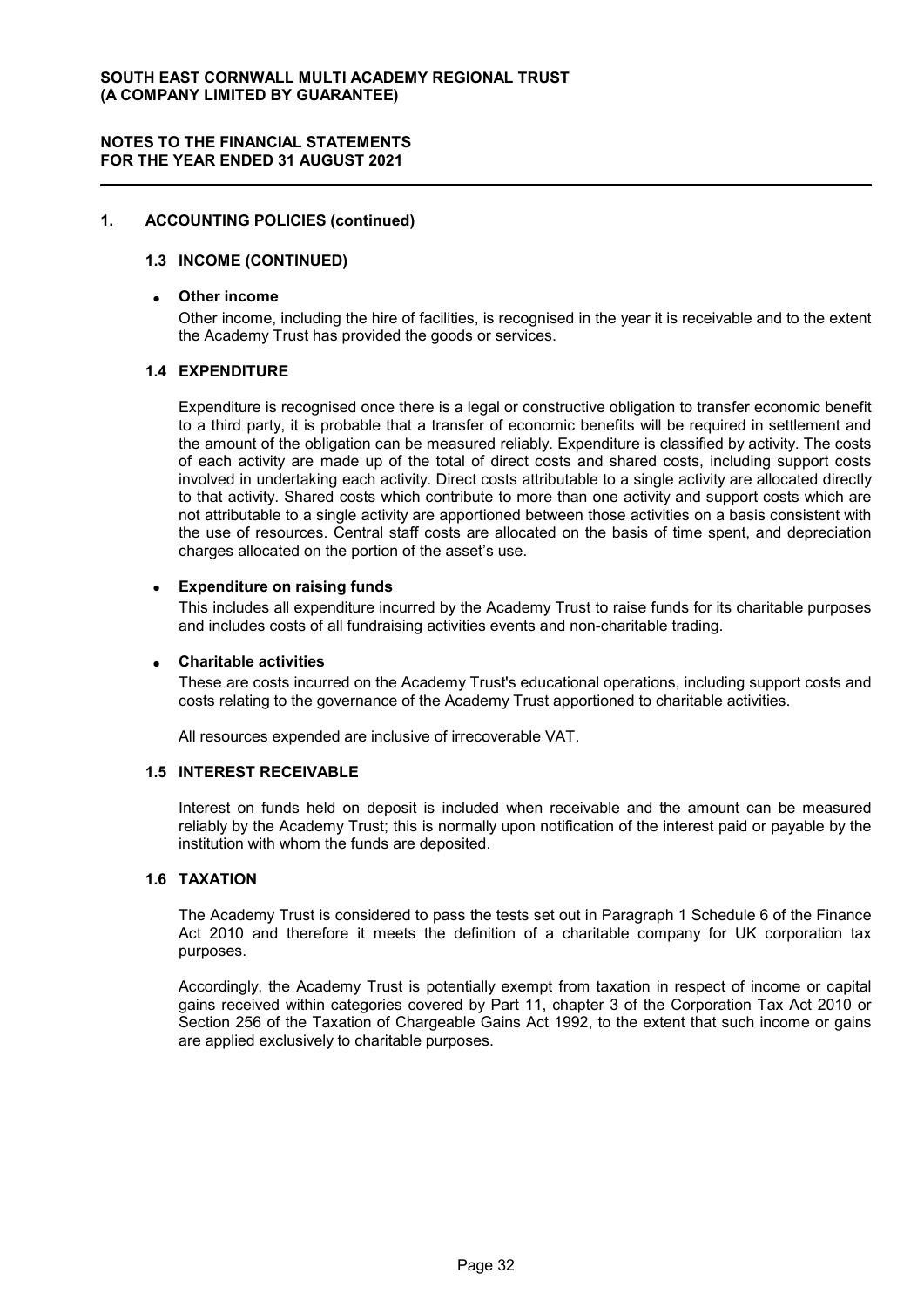## 1. ACCOUNTING POLICIES (continued)

### 1.3 INCOME (CONTINUED)

- **Other income**

  Other income, including the hire of facilities, is recognised in the year it is receivable and to the extent the Academy Trust has provided the goods or services.

### 1.4 EXPENDITURE

Expenditure is recognised once there is a legal or constructive obligation to transfer economic benefit to a third party, it is probable that a transfer of economic benefits will be required in settlement and the amount of the obligation can be measured reliably. Expenditure is classified by activity. The costs of each activity are made up of the total of direct costs and shared costs, including support costs involved in undertaking each activity. Direct costs attributable to a single activity are allocated directly to that activity. Shared costs which contribute to more than one activity and support costs which are not attributable to a single activity are apportioned between those activities on a basis consistent with the use of resources. Central staff costs are allocated on the basis of time spent, and depreciation charges allocated on the portion of the asset's use.

- **Expenditure on raising funds**

  This includes all expenditure incurred by the Academy Trust to raise funds for its charitable purposes and includes costs of all fundraising activities events and non-charitable trading.

- **Charitable activities**

  These are costs incurred on the Academy Trust's educational operations, including support costs and costs relating to the governance of the Academy Trust apportioned to charitable activities.

All resources expended are inclusive of irrecoverable VAT.

### 1.5 INTEREST RECEIVABLE

Interest on funds held on deposit is included when receivable and the amount can be measured reliably by the Academy Trust; this is normally upon notification of the interest paid or payable by the institution with whom the funds are deposited.

### 1.6 TAXATION

The Academy Trust is considered to pass the tests set out in Paragraph 1 Schedule 6 of the Finance Act 2010 and therefore it meets the definition of a charitable company for UK corporation tax purposes.

Accordingly, the Academy Trust is potentially exempt from taxation in respect of income or capital gains received within categories covered by Part 11, chapter 3 of the Corporation Tax Act 2010 or Section 256 of the Taxation of Chargeable Gains Act 1992, to the extent that such income or gains are applied exclusively to charitable purposes.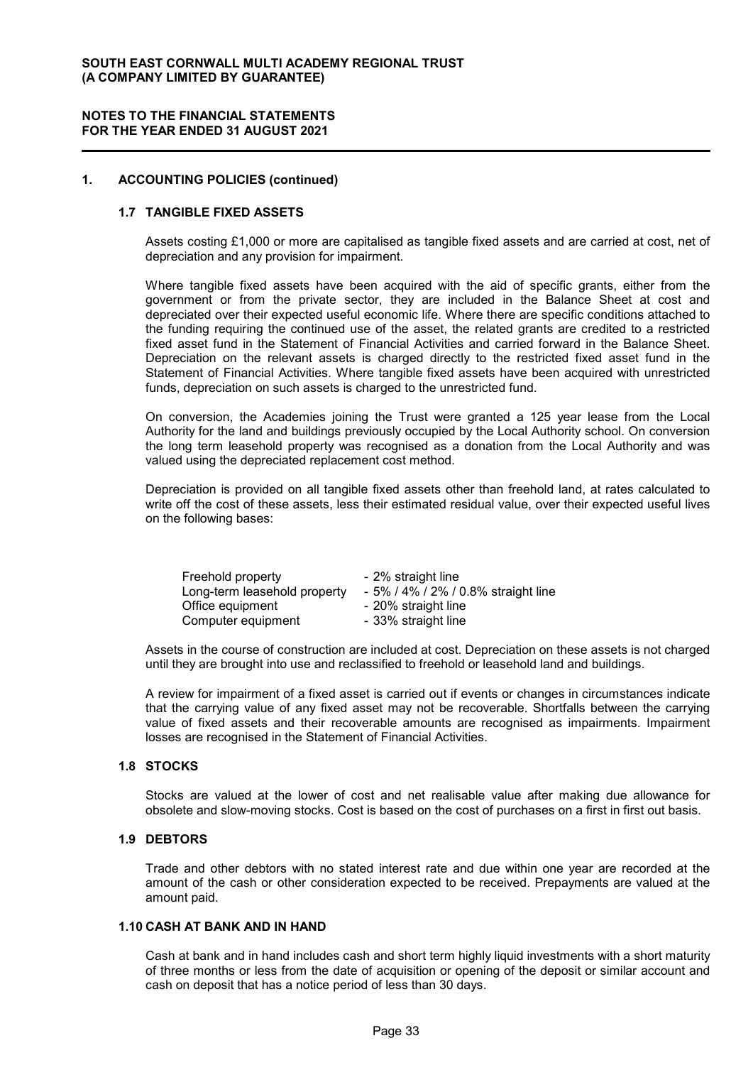## 1. ACCOUNTING POLICIES (continued)

### 1.7 TANGIBLE FIXED ASSETS

Assets costing £1,000 or more are capitalised as tangible fixed assets and are carried at cost, net of depreciation and any provision for impairment.

Where tangible fixed assets have been acquired with the aid of specific grants, either from the government or from the private sector, they are included in the Balance Sheet at cost and depreciated over their expected useful economic life. Where there are specific conditions attached to the funding requiring the continued use of the asset, the related grants are credited to a restricted fixed asset fund in the Statement of Financial Activities and carried forward in the Balance Sheet. Depreciation on the relevant assets is charged directly to the restricted fixed asset fund in the Statement of Financial Activities. Where tangible fixed assets have been acquired with unrestricted funds, depreciation on such assets is charged to the unrestricted fund.

On conversion, the Academies joining the Trust were granted a 125 year lease from the Local Authority for the land and buildings previously occupied by the Local Authority school. On conversion the long term leasehold property was recognised as a donation from the Local Authority and was valued using the depreciated replacement cost method.

Depreciation is provided on all tangible fixed assets other than freehold land, at rates calculated to write off the cost of these assets, less their estimated residual value, over their expected useful lives on the following bases:

| | |
|---|---|
| Freehold property | - 2% straight line |
| Long-term leasehold property | - 5% / 4% / 2% / 0.8% straight line |
| Office equipment | - 20% straight line |
| Computer equipment | - 33% straight line |

Assets in the course of construction are included at cost. Depreciation on these assets is not charged until they are brought into use and reclassified to freehold or leasehold land and buildings.

A review for impairment of a fixed asset is carried out if events or changes in circumstances indicate that the carrying value of any fixed asset may not be recoverable. Shortfalls between the carrying value of fixed assets and their recoverable amounts are recognised as impairments. Impairment losses are recognised in the Statement of Financial Activities.

### 1.8 STOCKS

Stocks are valued at the lower of cost and net realisable value after making due allowance for obsolete and slow-moving stocks. Cost is based on the cost of purchases on a first in first out basis.

### 1.9 DEBTORS

Trade and other debtors with no stated interest rate and due within one year are recorded at the amount of the cash or other consideration expected to be received. Prepayments are valued at the amount paid.

### 1.10 CASH AT BANK AND IN HAND

Cash at bank and in hand includes cash and short term highly liquid investments with a short maturity of three months or less from the date of acquisition or opening of the deposit or similar account and cash on deposit that has a notice period of less than 30 days.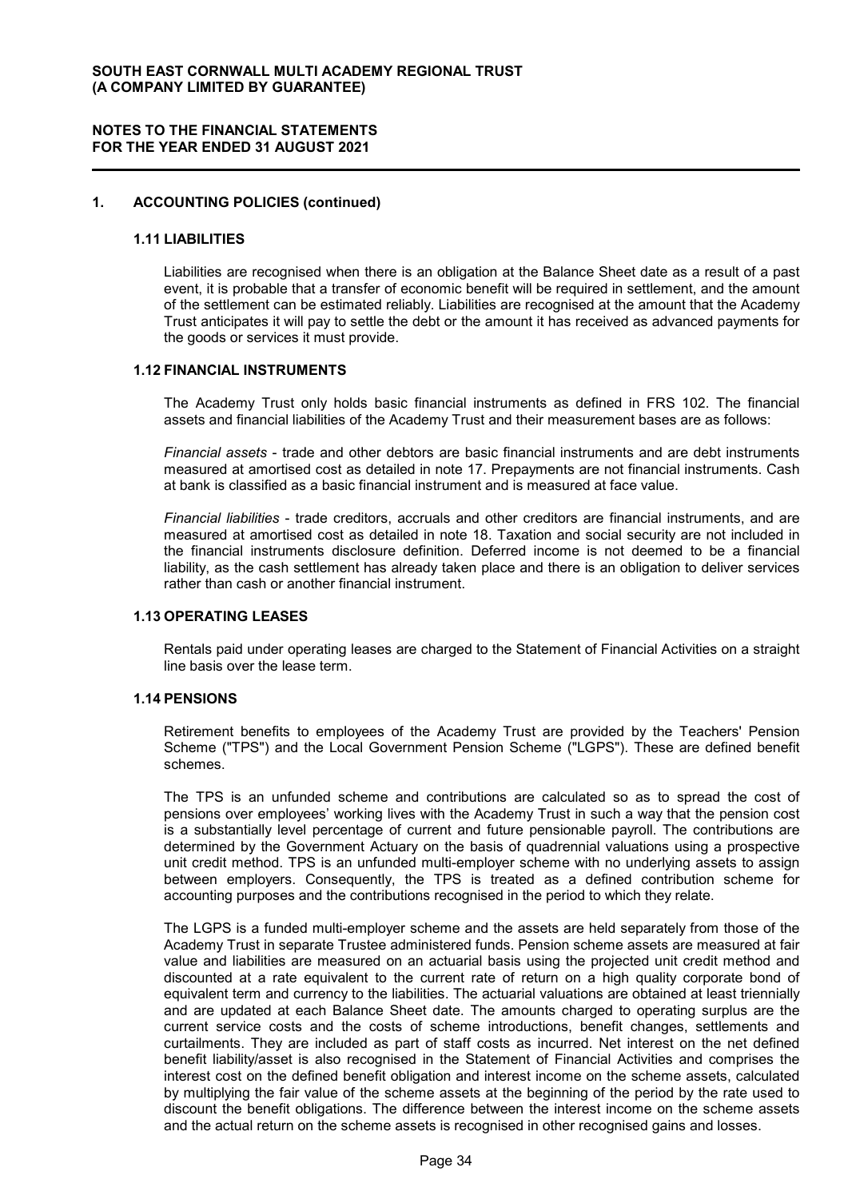## 1. ACCOUNTING POLICIES (continued)

### 1.11 LIABILITIES

Liabilities are recognised when there is an obligation at the Balance Sheet date as a result of a past event, it is probable that a transfer of economic benefit will be required in settlement, and the amount of the settlement can be estimated reliably. Liabilities are recognised at the amount that the Academy Trust anticipates it will pay to settle the debt or the amount it has received as advanced payments for the goods or services it must provide.

### 1.12 FINANCIAL INSTRUMENTS

The Academy Trust only holds basic financial instruments as defined in FRS 102. The financial assets and financial liabilities of the Academy Trust and their measurement bases are as follows:

*Financial assets* - trade and other debtors are basic financial instruments and are debt instruments measured at amortised cost as detailed in note 17. Prepayments are not financial instruments. Cash at bank is classified as a basic financial instrument and is measured at face value.

*Financial liabilities* - trade creditors, accruals and other creditors are financial instruments, and are measured at amortised cost as detailed in note 18. Taxation and social security are not included in the financial instruments disclosure definition. Deferred income is not deemed to be a financial liability, as the cash settlement has already taken place and there is an obligation to deliver services rather than cash or another financial instrument.

### 1.13 OPERATING LEASES

Rentals paid under operating leases are charged to the Statement of Financial Activities on a straight line basis over the lease term.

### 1.14 PENSIONS

Retirement benefits to employees of the Academy Trust are provided by the Teachers' Pension Scheme ("TPS") and the Local Government Pension Scheme ("LGPS"). These are defined benefit schemes.

The TPS is an unfunded scheme and contributions are calculated so as to spread the cost of pensions over employees' working lives with the Academy Trust in such a way that the pension cost is a substantially level percentage of current and future pensionable payroll. The contributions are determined by the Government Actuary on the basis of quadrennial valuations using a prospective unit credit method. TPS is an unfunded multi-employer scheme with no underlying assets to assign between employers. Consequently, the TPS is treated as a defined contribution scheme for accounting purposes and the contributions recognised in the period to which they relate.

The LGPS is a funded multi-employer scheme and the assets are held separately from those of the Academy Trust in separate Trustee administered funds. Pension scheme assets are measured at fair value and liabilities are measured on an actuarial basis using the projected unit credit method and discounted at a rate equivalent to the current rate of return on a high quality corporate bond of equivalent term and currency to the liabilities. The actuarial valuations are obtained at least triennially and are updated at each Balance Sheet date. The amounts charged to operating surplus are the current service costs and the costs of scheme introductions, benefit changes, settlements and curtailments. They are included as part of staff costs as incurred. Net interest on the net defined benefit liability/asset is also recognised in the Statement of Financial Activities and comprises the interest cost on the defined benefit obligation and interest income on the scheme assets, calculated by multiplying the fair value of the scheme assets at the beginning of the period by the rate used to discount the benefit obligations. The difference between the interest income on the scheme assets and the actual return on the scheme assets is recognised in other recognised gains and losses.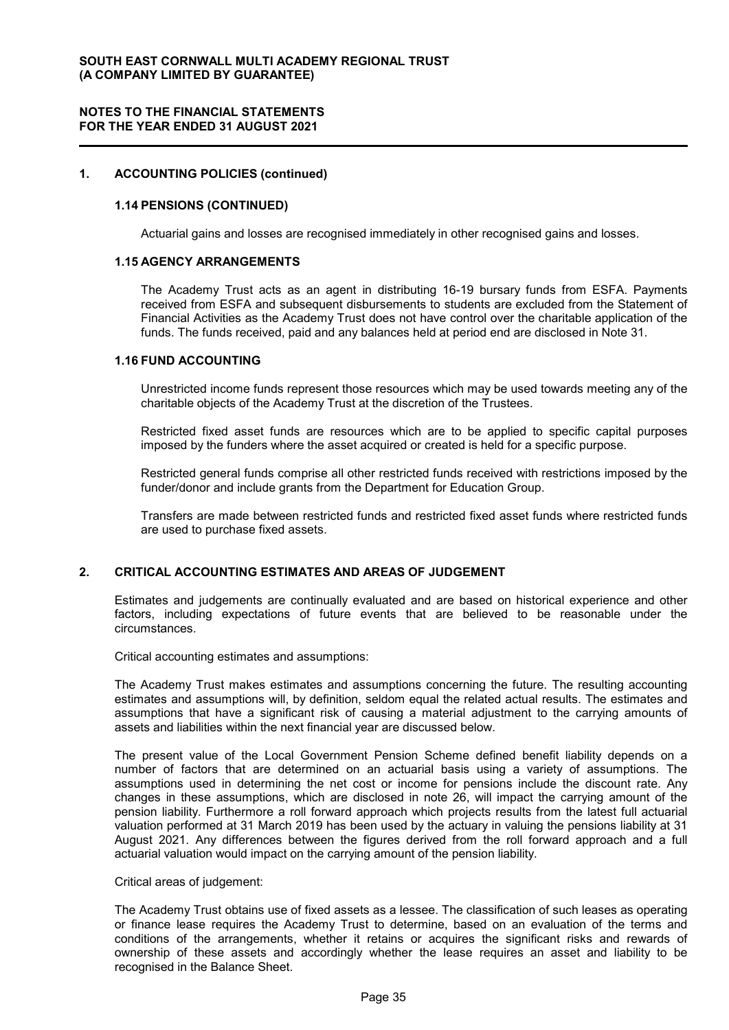## 1. ACCOUNTING POLICIES (continued)

### 1.14 PENSIONS (CONTINUED)

Actuarial gains and losses are recognised immediately in other recognised gains and losses.

### 1.15 AGENCY ARRANGEMENTS

The Academy Trust acts as an agent in distributing 16-19 bursary funds from ESFA. Payments received from ESFA and subsequent disbursements to students are excluded from the Statement of Financial Activities as the Academy Trust does not have control over the charitable application of the funds. The funds received, paid and any balances held at period end are disclosed in Note 31.

### 1.16 FUND ACCOUNTING

Unrestricted income funds represent those resources which may be used towards meeting any of the charitable objects of the Academy Trust at the discretion of the Trustees.

Restricted fixed asset funds are resources which are to be applied to specific capital purposes imposed by the funders where the asset acquired or created is held for a specific purpose.

Restricted general funds comprise all other restricted funds received with restrictions imposed by the funder/donor and include grants from the Department for Education Group.

Transfers are made between restricted funds and restricted fixed asset funds where restricted funds are used to purchase fixed assets.

## 2. CRITICAL ACCOUNTING ESTIMATES AND AREAS OF JUDGEMENT

Estimates and judgements are continually evaluated and are based on historical experience and other factors, including expectations of future events that are believed to be reasonable under the circumstances.

Critical accounting estimates and assumptions:

The Academy Trust makes estimates and assumptions concerning the future. The resulting accounting estimates and assumptions will, by definition, seldom equal the related actual results. The estimates and assumptions that have a significant risk of causing a material adjustment to the carrying amounts of assets and liabilities within the next financial year are discussed below.

The present value of the Local Government Pension Scheme defined benefit liability depends on a number of factors that are determined on an actuarial basis using a variety of assumptions. The assumptions used in determining the net cost or income for pensions include the discount rate. Any changes in these assumptions, which are disclosed in note 26, will impact the carrying amount of the pension liability. Furthermore a roll forward approach which projects results from the latest full actuarial valuation performed at 31 March 2019 has been used by the actuary in valuing the pensions liability at 31 August 2021. Any differences between the figures derived from the roll forward approach and a full actuarial valuation would impact on the carrying amount of the pension liability.

Critical areas of judgement:

The Academy Trust obtains use of fixed assets as a lessee. The classification of such leases as operating or finance lease requires the Academy Trust to determine, based on an evaluation of the terms and conditions of the arrangements, whether it retains or acquires the significant risks and rewards of ownership of these assets and accordingly whether the lease requires an asset and liability to be recognised in the Balance Sheet.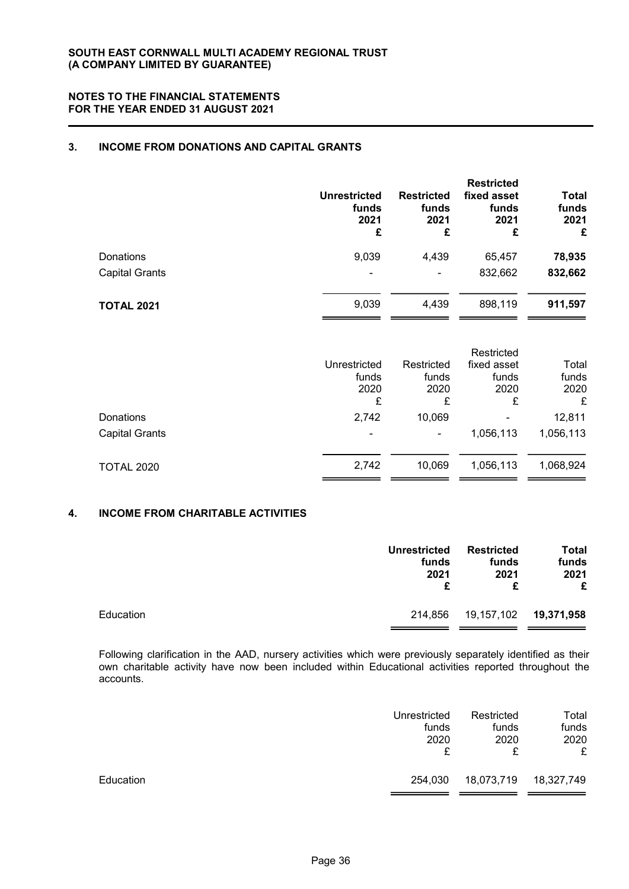## 3. INCOME FROM DONATIONS AND CAPITAL GRANTS

| | Unrestricted funds 2021 £ | Restricted funds 2021 £ | Restricted fixed asset funds 2021 £ | Total funds 2021 £ |
|---|---|---|---|---|
| Donations | 9,039 | 4,439 | 65,457 | **78,935** |
| Capital Grants | - | - | 832,662 | **832,662** |
| **TOTAL 2021** | 9,039 | 4,439 | 898,119 | **911,597** |

| | Unrestricted funds 2020 £ | Restricted funds 2020 £ | Restricted fixed asset funds 2020 £ | Total funds 2020 £ |
|---|---|---|---|---|
| Donations | 2,742 | 10,069 | - | 12,811 |
| Capital Grants | - | - | 1,056,113 | 1,056,113 |
| TOTAL 2020 | 2,742 | 10,069 | 1,056,113 | 1,068,924 |

## 4. INCOME FROM CHARITABLE ACTIVITIES

| | Unrestricted funds 2021 £ | Restricted funds 2021 £ | Total funds 2021 £ |
|---|---|---|---|
| Education | 214,856 | 19,157,102 | **19,371,958** |

Following clarification in the AAD, nursery activities which were previously separately identified as their own charitable activity have now been included within Educational activities reported throughout the accounts.

| | Unrestricted funds 2020 £ | Restricted funds 2020 £ | Total funds 2020 £ |
|---|---|---|---|
| Education | 254,030 | 18,073,719 | 18,327,749 |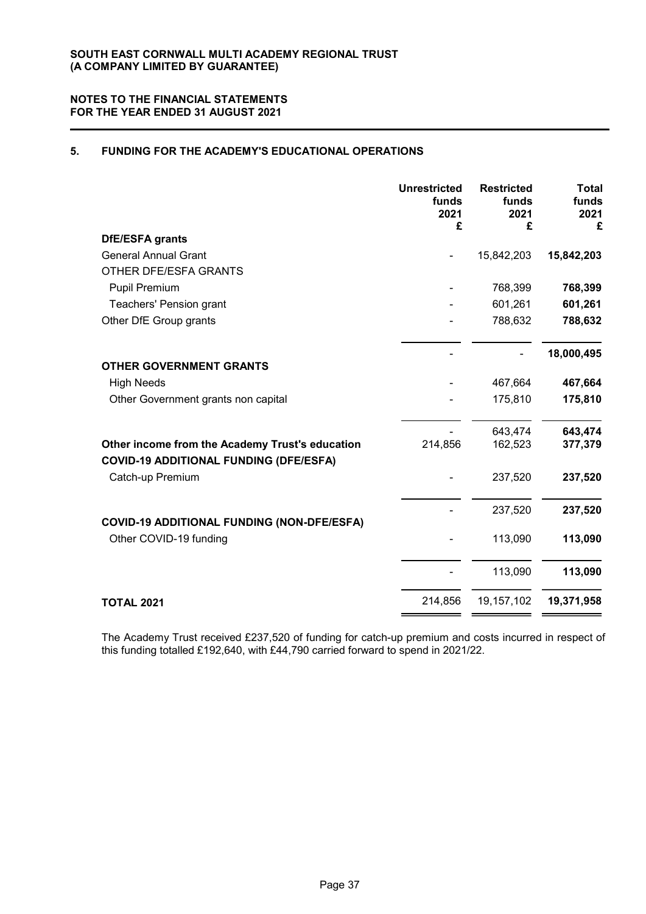**SOUTH EAST CORNWALL MULTI ACADEMY REGIONAL TRUST**
**(A COMPANY LIMITED BY GUARANTEE)**

**NOTES TO THE FINANCIAL STATEMENTS**
**FOR THE YEAR ENDED 31 AUGUST 2021**

## 5. FUNDING FOR THE ACADEMY'S EDUCATIONAL OPERATIONS

| | Unrestricted funds 2021 £ | Restricted funds 2021 £ | Total funds 2021 £ |
|---|---|---|---|
| **DfE/ESFA grants** | | | |
| General Annual Grant | - | 15,842,203 | **15,842,203** |
| OTHER DFE/ESFA GRANTS | | | |
| Pupil Premium | - | 768,399 | **768,399** |
| Teachers' Pension grant | - | 601,261 | **601,261** |
| Other DfE Group grants | - | 788,632 | **788,632** |
| | - | - | **18,000,495** |
| **OTHER GOVERNMENT GRANTS** | | | |
| High Needs | - | 467,664 | **467,664** |
| Other Government grants non capital | - | 175,810 | **175,810** |
| | - | 643,474 | **643,474** |
| **Other income from the Academy Trust's education** | 214,856 | 162,523 | 377,379 |
| **COVID-19 ADDITIONAL FUNDING (DFE/ESFA)** | | | |
| Catch-up Premium | - | 237,520 | **237,520** |
| | - | 237,520 | **237,520** |
| **COVID-19 ADDITIONAL FUNDING (NON-DFE/ESFA)** | | | |
| Other COVID-19 funding | - | 113,090 | **113,090** |
| | - | 113,090 | **113,090** |
| **TOTAL 2021** | 214,856 | 19,157,102 | **19,371,958** |

The Academy Trust received £237,520 of funding for catch-up premium and costs incurred in respect of this funding totalled £192,640, with £44,790 carried forward to spend in 2021/22.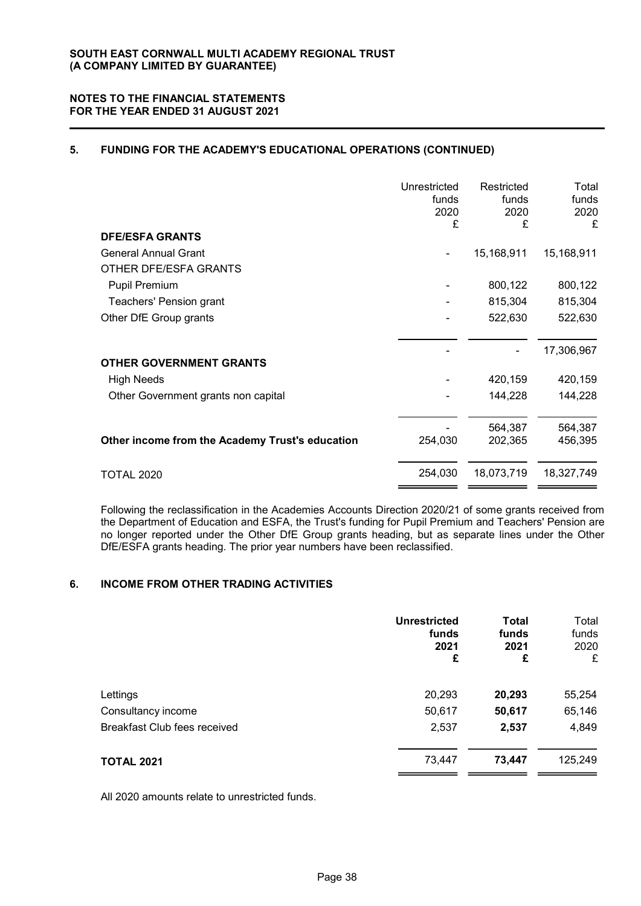**SOUTH EAST CORNWALL MULTI ACADEMY REGIONAL TRUST**
**(A COMPANY LIMITED BY GUARANTEE)**

**NOTES TO THE FINANCIAL STATEMENTS**
**FOR THE YEAR ENDED 31 AUGUST 2021**

## 5. FUNDING FOR THE ACADEMY'S EDUCATIONAL OPERATIONS (CONTINUED)

| | Unrestricted funds 2020 £ | Restricted funds 2020 £ | Total funds 2020 £ |
|---|---|---|---|
| **DFE/ESFA GRANTS** | | | |
| General Annual Grant | - | 15,168,911 | 15,168,911 |
| OTHER DFE/ESFA GRANTS | | | |
| Pupil Premium | - | 800,122 | 800,122 |
| Teachers' Pension grant | - | 815,304 | 815,304 |
| Other DfE Group grants | - | 522,630 | 522,630 |
| | - | - | 17,306,967 |
| **OTHER GOVERNMENT GRANTS** | | | |
| High Needs | - | 420,159 | 420,159 |
| Other Government grants non capital | - | 144,228 | 144,228 |
| | - | 564,387 | 564,387 |
| **Other income from the Academy Trust's education** | 254,030 | 202,365 | 456,395 |
| TOTAL 2020 | 254,030 | 18,073,719 | 18,327,749 |

Following the reclassification in the Academies Accounts Direction 2020/21 of some grants received from the Department of Education and ESFA, the Trust's funding for Pupil Premium and Teachers' Pension are no longer reported under the Other DfE Group grants heading, but as separate lines under the Other DfE/ESFA grants heading. The prior year numbers have been reclassified.

## 6. INCOME FROM OTHER TRADING ACTIVITIES

| | **Unrestricted funds 2021 £** | **Total funds 2021 £** | Total funds 2020 £ |
|---|---|---|---|
| Lettings | 20,293 | **20,293** | 55,254 |
| Consultancy income | 50,617 | **50,617** | 65,146 |
| Breakfast Club fees received | 2,537 | **2,537** | 4,849 |
| **TOTAL 2021** | 73,447 | **73,447** | 125,249 |

All 2020 amounts relate to unrestricted funds.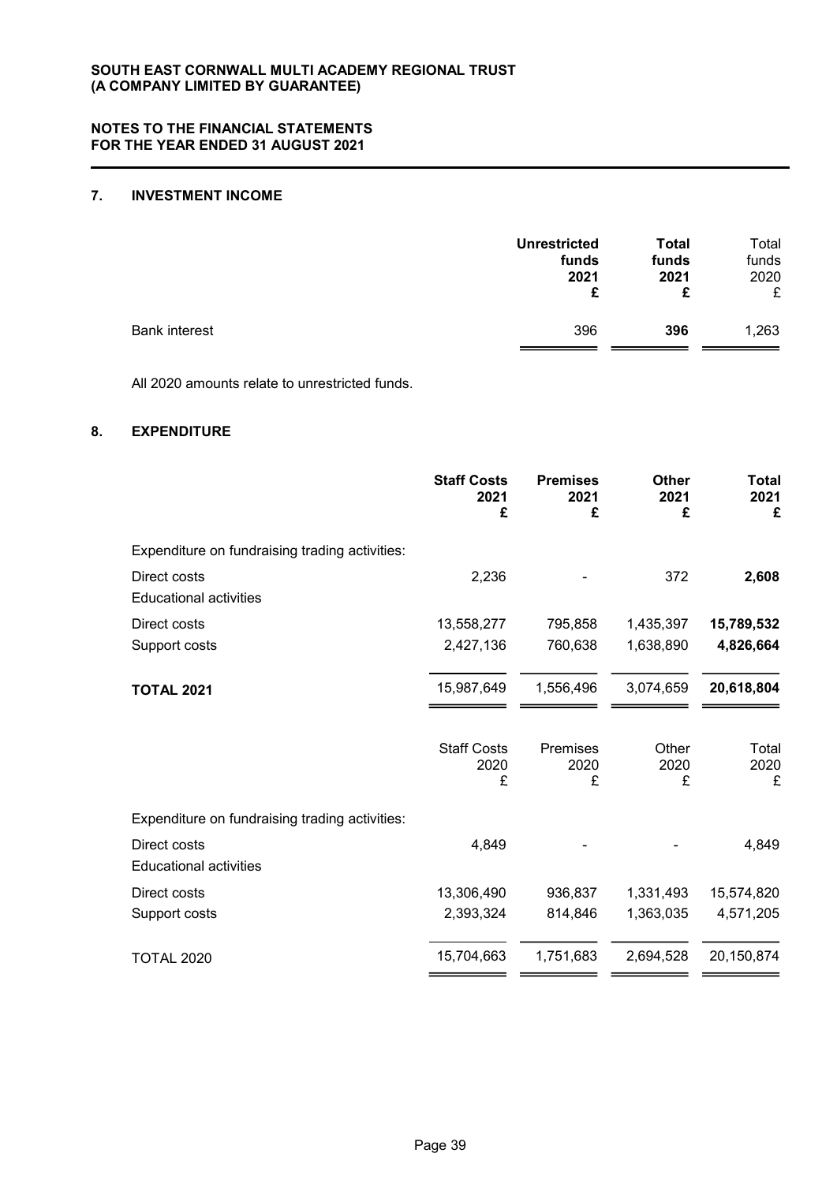## 7. INVESTMENT INCOME

| | Unrestricted funds 2021 £ | Total funds 2021 £ | Total funds 2020 £ |
|---|---|---|---|
| Bank interest | 396 | **396** | 1,263 |

All 2020 amounts relate to unrestricted funds.

## 8. EXPENDITURE

| | Staff Costs 2021 £ | Premises 2021 £ | Other 2021 £ | Total 2021 £ |
|---|---|---|---|---|
| Expenditure on fundraising trading activities: | | | | |
| Direct costs | 2,236 | - | 372 | **2,608** |
| Educational activities | | | | |
| Direct costs | 13,558,277 | 795,858 | 1,435,397 | **15,789,532** |
| Support costs | 2,427,136 | 760,638 | 1,638,890 | **4,826,664** |
| **TOTAL 2021** | 15,987,649 | 1,556,496 | 3,074,659 | **20,618,804** |

| | Staff Costs 2020 £ | Premises 2020 £ | Other 2020 £ | Total 2020 £ |
|---|---|---|---|---|
| Expenditure on fundraising trading activities: | | | | |
| Direct costs | 4,849 | - | - | 4,849 |
| Educational activities | | | | |
| Direct costs | 13,306,490 | 936,837 | 1,331,493 | 15,574,820 |
| Support costs | 2,393,324 | 814,846 | 1,363,035 | 4,571,205 |
| TOTAL 2020 | 15,704,663 | 1,751,683 | 2,694,528 | 20,150,874 |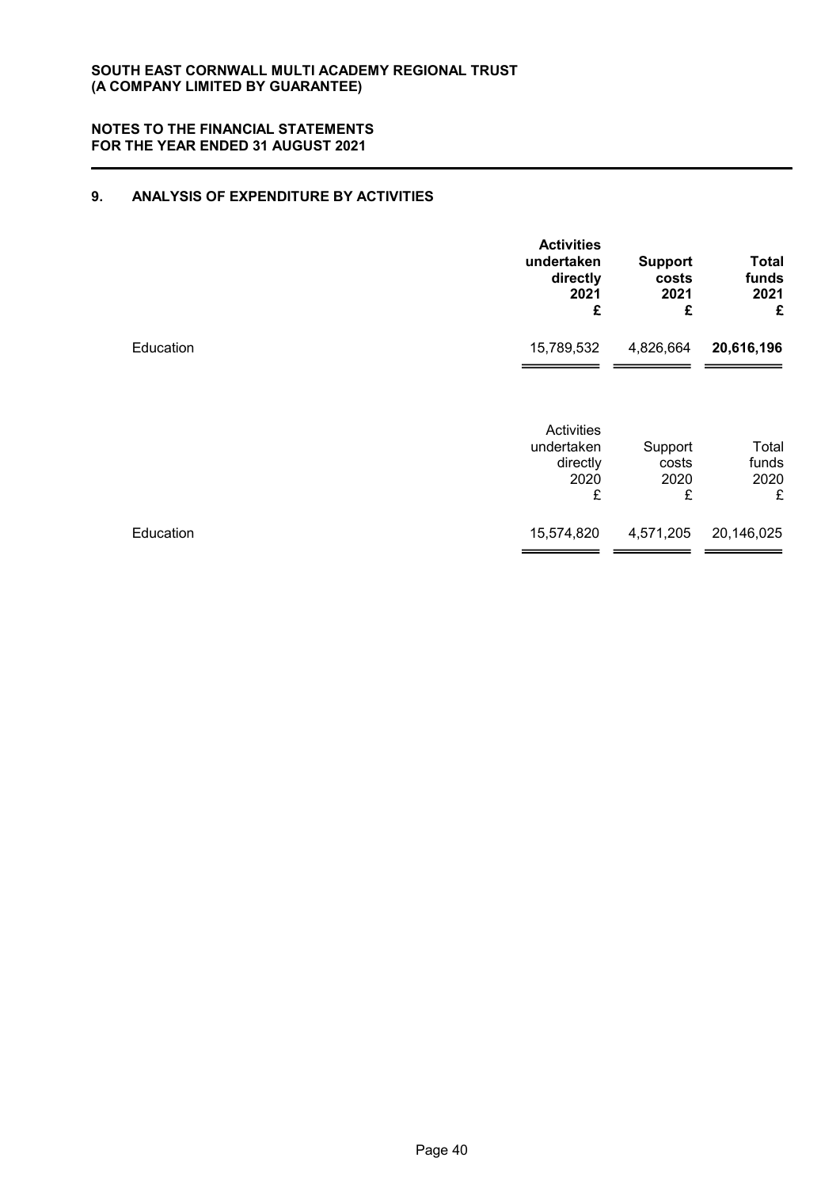## 9. ANALYSIS OF EXPENDITURE BY ACTIVITIES

| | **Activities undertaken directly 2021 £** | **Support costs 2021 £** | **Total funds 2021 £** |
|---|---|---|---|
| Education | 15,789,532 | 4,826,664 | **20,616,196** |

| | Activities undertaken directly 2020 £ | Support costs 2020 £ | Total funds 2020 £ |
|---|---|---|---|
| Education | 15,574,820 | 4,571,205 | 20,146,025 |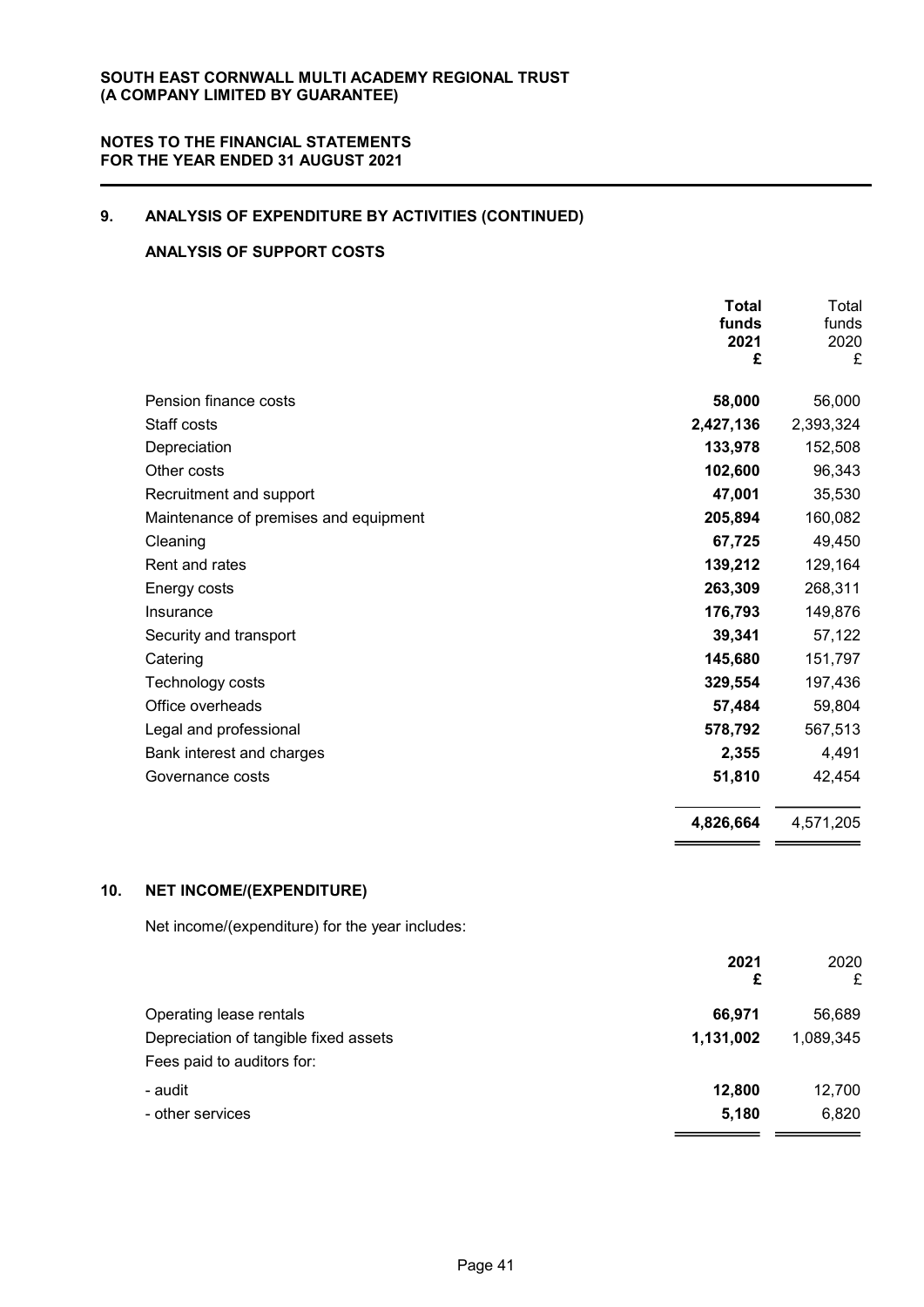## 9. ANALYSIS OF EXPENDITURE BY ACTIVITIES (CONTINUED)

### ANALYSIS OF SUPPORT COSTS

| | Total funds 2021 £ | Total funds 2020 £ |
|---|---|---|
| Pension finance costs | **58,000** | 56,000 |
| Staff costs | **2,427,136** | 2,393,324 |
| Depreciation | **133,978** | 152,508 |
| Other costs | **102,600** | 96,343 |
| Recruitment and support | **47,001** | 35,530 |
| Maintenance of premises and equipment | **205,894** | 160,082 |
| Cleaning | **67,725** | 49,450 |
| Rent and rates | **139,212** | 129,164 |
| Energy costs | **263,309** | 268,311 |
| Insurance | **176,793** | 149,876 |
| Security and transport | **39,341** | 57,122 |
| Catering | **145,680** | 151,797 |
| Technology costs | **329,554** | 197,436 |
| Office overheads | **57,484** | 59,804 |
| Legal and professional | **578,792** | 567,513 |
| Bank interest and charges | **2,355** | 4,491 |
| Governance costs | **51,810** | 42,454 |
| | **4,826,664** | 4,571,205 |

## 10. NET INCOME/(EXPENDITURE)

Net income/(expenditure) for the year includes:

| | 2021 £ | 2020 £ |
|---|---|---|
| Operating lease rentals | **66,971** | 56,689 |
| Depreciation of tangible fixed assets | **1,131,002** | 1,089,345 |
| Fees paid to auditors for: | | |
| - audit | **12,800** | 12,700 |
| - other services | **5,180** | 6,820 |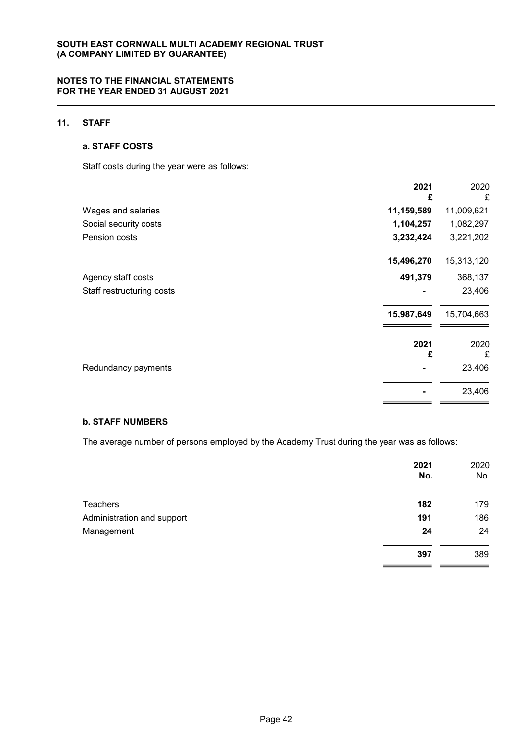## 11. STAFF

### a. STAFF COSTS

Staff costs during the year were as follows:

| | 2021 £ | 2020 £ |
|---|---|---|
| Wages and salaries | 11,159,589 | 11,009,621 |
| Social security costs | 1,104,257 | 1,082,297 |
| Pension costs | 3,232,424 | 3,221,202 |
| | 15,496,270 | 15,313,120 |
| Agency staff costs | 491,379 | 368,137 |
| Staff restructuring costs | - | 23,406 |
| | 15,987,649 | 15,704,663 |

| | 2021 £ | 2020 £ |
|---|---|---|
| Redundancy payments | - | 23,406 |
| | - | 23,406 |

### b. STAFF NUMBERS

The average number of persons employed by the Academy Trust during the year was as follows:

| | 2021 No. | 2020 No. |
|---|---|---|
| Teachers | 182 | 179 |
| Administration and support | 191 | 186 |
| Management | 24 | 24 |
| | 397 | 389 |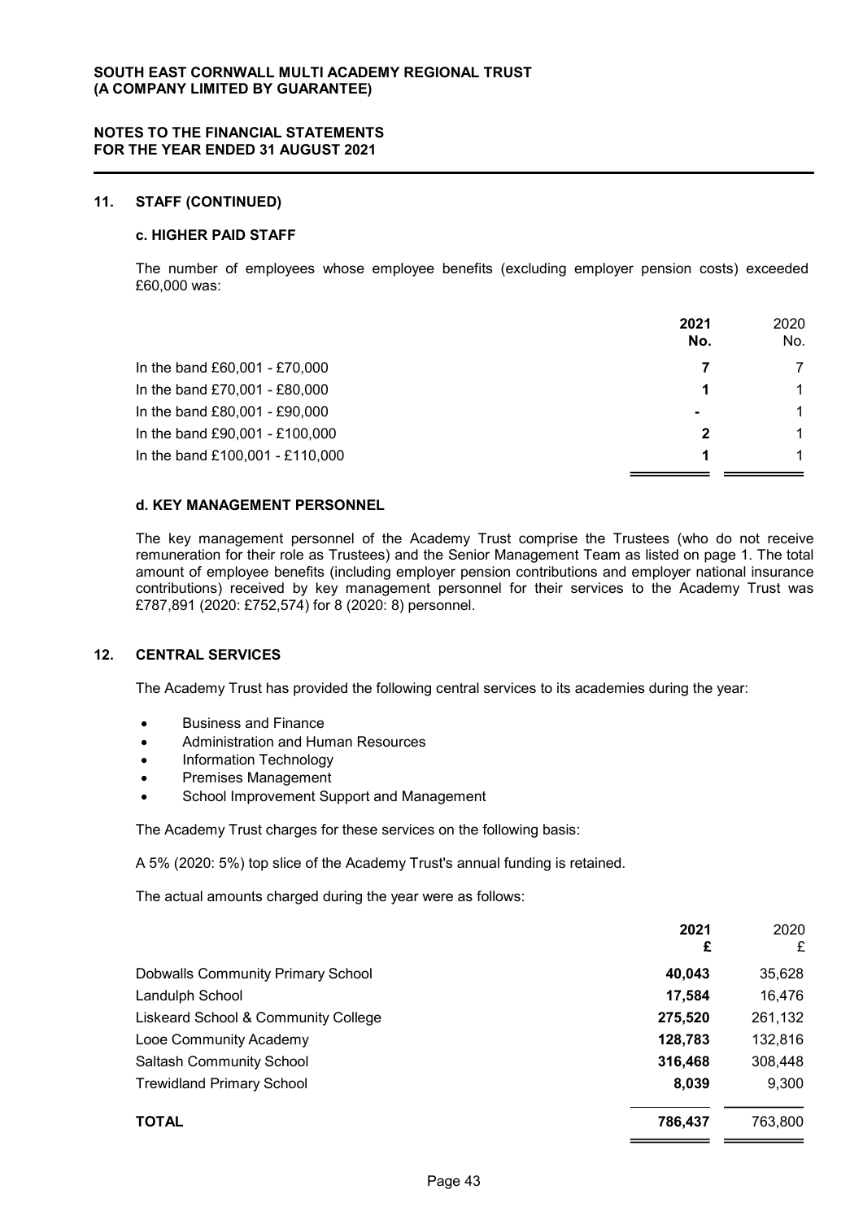## 11. STAFF (CONTINUED)

### c. HIGHER PAID STAFF

The number of employees whose employee benefits (excluding employer pension costs) exceeded £60,000 was:

| | 2021 No. | 2020 No. |
|---|---|---|
| In the band £60,001 - £70,000 | **7** | 7 |
| In the band £70,001 - £80,000 | **1** | 1 |
| In the band £80,001 - £90,000 | **-** | 1 |
| In the band £90,001 - £100,000 | **2** | 1 |
| In the band £100,001 - £110,000 | **1** | 1 |

### d. KEY MANAGEMENT PERSONNEL

The key management personnel of the Academy Trust comprise the Trustees (who do not receive remuneration for their role as Trustees) and the Senior Management Team as listed on page 1. The total amount of employee benefits (including employer pension contributions and employer national insurance contributions) received by key management personnel for their services to the Academy Trust was £787,891 (2020: £752,574) for 8 (2020: 8) personnel.

## 12. CENTRAL SERVICES

The Academy Trust has provided the following central services to its academies during the year:

- Business and Finance
- Administration and Human Resources
- Information Technology
- Premises Management
- School Improvement Support and Management

The Academy Trust charges for these services on the following basis:

A 5% (2020: 5%) top slice of the Academy Trust's annual funding is retained.

The actual amounts charged during the year were as follows:

| | 2021 £ | 2020 £ |
|---|---|---|
| Dobwalls Community Primary School | **40,043** | 35,628 |
| Landulph School | **17,584** | 16,476 |
| Liskeard School & Community College | **275,520** | 261,132 |
| Looe Community Academy | **128,783** | 132,816 |
| Saltash Community School | **316,468** | 308,448 |
| Trewidland Primary School | **8,039** | 9,300 |
| **TOTAL** | **786,437** | 763,800 |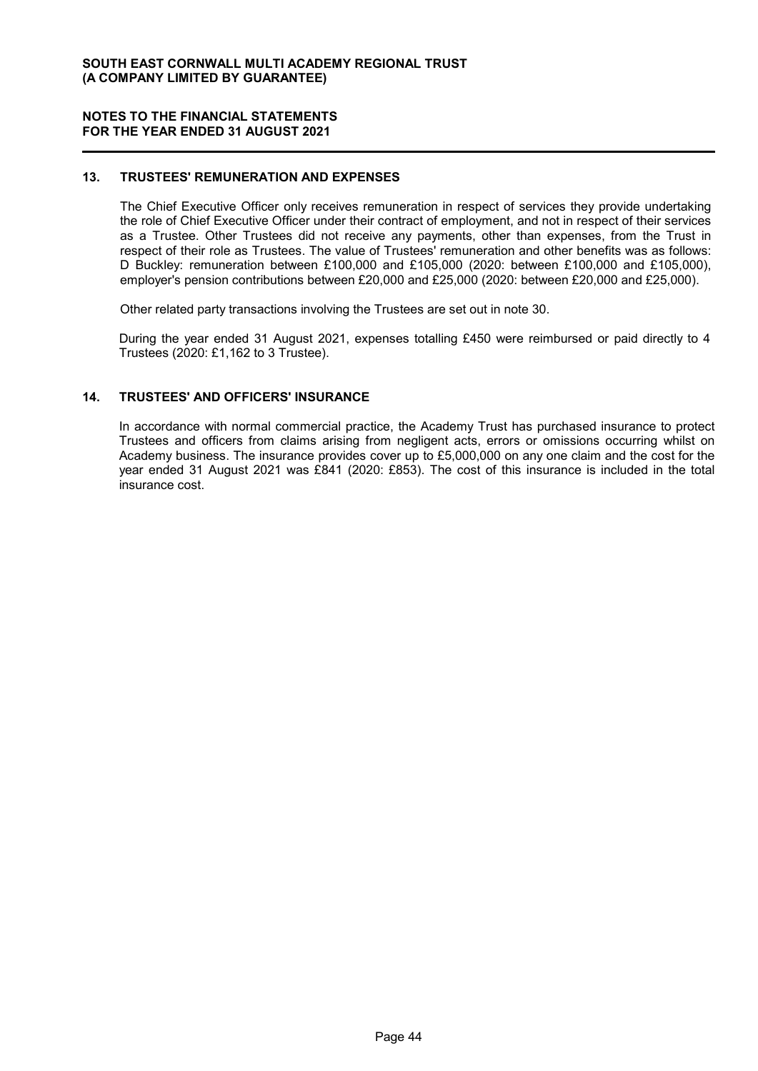## 13. TRUSTEES' REMUNERATION AND EXPENSES

The Chief Executive Officer only receives remuneration in respect of services they provide undertaking the role of Chief Executive Officer under their contract of employment, and not in respect of their services as a Trustee. Other Trustees did not receive any payments, other than expenses, from the Trust in respect of their role as Trustees. The value of Trustees' remuneration and other benefits was as follows: D Buckley: remuneration between £100,000 and £105,000 (2020: between £100,000 and £105,000), employer's pension contributions between £20,000 and £25,000 (2020: between £20,000 and £25,000).

Other related party transactions involving the Trustees are set out in note 30.

During the year ended 31 August 2021, expenses totalling £450 were reimbursed or paid directly to 4 Trustees (2020: £1,162 to 3 Trustee).

## 14. TRUSTEES' AND OFFICERS' INSURANCE

In accordance with normal commercial practice, the Academy Trust has purchased insurance to protect Trustees and officers from claims arising from negligent acts, errors or omissions occurring whilst on Academy business. The insurance provides cover up to £5,000,000 on any one claim and the cost for the year ended 31 August 2021 was £841 (2020: £853). The cost of this insurance is included in the total insurance cost.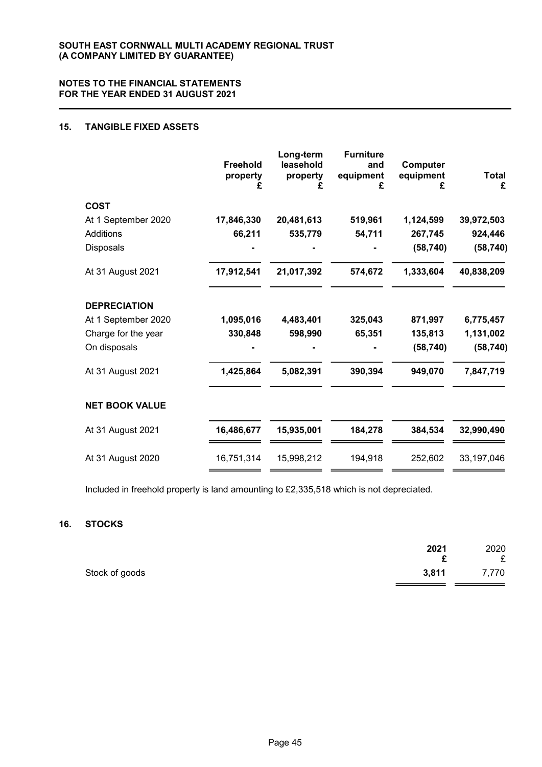**SOUTH EAST CORNWALL MULTI ACADEMY REGIONAL TRUST**
**(A COMPANY LIMITED BY GUARANTEE)**

**NOTES TO THE FINANCIAL STATEMENTS**
**FOR THE YEAR ENDED 31 AUGUST 2021**

## 15. TANGIBLE FIXED ASSETS

| | Freehold property £ | Long-term leasehold property £ | Furniture and equipment £ | Computer equipment £ | Total £ |
|---|---|---|---|---|---|
| **COST** | | | | | |
| At 1 September 2020 | **17,846,330** | **20,481,613** | **519,961** | **1,124,599** | **39,972,503** |
| Additions | **66,211** | **535,779** | **54,711** | **267,745** | **924,446** |
| Disposals | **-** | **-** | **-** | **(58,740)** | **(58,740)** |
| At 31 August 2021 | **17,912,541** | **21,017,392** | **574,672** | **1,333,604** | **40,838,209** |
| **DEPRECIATION** | | | | | |
| At 1 September 2020 | **1,095,016** | **4,483,401** | **325,043** | **871,997** | **6,775,457** |
| Charge for the year | **330,848** | **598,990** | **65,351** | **135,813** | **1,131,002** |
| On disposals | **-** | **-** | **-** | **(58,740)** | **(58,740)** |
| At 31 August 2021 | **1,425,864** | **5,082,391** | **390,394** | **949,070** | **7,847,719** |
| **NET BOOK VALUE** | | | | | |
| At 31 August 2021 | **16,486,677** | **15,935,001** | **184,278** | **384,534** | **32,990,490** |
| At 31 August 2020 | 16,751,314 | 15,998,212 | 194,918 | 252,602 | 33,197,046 |

Included in freehold property is land amounting to £2,335,518 which is not depreciated.

## 16. STOCKS

| | 2021 £ | 2020 £ |
|---|---|---|
| Stock of goods | **3,811** | 7,770 |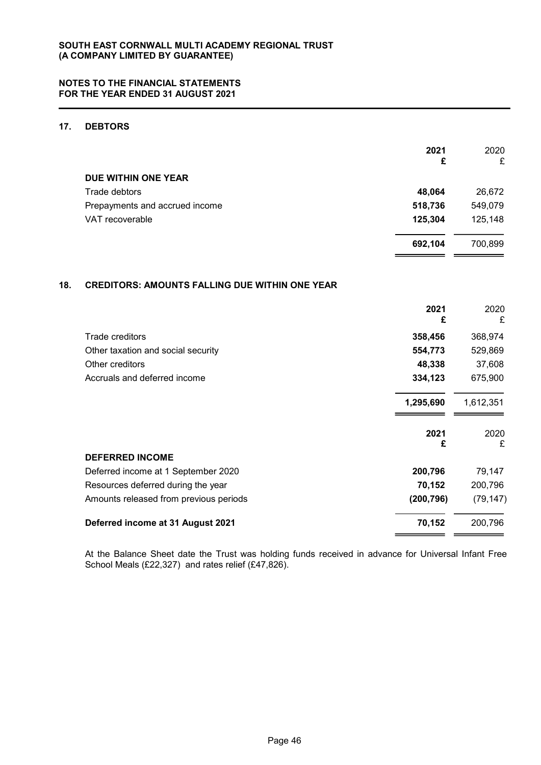## 17. DEBTORS

| | 2021 £ | 2020 £ |
|---|---|---|
| **DUE WITHIN ONE YEAR** | | |
| Trade debtors | **48,064** | 26,672 |
| Prepayments and accrued income | **518,736** | 549,079 |
| VAT recoverable | **125,304** | 125,148 |
| | **692,104** | 700,899 |

## 18. CREDITORS: AMOUNTS FALLING DUE WITHIN ONE YEAR

| | 2021 £ | 2020 £ |
|---|---|---|
| Trade creditors | **358,456** | 368,974 |
| Other taxation and social security | **554,773** | 529,869 |
| Other creditors | **48,338** | 37,608 |
| Accruals and deferred income | **334,123** | 675,900 |
| | **1,295,690** | 1,612,351 |

| | 2021 £ | 2020 £ |
|---|---|---|
| **DEFERRED INCOME** | | |
| Deferred income at 1 September 2020 | **200,796** | 79,147 |
| Resources deferred during the year | **70,152** | 200,796 |
| Amounts released from previous periods | **(200,796)** | (79,147) |
| **Deferred income at 31 August 2021** | **70,152** | 200,796 |

At the Balance Sheet date the Trust was holding funds received in advance for Universal Infant Free School Meals (£22,327) and rates relief (£47,826).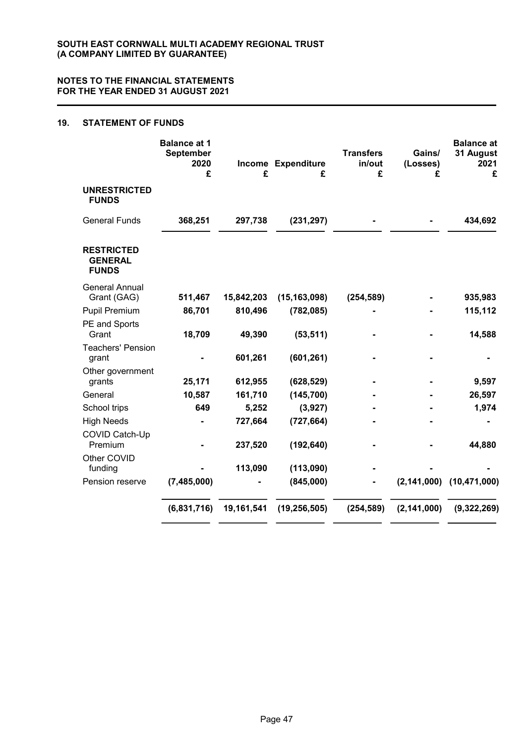SOUTH EAST CORNWALL MULTI ACADEMY REGIONAL TRUST
(A COMPANY LIMITED BY GUARANTEE)

NOTES TO THE FINANCIAL STATEMENTS
FOR THE YEAR ENDED 31 AUGUST 2021

## 19. STATEMENT OF FUNDS

| | Balance at 1 September 2020 £ | Income £ | Expenditure £ | Transfers in/out £ | Gains/ (Losses) £ | Balance at 31 August 2021 £ |
|---|---|---|---|---|---|---|
| **UNRESTRICTED FUNDS** | | | | | | |
| General Funds | **368,251** | **297,738** | **(231,297)** | **-** | **-** | **434,692** |
| **RESTRICTED GENERAL FUNDS** | | | | | | |
| General Annual Grant (GAG) | **511,467** | **15,842,203** | **(15,163,098)** | **(254,589)** | **-** | **935,983** |
| Pupil Premium | **86,701** | **810,496** | **(782,085)** | **-** | **-** | **115,112** |
| PE and Sports Grant | **18,709** | **49,390** | **(53,511)** | **-** | **-** | **14,588** |
| Teachers' Pension grant | **-** | **601,261** | **(601,261)** | **-** | **-** | **-** |
| Other government grants | **25,171** | **612,955** | **(628,529)** | **-** | **-** | **9,597** |
| General | **10,587** | **161,710** | **(145,700)** | **-** | **-** | **26,597** |
| School trips | **649** | **5,252** | **(3,927)** | **-** | **-** | **1,974** |
| High Needs | **-** | **727,664** | **(727,664)** | **-** | **-** | **-** |
| COVID Catch-Up Premium | **-** | **237,520** | **(192,640)** | **-** | **-** | **44,880** |
| Other COVID funding | **-** | **113,090** | **(113,090)** | **-** | **-** | **-** |
| Pension reserve | **(7,485,000)** | **-** | **(845,000)** | **-** | **(2,141,000)** | **(10,471,000)** |
| | **(6,831,716)** | **19,161,541** | **(19,256,505)** | **(254,589)** | **(2,141,000)** | **(9,322,269)** |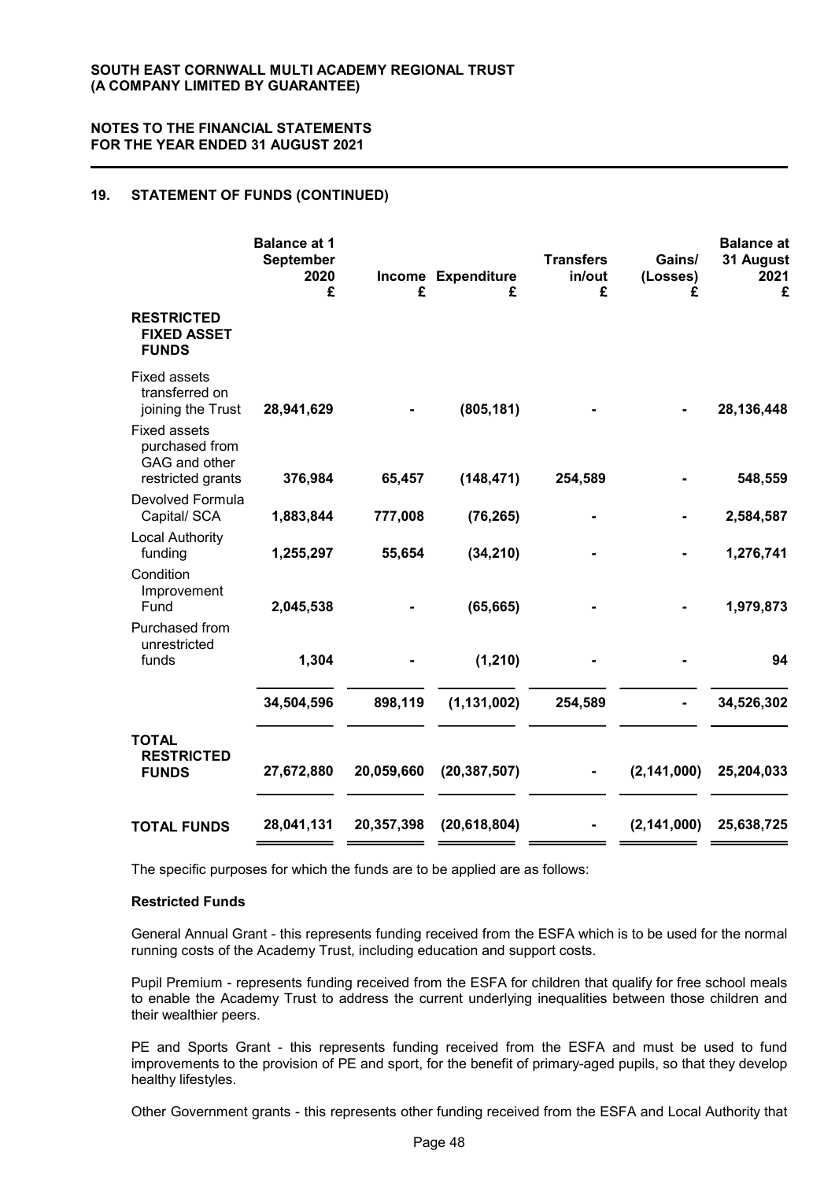## 19. STATEMENT OF FUNDS (CONTINUED)

| | Balance at 1 September 2020 £ | Income £ | Expenditure £ | Transfers in/out £ | Gains/ (Losses) £ | Balance at 31 August 2021 £ |
|---|---|---|---|---|---|---|
| **RESTRICTED FIXED ASSET FUNDS** | | | | | | |
| Fixed assets transferred on joining the Trust | 28,941,629 | - | (805,181) | - | - | 28,136,448 |
| Fixed assets purchased from GAG and other restricted grants | 376,984 | 65,457 | (148,471) | 254,589 | - | 548,559 |
| Devolved Formula Capital/ SCA | 1,883,844 | 777,008 | (76,265) | - | - | 2,584,587 |
| Local Authority funding | 1,255,297 | 55,654 | (34,210) | - | - | 1,276,741 |
| Condition Improvement Fund | 2,045,538 | - | (65,665) | - | - | 1,979,873 |
| Purchased from unrestricted funds | 1,304 | - | (1,210) | - | - | 94 |
| | 34,504,596 | 898,119 | (1,131,002) | 254,589 | - | 34,526,302 |
| **TOTAL RESTRICTED FUNDS** | 27,672,880 | 20,059,660 | (20,387,507) | - | (2,141,000) | 25,204,033 |
| **TOTAL FUNDS** | 28,041,131 | 20,357,398 | (20,618,804) | - | (2,141,000) | 25,638,725 |

The specific purposes for which the funds are to be applied are as follows:

**Restricted Funds**

General Annual Grant - this represents funding received from the ESFA which is to be used for the normal running costs of the Academy Trust, including education and support costs.

Pupil Premium - represents funding received from the ESFA for children that qualify for free school meals to enable the Academy Trust to address the current underlying inequalities between those children and their wealthier peers.

PE and Sports Grant - this represents funding received from the ESFA and must be used to fund improvements to the provision of PE and sport, for the benefit of primary-aged pupils, so that they develop healthy lifestyles.

Other Government grants - this represents other funding received from the ESFA and Local Authority that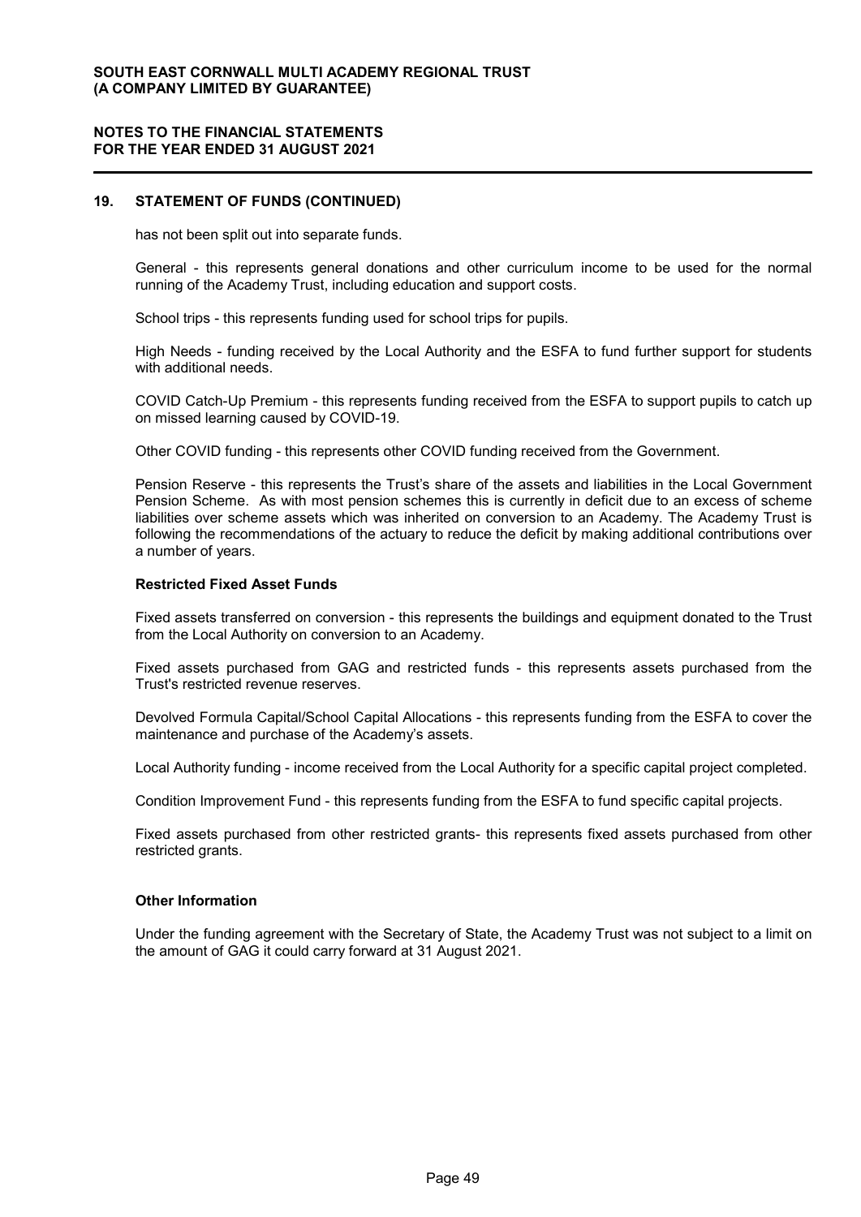## 19. STATEMENT OF FUNDS (CONTINUED)

has not been split out into separate funds.

General - this represents general donations and other curriculum income to be used for the normal running of the Academy Trust, including education and support costs.

School trips - this represents funding used for school trips for pupils.

High Needs - funding received by the Local Authority and the ESFA to fund further support for students with additional needs.

COVID Catch-Up Premium - this represents funding received from the ESFA to support pupils to catch up on missed learning caused by COVID-19.

Other COVID funding - this represents other COVID funding received from the Government.

Pension Reserve - this represents the Trust's share of the assets and liabilities in the Local Government Pension Scheme. As with most pension schemes this is currently in deficit due to an excess of scheme liabilities over scheme assets which was inherited on conversion to an Academy. The Academy Trust is following the recommendations of the actuary to reduce the deficit by making additional contributions over a number of years.

### Restricted Fixed Asset Funds

Fixed assets transferred on conversion - this represents the buildings and equipment donated to the Trust from the Local Authority on conversion to an Academy.

Fixed assets purchased from GAG and restricted funds - this represents assets purchased from the Trust's restricted revenue reserves.

Devolved Formula Capital/School Capital Allocations - this represents funding from the ESFA to cover the maintenance and purchase of the Academy's assets.

Local Authority funding - income received from the Local Authority for a specific capital project completed.

Condition Improvement Fund - this represents funding from the ESFA to fund specific capital projects.

Fixed assets purchased from other restricted grants- this represents fixed assets purchased from other restricted grants.

### Other Information

Under the funding agreement with the Secretary of State, the Academy Trust was not subject to a limit on the amount of GAG it could carry forward at 31 August 2021.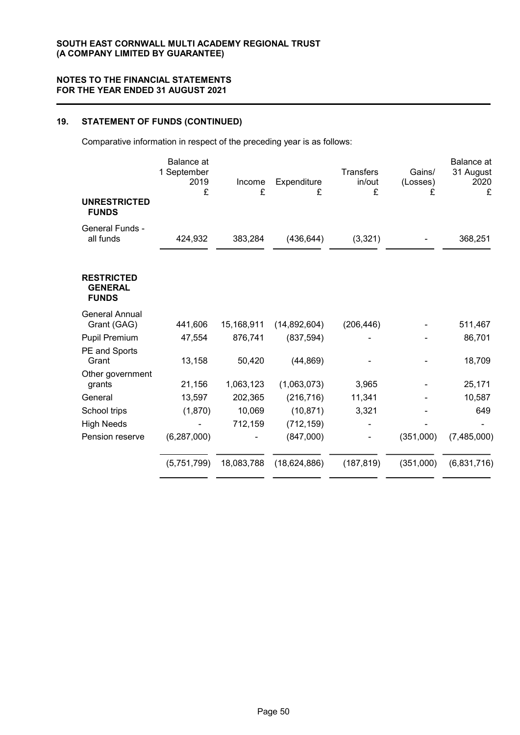**SOUTH EAST CORNWALL MULTI ACADEMY REGIONAL TRUST**
**(A COMPANY LIMITED BY GUARANTEE)**

**NOTES TO THE FINANCIAL STATEMENTS**
**FOR THE YEAR ENDED 31 AUGUST 2021**

## 19. STATEMENT OF FUNDS (CONTINUED)

Comparative information in respect of the preceding year is as follows:

| | Balance at 1 September 2019 £ | Income £ | Expenditure £ | Transfers in/out £ | Gains/ (Losses) £ | Balance at 31 August 2020 £ |
|---|---|---|---|---|---|---|
| **UNRESTRICTED FUNDS** | | | | | | |
| General Funds - all funds | 424,932 | 383,284 | (436,644) | (3,321) | - | 368,251 |
| **RESTRICTED GENERAL FUNDS** | | | | | | |
| General Annual Grant (GAG) | 441,606 | 15,168,911 | (14,892,604) | (206,446) | - | 511,467 |
| Pupil Premium | 47,554 | 876,741 | (837,594) | - | - | 86,701 |
| PE and Sports Grant | 13,158 | 50,420 | (44,869) | - | - | 18,709 |
| Other government grants | 21,156 | 1,063,123 | (1,063,073) | 3,965 | - | 25,171 |
| General | 13,597 | 202,365 | (216,716) | 11,341 | - | 10,587 |
| School trips | (1,870) | 10,069 | (10,871) | 3,321 | - | 649 |
| High Needs | - | 712,159 | (712,159) | - | - | - |
| Pension reserve | (6,287,000) | - | (847,000) | - | (351,000) | (7,485,000) |
| | (5,751,799) | 18,083,788 | (18,624,886) | (187,819) | (351,000) | (6,831,716) |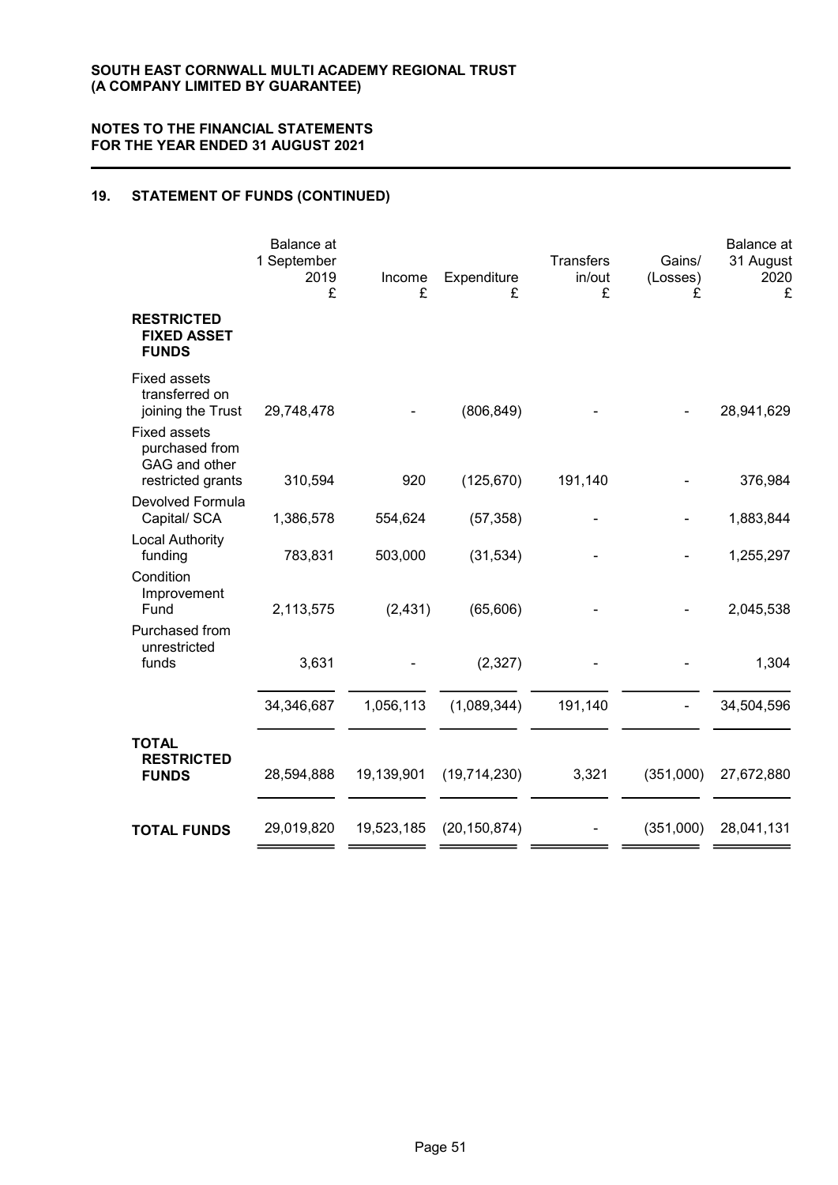## 19. STATEMENT OF FUNDS (CONTINUED)

| | Balance at 1 September 2019 £ | Income £ | Expenditure £ | Transfers in/out £ | Gains/ (Losses) £ | Balance at 31 August 2020 £ |
|---|---|---|---|---|---|---|
| **RESTRICTED FIXED ASSET FUNDS** | | | | | | |
| Fixed assets transferred on joining the Trust | 29,748,478 | - | (806,849) | - | - | 28,941,629 |
| Fixed assets purchased from GAG and other restricted grants | 310,594 | 920 | (125,670) | 191,140 | - | 376,984 |
| Devolved Formula Capital/ SCA | 1,386,578 | 554,624 | (57,358) | - | - | 1,883,844 |
| Local Authority funding | 783,831 | 503,000 | (31,534) | - | - | 1,255,297 |
| Condition Improvement Fund | 2,113,575 | (2,431) | (65,606) | - | - | 2,045,538 |
| Purchased from unrestricted funds | 3,631 | - | (2,327) | - | - | 1,304 |
| | 34,346,687 | 1,056,113 | (1,089,344) | 191,140 | - | 34,504,596 |
| **TOTAL RESTRICTED FUNDS** | 28,594,888 | 19,139,901 | (19,714,230) | 3,321 | (351,000) | 27,672,880 |
| **TOTAL FUNDS** | 29,019,820 | 19,523,185 | (20,150,874) | - | (351,000) | 28,041,131 |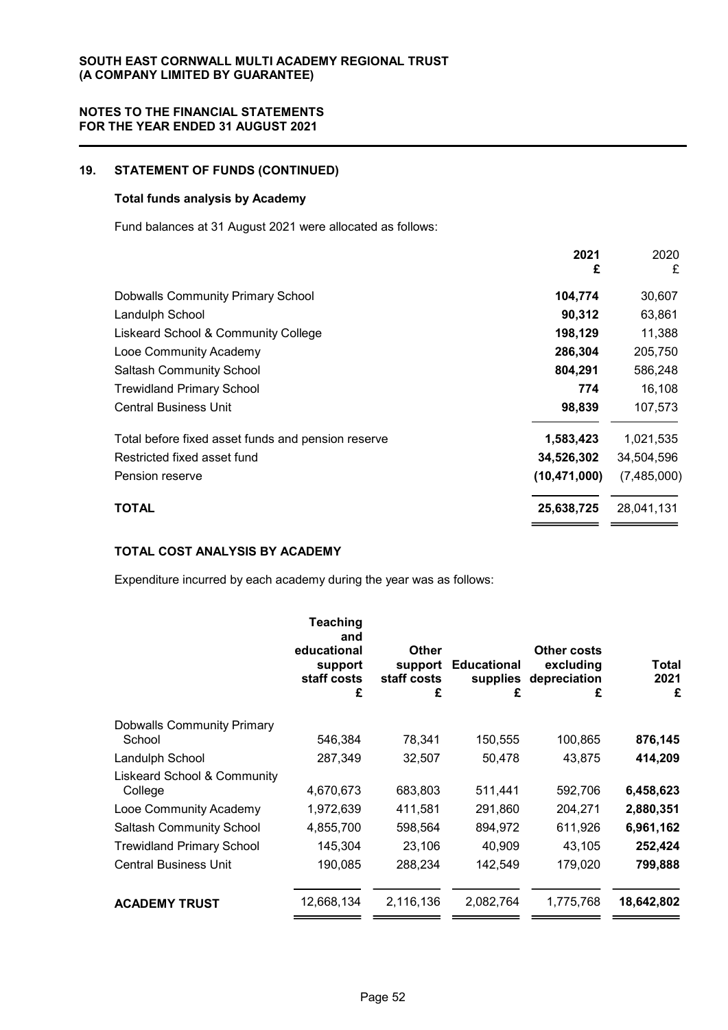**SOUTH EAST CORNWALL MULTI ACADEMY REGIONAL TRUST**
**(A COMPANY LIMITED BY GUARANTEE)**

**NOTES TO THE FINANCIAL STATEMENTS**
**FOR THE YEAR ENDED 31 AUGUST 2021**

## 19. STATEMENT OF FUNDS (CONTINUED)

### Total funds analysis by Academy

Fund balances at 31 August 2021 were allocated as follows:

| | **2021** **£** | 2020 £ |
|---|---|---|
| Dobwalls Community Primary School | **104,774** | 30,607 |
| Landulph School | **90,312** | 63,861 |
| Liskeard School & Community College | **198,129** | 11,388 |
| Looe Community Academy | **286,304** | 205,750 |
| Saltash Community School | **804,291** | 586,248 |
| Trewidland Primary School | **774** | 16,108 |
| Central Business Unit | **98,839** | 107,573 |
| Total before fixed asset funds and pension reserve | **1,583,423** | 1,021,535 |
| Restricted fixed asset fund | **34,526,302** | 34,504,596 |
| Pension reserve | **(10,471,000)** | (7,485,000) |
| **TOTAL** | **25,638,725** | 28,041,131 |

### TOTAL COST ANALYSIS BY ACADEMY

Expenditure incurred by each academy during the year was as follows:

| | **Teaching and educational support staff costs £** | **Other support staff costs £** | **Educational supplies £** | **Other costs excluding depreciation £** | **Total 2021 £** |
|---|---|---|---|---|---|
| Dobwalls Community Primary School | 546,384 | 78,341 | 150,555 | 100,865 | **876,145** |
| Landulph School | 287,349 | 32,507 | 50,478 | 43,875 | **414,209** |
| Liskeard School & Community College | 4,670,673 | 683,803 | 511,441 | 592,706 | **6,458,623** |
| Looe Community Academy | 1,972,639 | 411,581 | 291,860 | 204,271 | **2,880,351** |
| Saltash Community School | 4,855,700 | 598,564 | 894,972 | 611,926 | **6,961,162** |
| Trewidland Primary School | 145,304 | 23,106 | 40,909 | 43,105 | **252,424** |
| Central Business Unit | 190,085 | 288,234 | 142,549 | 179,020 | **799,888** |
| **ACADEMY TRUST** | 12,668,134 | 2,116,136 | 2,082,764 | 1,775,768 | **18,642,802** |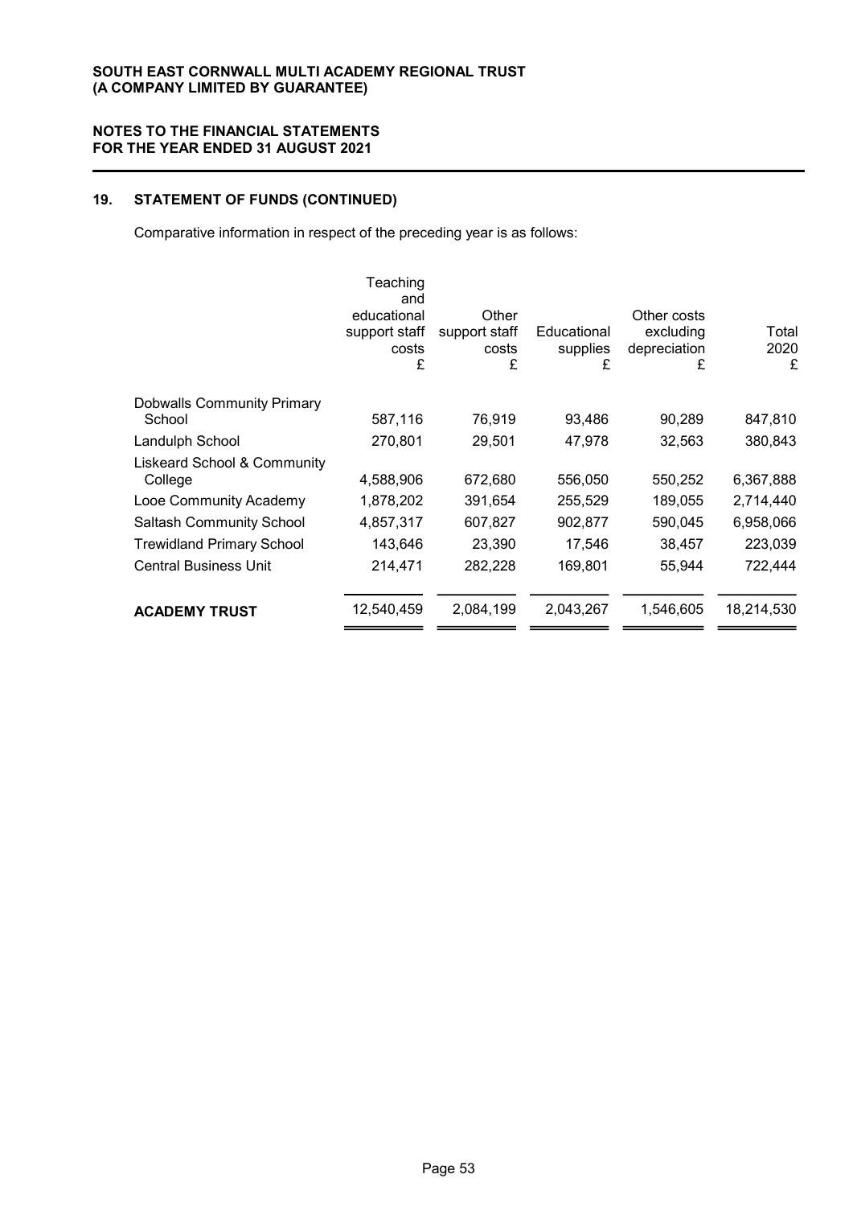## 19. STATEMENT OF FUNDS (CONTINUED)

Comparative information in respect of the preceding year is as follows:

| | Teaching and educational support staff costs £ | Other support staff costs £ | Educational supplies £ | Other costs excluding depreciation £ | Total 2020 £ |
|---|---|---|---|---|---|
| Dobwalls Community Primary School | 587,116 | 76,919 | 93,486 | 90,289 | 847,810 |
| Landulph School | 270,801 | 29,501 | 47,978 | 32,563 | 380,843 |
| Liskeard School & Community College | 4,588,906 | 672,680 | 556,050 | 550,252 | 6,367,888 |
| Looe Community Academy | 1,878,202 | 391,654 | 255,529 | 189,055 | 2,714,440 |
| Saltash Community School | 4,857,317 | 607,827 | 902,877 | 590,045 | 6,958,066 |
| Trewidland Primary School | 143,646 | 23,390 | 17,546 | 38,457 | 223,039 |
| Central Business Unit | 214,471 | 282,228 | 169,801 | 55,944 | 722,444 |
| **ACADEMY TRUST** | 12,540,459 | 2,084,199 | 2,043,267 | 1,546,605 | 18,214,530 |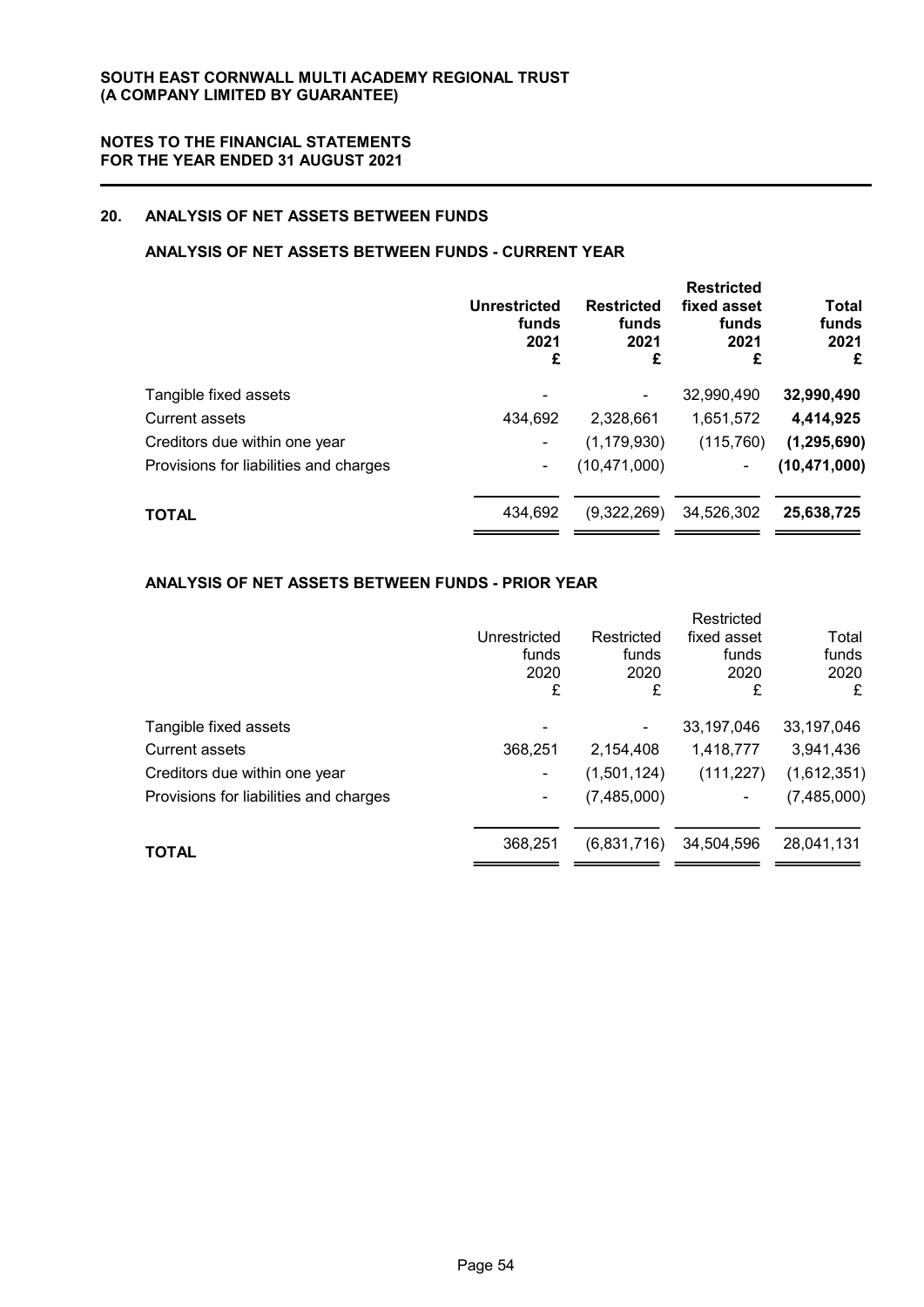## 20. ANALYSIS OF NET ASSETS BETWEEN FUNDS

### ANALYSIS OF NET ASSETS BETWEEN FUNDS - CURRENT YEAR

| | Unrestricted funds 2021 £ | Restricted funds 2021 £ | Restricted fixed asset funds 2021 £ | Total funds 2021 £ |
|---|---|---|---|---|
| Tangible fixed assets | - | - | 32,990,490 | **32,990,490** |
| Current assets | 434,692 | 2,328,661 | 1,651,572 | **4,414,925** |
| Creditors due within one year | - | (1,179,930) | (115,760) | **(1,295,690)** |
| Provisions for liabilities and charges | - | (10,471,000) | - | **(10,471,000)** |
| **TOTAL** | 434,692 | (9,322,269) | 34,526,302 | **25,638,725** |

### ANALYSIS OF NET ASSETS BETWEEN FUNDS - PRIOR YEAR

| | Unrestricted funds 2020 £ | Restricted funds 2020 £ | Restricted fixed asset funds 2020 £ | Total funds 2020 £ |
|---|---|---|---|---|
| Tangible fixed assets | - | - | 33,197,046 | 33,197,046 |
| Current assets | 368,251 | 2,154,408 | 1,418,777 | 3,941,436 |
| Creditors due within one year | - | (1,501,124) | (111,227) | (1,612,351) |
| Provisions for liabilities and charges | - | (7,485,000) | - | (7,485,000) |
| **TOTAL** | 368,251 | (6,831,716) | 34,504,596 | 28,041,131 |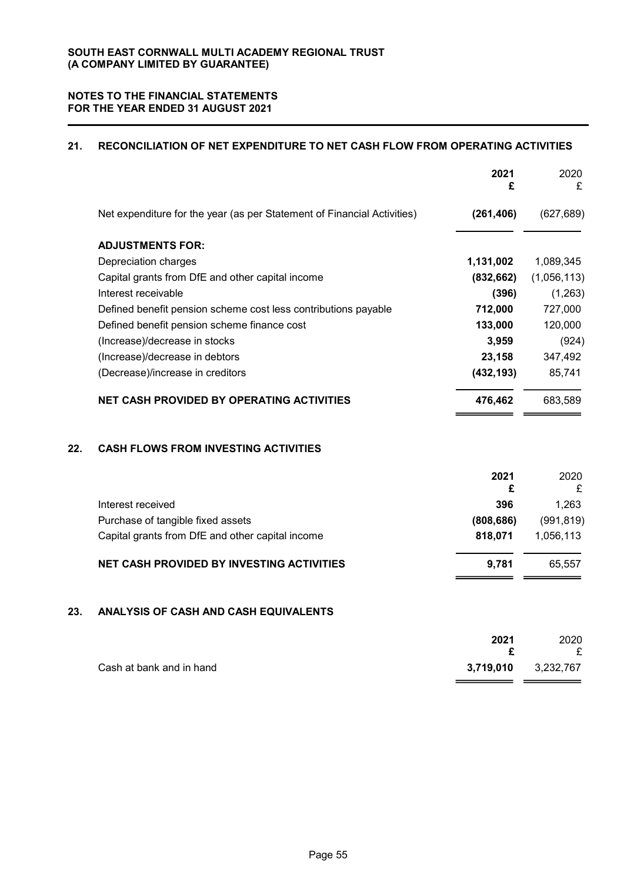# SOUTH EAST CORNWALL MULTI ACADEMY REGIONAL TRUST
# (A COMPANY LIMITED BY GUARANTEE)

## NOTES TO THE FINANCIAL STATEMENTS
## FOR THE YEAR ENDED 31 AUGUST 2021

### 21. RECONCILIATION OF NET EXPENDITURE TO NET CASH FLOW FROM OPERATING ACTIVITIES

| | 2021<br>£ | 2020<br>£ |
|---|---|---|
| Net expenditure for the year (as per Statement of Financial Activities) | **(261,406)** | (627,689) |
| **ADJUSTMENTS FOR:** | | |
| Depreciation charges | **1,131,002** | 1,089,345 |
| Capital grants from DfE and other capital income | **(832,662)** | (1,056,113) |
| Interest receivable | **(396)** | (1,263) |
| Defined benefit pension scheme cost less contributions payable | **712,000** | 727,000 |
| Defined benefit pension scheme finance cost | **133,000** | 120,000 |
| (Increase)/decrease in stocks | **3,959** | (924) |
| (Increase)/decrease in debtors | **23,158** | 347,492 |
| (Decrease)/increase in creditors | **(432,193)** | 85,741 |
| **NET CASH PROVIDED BY OPERATING ACTIVITIES** | **476,462** | 683,589 |

### 22. CASH FLOWS FROM INVESTING ACTIVITIES

| | 2021<br>£ | 2020<br>£ |
|---|---|---|
| Interest received | **396** | 1,263 |
| Purchase of tangible fixed assets | **(808,686)** | (991,819) |
| Capital grants from DfE and other capital income | **818,071** | 1,056,113 |
| **NET CASH PROVIDED BY INVESTING ACTIVITIES** | **9,781** | 65,557 |

### 23. ANALYSIS OF CASH AND CASH EQUIVALENTS

| | 2021<br>£ | 2020<br>£ |
|---|---|---|
| Cash at bank and in hand | **3,719,010** | 3,232,767 |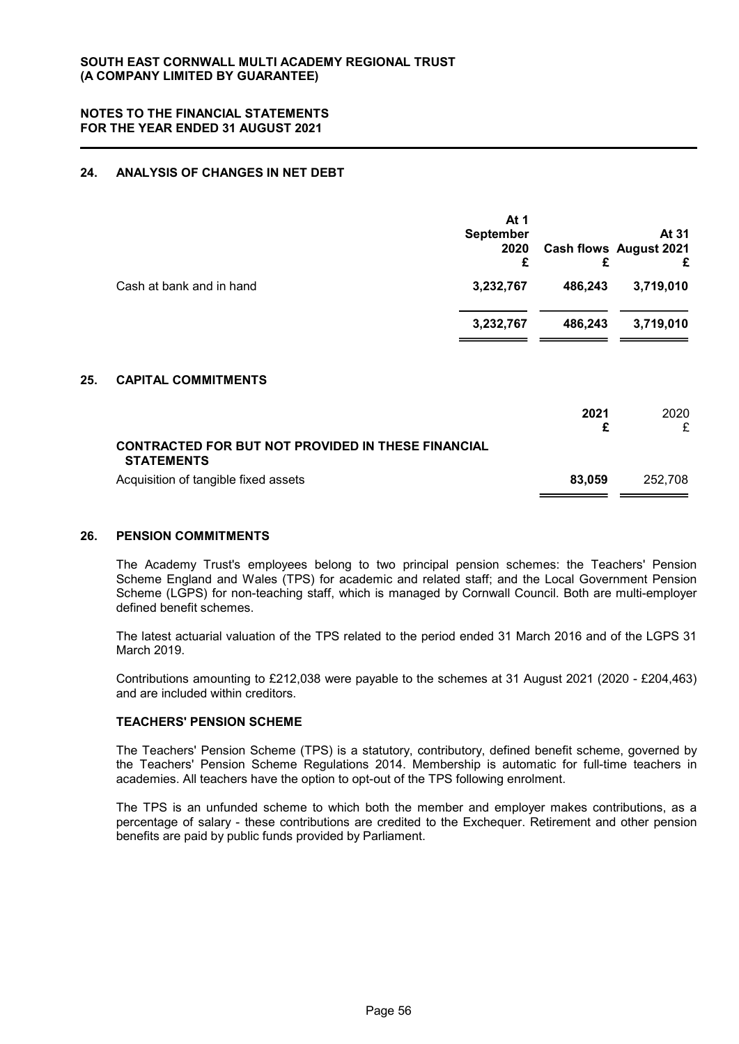## 24. ANALYSIS OF CHANGES IN NET DEBT

| | At 1 September 2020 £ | Cash flows £ | At 31 August 2021 £ |
|---|---|---|---|
| Cash at bank and in hand | **3,232,767** | **486,243** | **3,719,010** |
| | **3,232,767** | **486,243** | **3,719,010** |

## 25. CAPITAL COMMITMENTS

| | 2021 £ | 2020 £ |
|---|---|---|
| **CONTRACTED FOR BUT NOT PROVIDED IN THESE FINANCIAL STATEMENTS** | | |
| Acquisition of tangible fixed assets | **83,059** | 252,708 |

## 26. PENSION COMMITMENTS

The Academy Trust's employees belong to two principal pension schemes: the Teachers' Pension Scheme England and Wales (TPS) for academic and related staff; and the Local Government Pension Scheme (LGPS) for non-teaching staff, which is managed by Cornwall Council. Both are multi-employer defined benefit schemes.

The latest actuarial valuation of the TPS related to the period ended 31 March 2016 and of the LGPS 31 March 2019.

Contributions amounting to £212,038 were payable to the schemes at 31 August 2021 (2020 - £204,463) and are included within creditors.

### TEACHERS' PENSION SCHEME

The Teachers' Pension Scheme (TPS) is a statutory, contributory, defined benefit scheme, governed by the Teachers' Pension Scheme Regulations 2014. Membership is automatic for full-time teachers in academies. All teachers have the option to opt-out of the TPS following enrolment.

The TPS is an unfunded scheme to which both the member and employer makes contributions, as a percentage of salary - these contributions are credited to the Exchequer. Retirement and other pension benefits are paid by public funds provided by Parliament.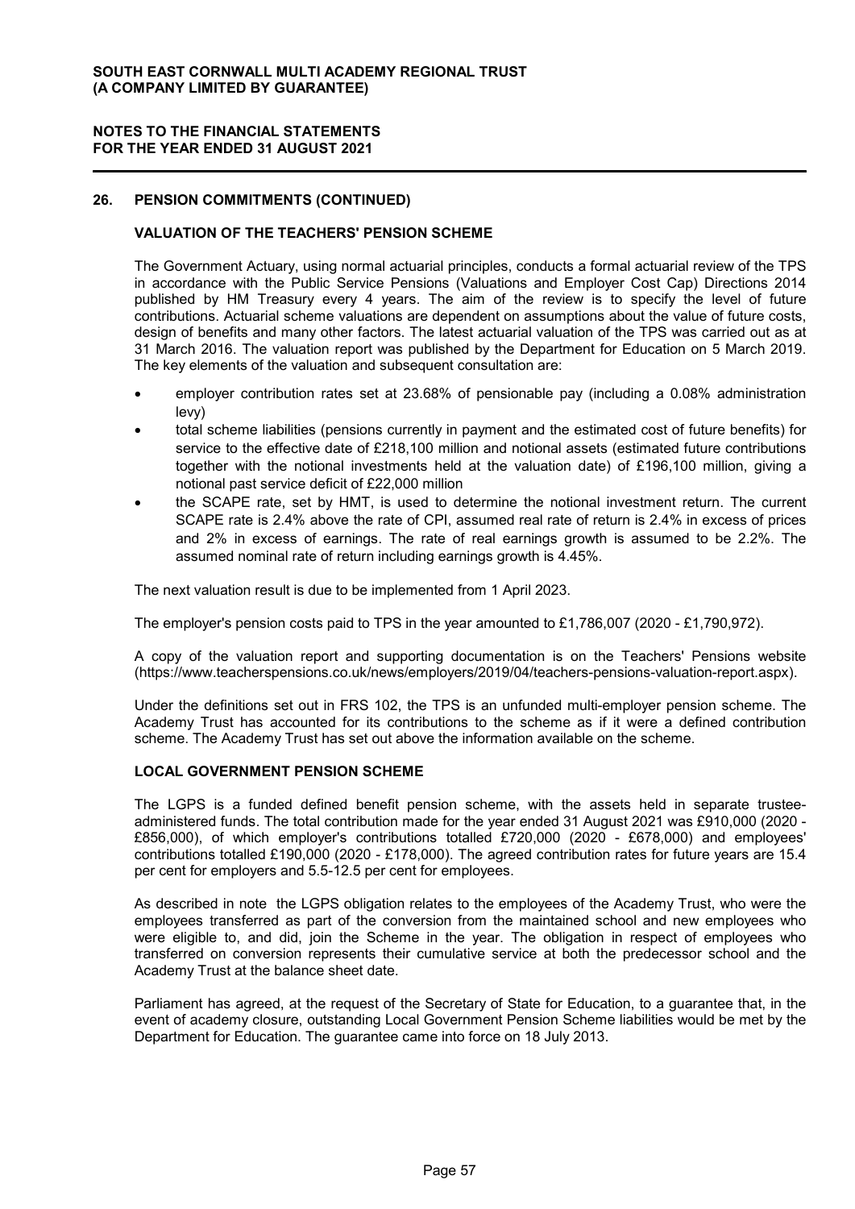## 26. PENSION COMMITMENTS (CONTINUED)

### VALUATION OF THE TEACHERS' PENSION SCHEME

The Government Actuary, using normal actuarial principles, conducts a formal actuarial review of the TPS in accordance with the Public Service Pensions (Valuations and Employer Cost Cap) Directions 2014 published by HM Treasury every 4 years. The aim of the review is to specify the level of future contributions. Actuarial scheme valuations are dependent on assumptions about the value of future costs, design of benefits and many other factors. The latest actuarial valuation of the TPS was carried out as at 31 March 2016. The valuation report was published by the Department for Education on 5 March 2019. The key elements of the valuation and subsequent consultation are:

- employer contribution rates set at 23.68% of pensionable pay (including a 0.08% administration levy)
- total scheme liabilities (pensions currently in payment and the estimated cost of future benefits) for service to the effective date of £218,100 million and notional assets (estimated future contributions together with the notional investments held at the valuation date) of £196,100 million, giving a notional past service deficit of £22,000 million
- the SCAPE rate, set by HMT, is used to determine the notional investment return. The current SCAPE rate is 2.4% above the rate of CPI, assumed real rate of return is 2.4% in excess of prices and 2% in excess of earnings. The rate of real earnings growth is assumed to be 2.2%. The assumed nominal rate of return including earnings growth is 4.45%.

The next valuation result is due to be implemented from 1 April 2023.

The employer's pension costs paid to TPS in the year amounted to £1,786,007 (2020 - £1,790,972).

A copy of the valuation report and supporting documentation is on the Teachers' Pensions website (https://www.teacherspensions.co.uk/news/employers/2019/04/teachers-pensions-valuation-report.aspx).

Under the definitions set out in FRS 102, the TPS is an unfunded multi-employer pension scheme. The Academy Trust has accounted for its contributions to the scheme as if it were a defined contribution scheme. The Academy Trust has set out above the information available on the scheme.

### LOCAL GOVERNMENT PENSION SCHEME

The LGPS is a funded defined benefit pension scheme, with the assets held in separate trustee-administered funds. The total contribution made for the year ended 31 August 2021 was £910,000 (2020 - £856,000), of which employer's contributions totalled £720,000 (2020 - £678,000) and employees' contributions totalled £190,000 (2020 - £178,000). The agreed contribution rates for future years are 15.4 per cent for employers and 5.5-12.5 per cent for employees.

As described in note the LGPS obligation relates to the employees of the Academy Trust, who were the employees transferred as part of the conversion from the maintained school and new employees who were eligible to, and did, join the Scheme in the year. The obligation in respect of employees who transferred on conversion represents their cumulative service at both the predecessor school and the Academy Trust at the balance sheet date.

Parliament has agreed, at the request of the Secretary of State for Education, to a guarantee that, in the event of academy closure, outstanding Local Government Pension Scheme liabilities would be met by the Department for Education. The guarantee came into force on 18 July 2013.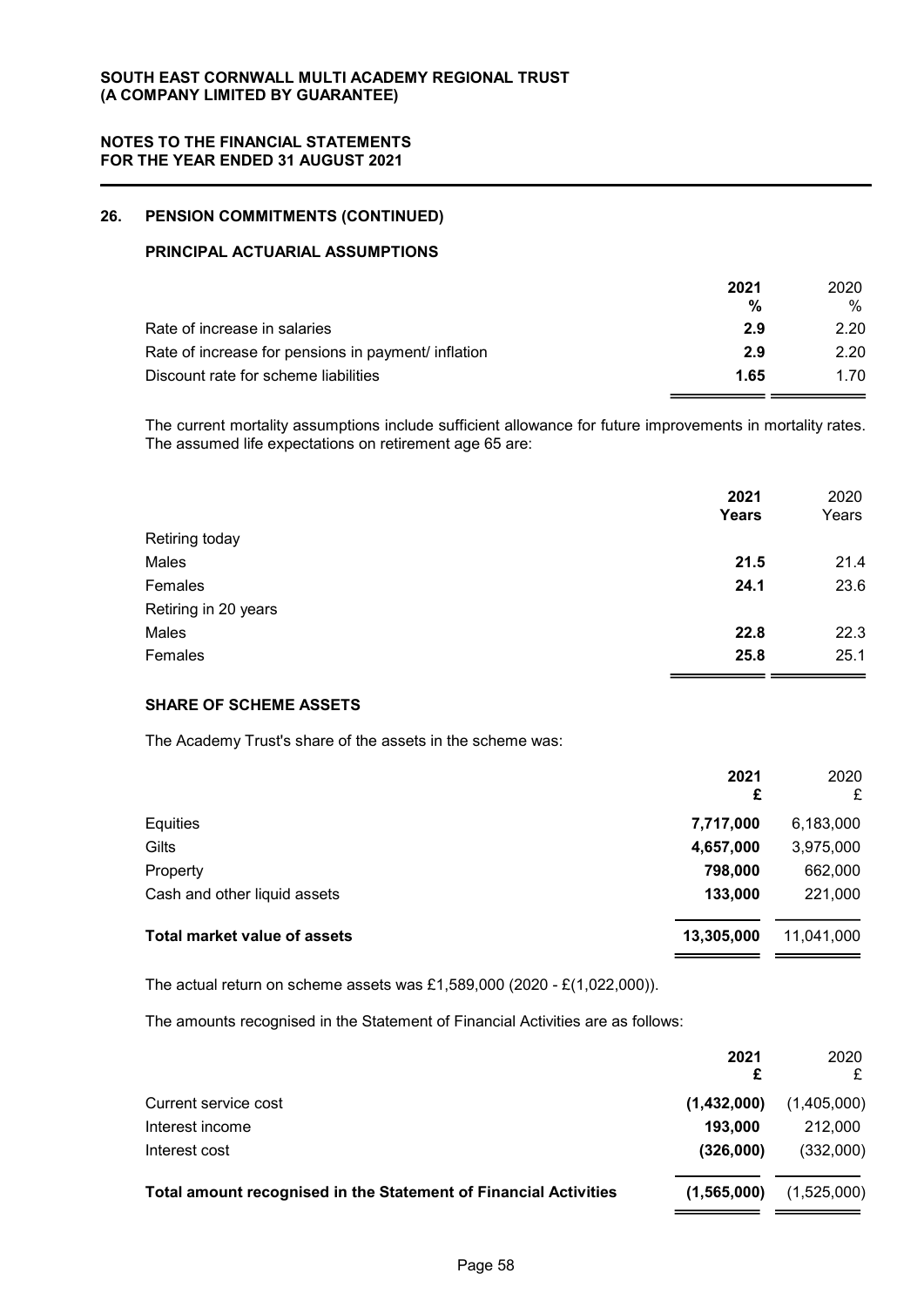## 26. PENSION COMMITMENTS (CONTINUED)

### PRINCIPAL ACTUARIAL ASSUMPTIONS

| | 2021 % | 2020 % |
|---|---|---|
| Rate of increase in salaries | **2.9** | 2.20 |
| Rate of increase for pensions in payment/ inflation | **2.9** | 2.20 |
| Discount rate for scheme liabilities | **1.65** | 1.70 |

The current mortality assumptions include sufficient allowance for future improvements in mortality rates. The assumed life expectations on retirement age 65 are:

| | 2021 Years | 2020 Years |
|---|---|---|
| Retiring today | | |
| Males | **21.5** | 21.4 |
| Females | **24.1** | 23.6 |
| Retiring in 20 years | | |
| Males | **22.8** | 22.3 |
| Females | **25.8** | 25.1 |

### SHARE OF SCHEME ASSETS

The Academy Trust's share of the assets in the scheme was:

| | 2021 £ | 2020 £ |
|---|---|---|
| Equities | **7,717,000** | 6,183,000 |
| Gilts | **4,657,000** | 3,975,000 |
| Property | **798,000** | 662,000 |
| Cash and other liquid assets | **133,000** | 221,000 |
| **Total market value of assets** | **13,305,000** | 11,041,000 |

The actual return on scheme assets was £1,589,000 (2020 - £(1,022,000)).

The amounts recognised in the Statement of Financial Activities are as follows:

| | 2021 £ | 2020 £ |
|---|---|---|
| Current service cost | **(1,432,000)** | (1,405,000) |
| Interest income | **193,000** | 212,000 |
| Interest cost | **(326,000)** | (332,000) |
| **Total amount recognised in the Statement of Financial Activities** | **(1,565,000)** | (1,525,000) |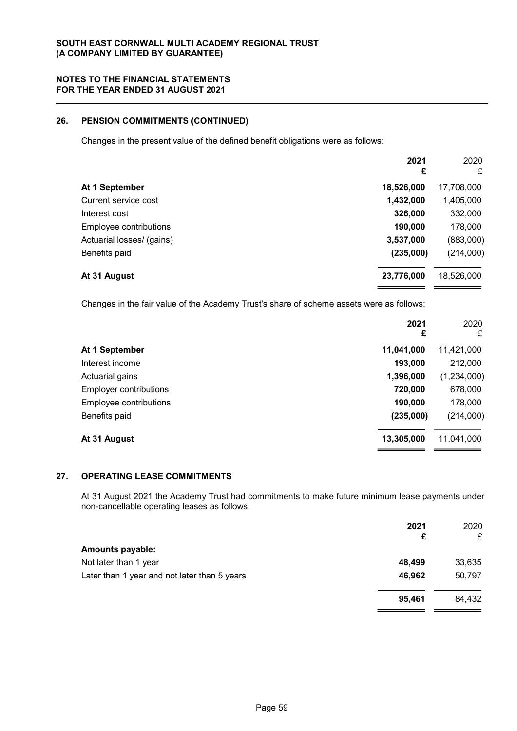## 26. PENSION COMMITMENTS (CONTINUED)

Changes in the present value of the defined benefit obligations were as follows:

| | 2021 £ | 2020 £ |
|---|---|---|
| **At 1 September** | **18,526,000** | 17,708,000 |
| Current service cost | **1,432,000** | 1,405,000 |
| Interest cost | **326,000** | 332,000 |
| Employee contributions | **190,000** | 178,000 |
| Actuarial losses/ (gains) | **3,537,000** | (883,000) |
| Benefits paid | **(235,000)** | (214,000) |
| **At 31 August** | **23,776,000** | 18,526,000 |

Changes in the fair value of the Academy Trust's share of scheme assets were as follows:

| | 2021 £ | 2020 £ |
|---|---|---|
| **At 1 September** | **11,041,000** | 11,421,000 |
| Interest income | **193,000** | 212,000 |
| Actuarial gains | **1,396,000** | (1,234,000) |
| Employer contributions | **720,000** | 678,000 |
| Employee contributions | **190,000** | 178,000 |
| Benefits paid | **(235,000)** | (214,000) |
| **At 31 August** | **13,305,000** | 11,041,000 |

## 27. OPERATING LEASE COMMITMENTS

At 31 August 2021 the Academy Trust had commitments to make future minimum lease payments under non-cancellable operating leases as follows:

| | 2021 £ | 2020 £ |
|---|---|---|
| **Amounts payable:** | | |
| Not later than 1 year | **48,499** | 33,635 |
| Later than 1 year and not later than 5 years | **46,962** | 50,797 |
| | **95,461** | 84,432 |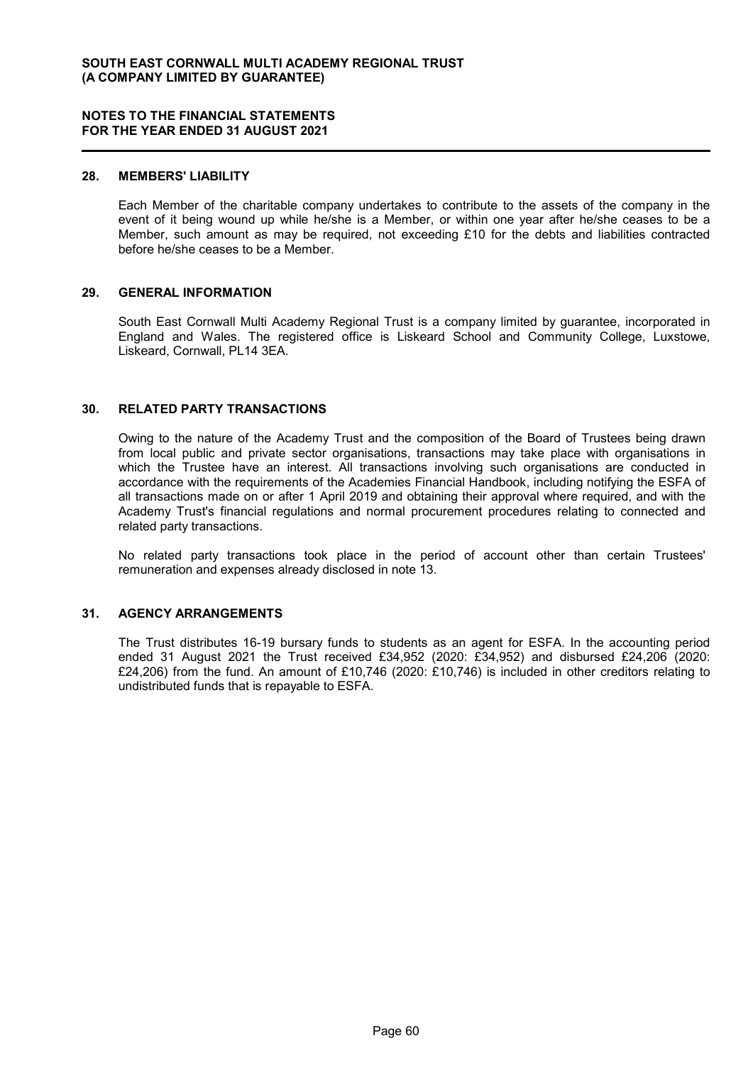## 28. MEMBERS' LIABILITY

Each Member of the charitable company undertakes to contribute to the assets of the company in the event of it being wound up while he/she is a Member, or within one year after he/she ceases to be a Member, such amount as may be required, not exceeding £10 for the debts and liabilities contracted before he/she ceases to be a Member.

## 29. GENERAL INFORMATION

South East Cornwall Multi Academy Regional Trust is a company limited by guarantee, incorporated in England and Wales. The registered office is Liskeard School and Community College, Luxstowe, Liskeard, Cornwall, PL14 3EA.

## 30. RELATED PARTY TRANSACTIONS

Owing to the nature of the Academy Trust and the composition of the Board of Trustees being drawn from local public and private sector organisations, transactions may take place with organisations in which the Trustee have an interest. All transactions involving such organisations are conducted in accordance with the requirements of the Academies Financial Handbook, including notifying the ESFA of all transactions made on or after 1 April 2019 and obtaining their approval where required, and with the Academy Trust's financial regulations and normal procurement procedures relating to connected and related party transactions.

No related party transactions took place in the period of account other than certain Trustees' remuneration and expenses already disclosed in note 13.

## 31. AGENCY ARRANGEMENTS

The Trust distributes 16-19 bursary funds to students as an agent for ESFA. In the accounting period ended 31 August 2021 the Trust received £34,952 (2020: £34,952) and disbursed £24,206 (2020: £24,206) from the fund. An amount of £10,746 (2020: £10,746) is included in other creditors relating to undistributed funds that is repayable to ESFA.